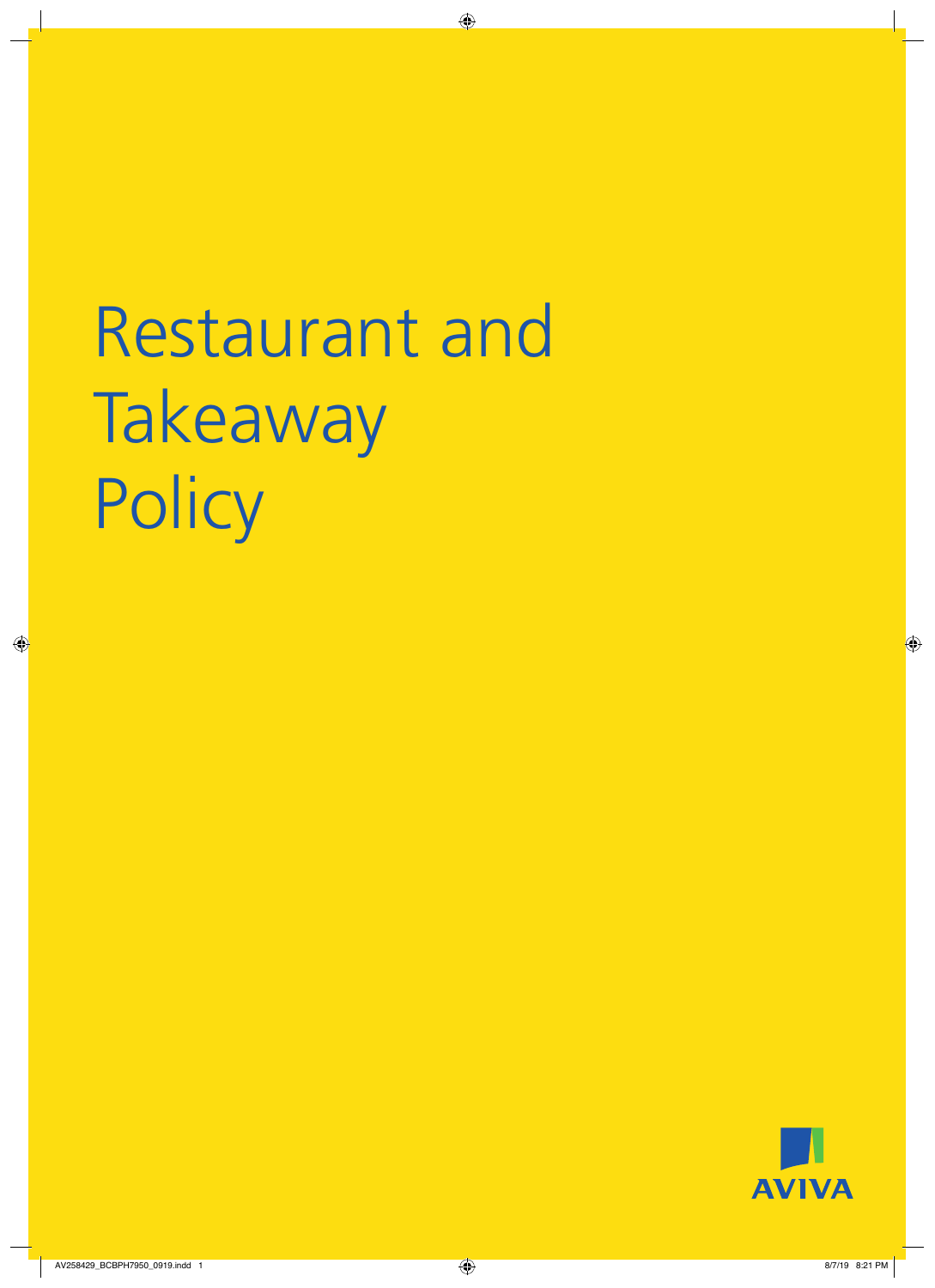# Restaurant and Takeaway Policy

AVIVA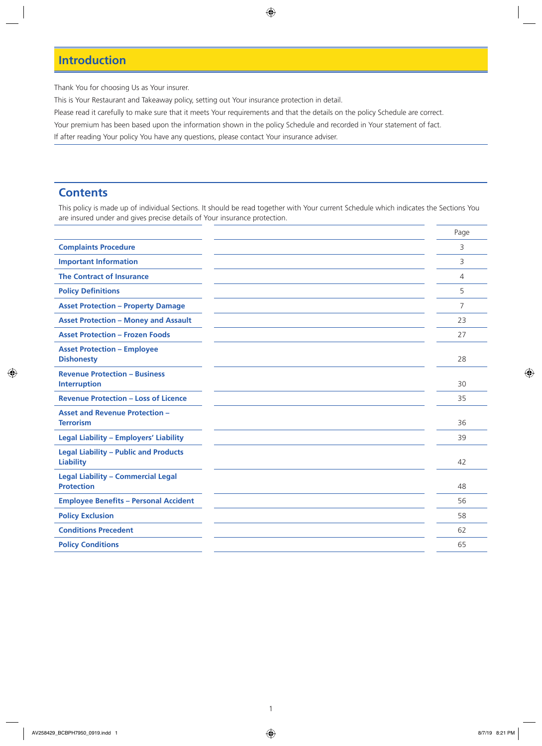## Introduction

Thank You for choosing Us as Your insurer.

This is Your Restaurant and Takeaway policy, setting out Your insurance protection in detail.

Please read it carefully to make sure that it meets Your requirements and that the details on the policy Schedule are correct.

Your premium has been based upon the information shown in the policy Schedule and recorded in Your statement of fact.

If after reading Your policy You have any questions, please contact Your insurance adviser.

## Contents

This policy is made up of individual Sections. It should be read together with Your current Schedule which indicates the Sections You are insured under and gives precise details of Your insurance protection.

| | | Page |
|---|---|---|
| **Complaints Procedure** | | 3 |
| **Important Information** | | 3 |
| **The Contract of Insurance** | | 4 |
| **Policy Definitions** | | 5 |
| **Asset Protection – Property Damage** | | 7 |
| **Asset Protection – Money and Assault** | | 23 |
| **Asset Protection – Frozen Foods** | | 27 |
| **Asset Protection – Employee Dishonesty** | | 28 |
| **Revenue Protection – Business Interruption** | | 30 |
| **Revenue Protection – Loss of Licence** | | 35 |
| **Asset and Revenue Protection – Terrorism** | | 36 |
| **Legal Liability – Employers' Liability** | | 39 |
| **Legal Liability – Public and Products Liability** | | 42 |
| **Legal Liability – Commercial Legal Protection** | | 48 |
| **Employee Benefits – Personal Accident** | | 56 |
| **Policy Exclusion** | | 58 |
| **Conditions Precedent** | | 62 |
| **Policy Conditions** | | 65 |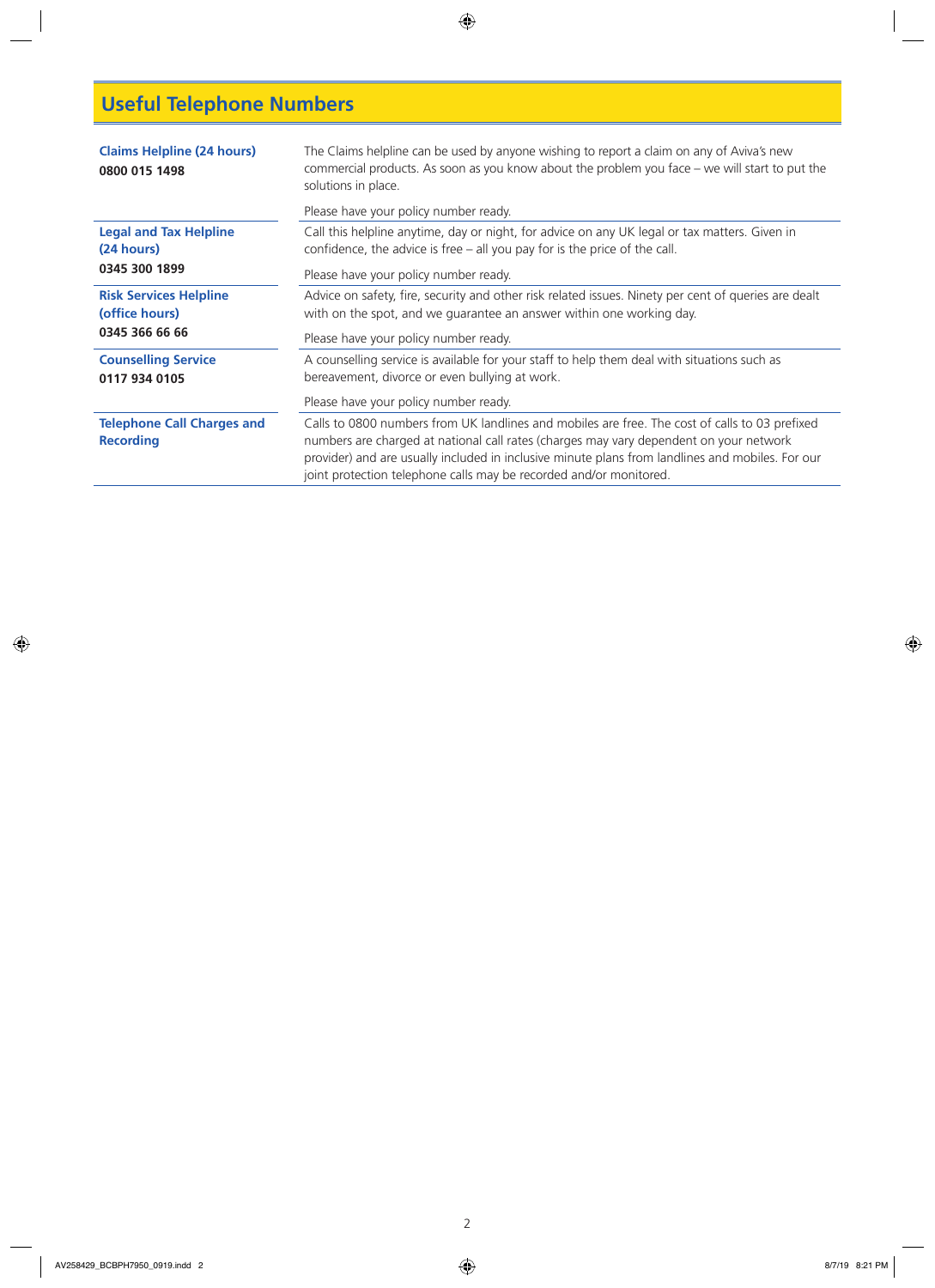## Useful Telephone Numbers

| | |
|---|---|
| **Claims Helpline (24 hours)**<br>**0800 015 1498** | The Claims helpline can be used by anyone wishing to report a claim on any of Aviva's new commercial products. As soon as you know about the problem you face – we will start to put the solutions in place.<br><br>Please have your policy number ready. |
| **Legal and Tax Helpline (24 hours)**<br>**0345 300 1899** | Call this helpline anytime, day or night, for advice on any UK legal or tax matters. Given in confidence, the advice is free – all you pay for is the price of the call.<br><br>Please have your policy number ready. |
| **Risk Services Helpline (office hours)**<br>**0345 366 66 66** | Advice on safety, fire, security and other risk related issues. Ninety per cent of queries are dealt with on the spot, and we guarantee an answer within one working day.<br><br>Please have your policy number ready. |
| **Counselling Service**<br>**0117 934 0105** | A counselling service is available for your staff to help them deal with situations such as bereavement, divorce or even bullying at work.<br><br>Please have your policy number ready. |
| **Telephone Call Charges and Recording** | Calls to 0800 numbers from UK landlines and mobiles are free. The cost of calls to 03 prefixed numbers are charged at national call rates (charges may vary dependent on your network provider) and are usually included in inclusive minute plans from landlines and mobiles. For our joint protection telephone calls may be recorded and/or monitored. |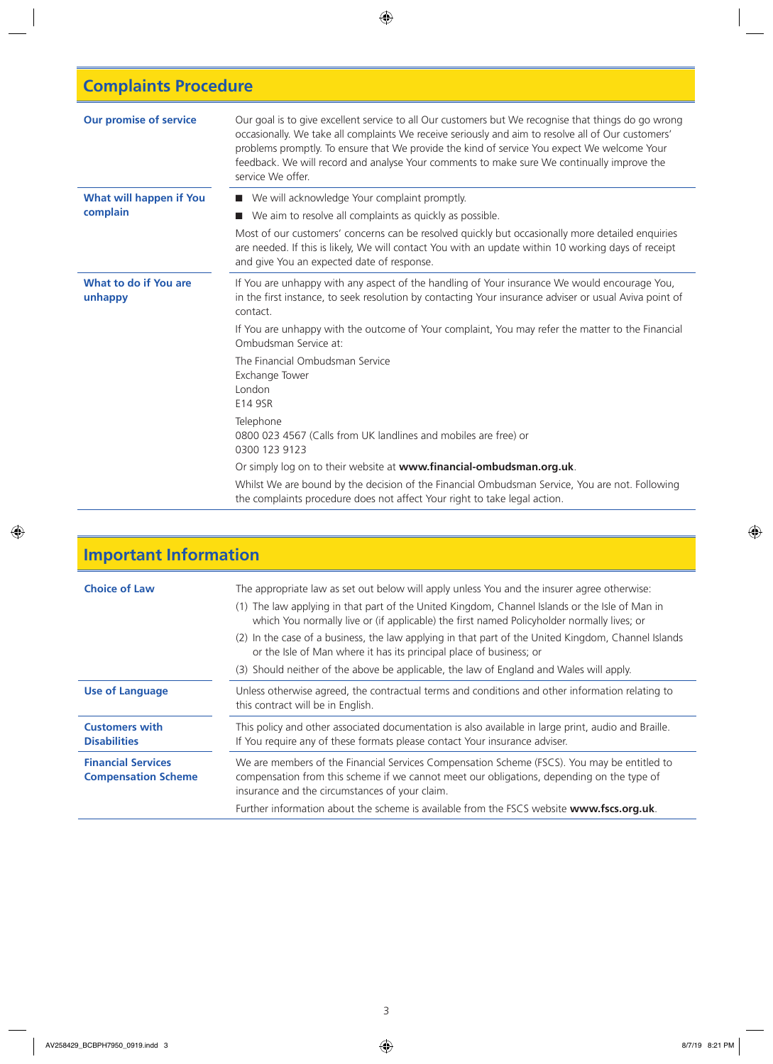## Complaints Procedure

| | |
|---|---|
| **Our promise of service** | Our goal is to give excellent service to all Our customers but We recognise that things do go wrong occasionally. We take all complaints We receive seriously and aim to resolve all of Our customers' problems promptly. To ensure that We provide the kind of service You expect We welcome Your feedback. We will record and analyse Your comments to make sure We continually improve the service We offer. |
| **What will happen if You complain** | ■ We will acknowledge Your complaint promptly.<br>■ We aim to resolve all complaints as quickly as possible.<br>Most of our customers' concerns can be resolved quickly but occasionally more detailed enquiries are needed. If this is likely, We will contact You with an update within 10 working days of receipt and give You an expected date of response. |
| **What to do if You are unhappy** | If You are unhappy with any aspect of the handling of Your insurance We would encourage You, in the first instance, to seek resolution by contacting Your insurance adviser or usual Aviva point of contact.<br>If You are unhappy with the outcome of Your complaint, You may refer the matter to the Financial Ombudsman Service at:<br>The Financial Ombudsman Service<br>Exchange Tower<br>London<br>E14 9SR<br>Telephone<br>0800 023 4567 (Calls from UK landlines and mobiles are free) or<br>0300 123 9123<br>Or simply log on to their website at **www.financial-ombudsman.org.uk**.<br>Whilst We are bound by the decision of the Financial Ombudsman Service, You are not. Following the complaints procedure does not affect Your right to take legal action. |

## Important Information

| | |
|---|---|
| **Choice of Law** | The appropriate law as set out below will apply unless You and the insurer agree otherwise:<br>(1) The law applying in that part of the United Kingdom, Channel Islands or the Isle of Man in which You normally live or (if applicable) the first named Policyholder normally lives; or<br>(2) In the case of a business, the law applying in that part of the United Kingdom, Channel Islands or the Isle of Man where it has its principal place of business; or<br>(3) Should neither of the above be applicable, the law of England and Wales will apply. |
| **Use of Language** | Unless otherwise agreed, the contractual terms and conditions and other information relating to this contract will be in English. |
| **Customers with Disabilities** | This policy and other associated documentation is also available in large print, audio and Braille. If You require any of these formats please contact Your insurance adviser. |
| **Financial Services Compensation Scheme** | We are members of the Financial Services Compensation Scheme (FSCS). You may be entitled to compensation from this scheme if we cannot meet our obligations, depending on the type of insurance and the circumstances of your claim.<br>Further information about the scheme is available from the FSCS website **www.fscs.org.uk**. |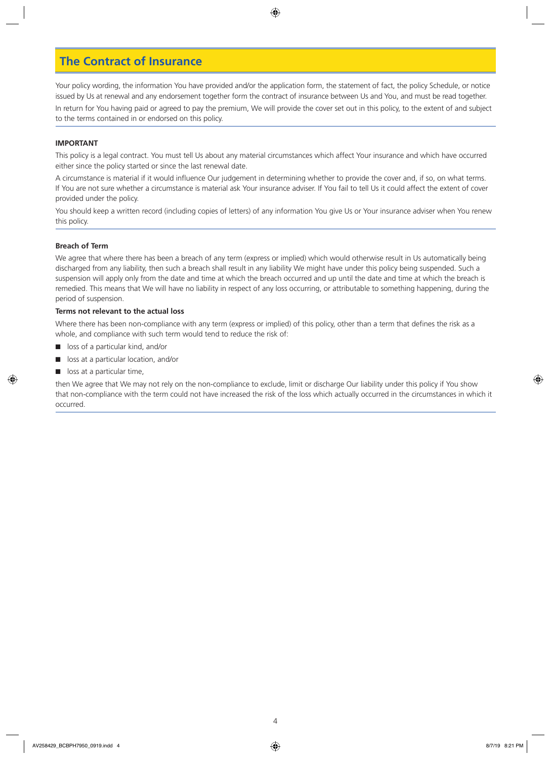# The Contract of Insurance

Your policy wording, the information You have provided and/or the application form, the statement of fact, the policy Schedule, or notice issued by Us at renewal and any endorsement together form the contract of insurance between Us and You, and must be read together.

In return for You having paid or agreed to pay the premium, We will provide the cover set out in this policy, to the extent of and subject to the terms contained in or endorsed on this policy.

**IMPORTANT**

This policy is a legal contract. You must tell Us about any material circumstances which affect Your insurance and which have occurred either since the policy started or since the last renewal date.

A circumstance is material if it would influence Our judgement in determining whether to provide the cover and, if so, on what terms. If You are not sure whether a circumstance is material ask Your insurance adviser. If You fail to tell Us it could affect the extent of cover provided under the policy.

You should keep a written record (including copies of letters) of any information You give Us or Your insurance adviser when You renew this policy.

**Breach of Term**

We agree that where there has been a breach of any term (express or implied) which would otherwise result in Us automatically being discharged from any liability, then such a breach shall result in any liability We might have under this policy being suspended. Such a suspension will apply only from the date and time at which the breach occurred and up until the date and time at which the breach is remedied. This means that We will have no liability in respect of any loss occurring, or attributable to something happening, during the period of suspension.

**Terms not relevant to the actual loss**

Where there has been non-compliance with any term (express or implied) of this policy, other than a term that defines the risk as a whole, and compliance with such term would tend to reduce the risk of:

- loss of a particular kind, and/or
- loss at a particular location, and/or
- loss at a particular time,

then We agree that We may not rely on the non-compliance to exclude, limit or discharge Our liability under this policy if You show that non-compliance with the term could not have increased the risk of the loss which actually occurred in the circumstances in which it occurred.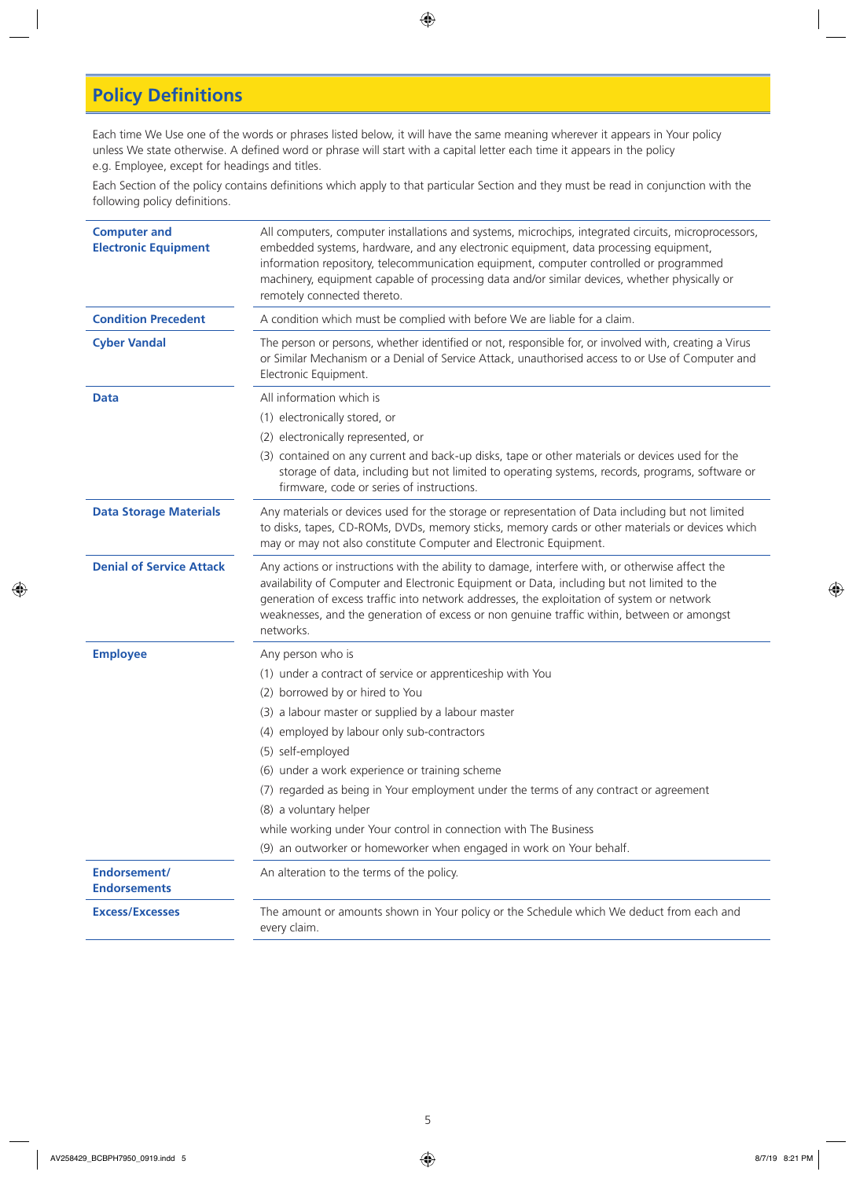# Policy Definitions

Each time We Use one of the words or phrases listed below, it will have the same meaning wherever it appears in Your policy unless We state otherwise. A defined word or phrase will start with a capital letter each time it appears in the policy e.g. Employee, except for headings and titles.

Each Section of the policy contains definitions which apply to that particular Section and they must be read in conjunction with the following policy definitions.

| Term | Definition |
|---|---|
| **Computer and Electronic Equipment** | All computers, computer installations and systems, microchips, integrated circuits, microprocessors, embedded systems, hardware, and any electronic equipment, data processing equipment, information repository, telecommunication equipment, computer controlled or programmed machinery, equipment capable of processing data and/or similar devices, whether physically or remotely connected thereto. |
| **Condition Precedent** | A condition which must be complied with before We are liable for a claim. |
| **Cyber Vandal** | The person or persons, whether identified or not, responsible for, or involved with, creating a Virus or Similar Mechanism or a Denial of Service Attack, unauthorised access to or Use of Computer and Electronic Equipment. |
| **Data** | All information which is<br>(1) electronically stored, or<br>(2) electronically represented, or<br>(3) contained on any current and back-up disks, tape or other materials or devices used for the storage of data, including but not limited to operating systems, records, programs, software or firmware, code or series of instructions. |
| **Data Storage Materials** | Any materials or devices used for the storage or representation of Data including but not limited to disks, tapes, CD-ROMs, DVDs, memory sticks, memory cards or other materials or devices which may or may not also constitute Computer and Electronic Equipment. |
| **Denial of Service Attack** | Any actions or instructions with the ability to damage, interfere with, or otherwise affect the availability of Computer and Electronic Equipment or Data, including but not limited to the generation of excess traffic into network addresses, the exploitation of system or network weaknesses, and the generation of excess or non genuine traffic within, between or amongst networks. |
| **Employee** | Any person who is<br>(1) under a contract of service or apprenticeship with You<br>(2) borrowed by or hired to You<br>(3) a labour master or supplied by a labour master<br>(4) employed by labour only sub-contractors<br>(5) self-employed<br>(6) under a work experience or training scheme<br>(7) regarded as being in Your employment under the terms of any contract or agreement<br>(8) a voluntary helper<br>while working under Your control in connection with The Business<br>(9) an outworker or homeworker when engaged in work on Your behalf. |
| **Endorsement/ Endorsements** | An alteration to the terms of the policy. |
| **Excess/Excesses** | The amount or amounts shown in Your policy or the Schedule which We deduct from each and every claim. |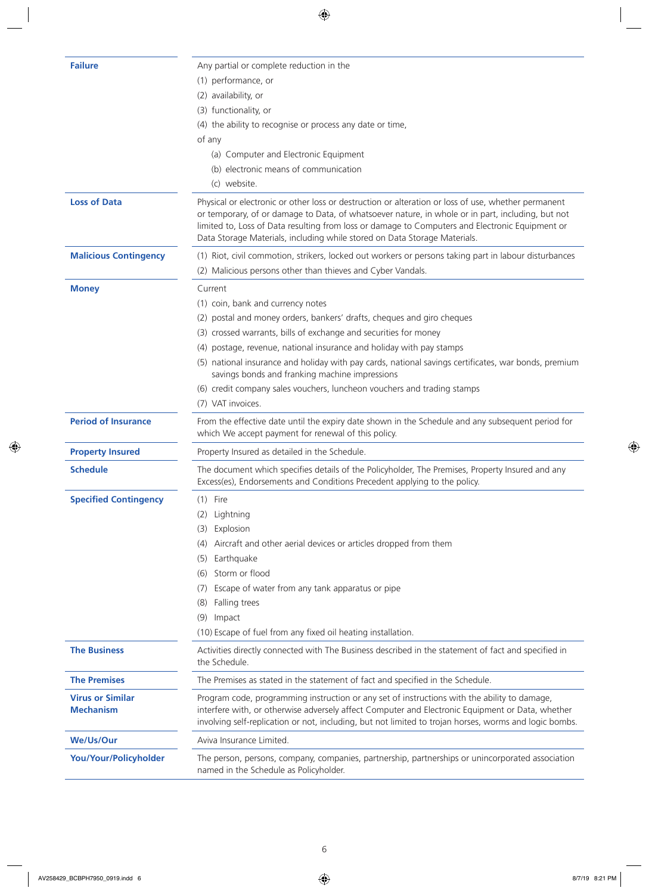| | |
|---|---|
| **Failure** | Any partial or complete reduction in the<br>(1) performance, or<br>(2) availability, or<br>(3) functionality, or<br>(4) the ability to recognise or process any date or time,<br>of any<br>(a) Computer and Electronic Equipment<br>(b) electronic means of communication<br>(c) website. |
| **Loss of Data** | Physical or electronic or other loss or destruction or alteration or loss of use, whether permanent or temporary, of or damage to Data, of whatsoever nature, in whole or in part, including, but not limited to, Loss of Data resulting from loss or damage to Computers and Electronic Equipment or Data Storage Materials, including while stored on Data Storage Materials. |
| **Malicious Contingency** | (1) Riot, civil commotion, strikers, locked out workers or persons taking part in labour disturbances<br>(2) Malicious persons other than thieves and Cyber Vandals. |
| **Money** | Current<br>(1) coin, bank and currency notes<br>(2) postal and money orders, bankers' drafts, cheques and giro cheques<br>(3) crossed warrants, bills of exchange and securities for money<br>(4) postage, revenue, national insurance and holiday with pay stamps<br>(5) national insurance and holiday with pay cards, national savings certificates, war bonds, premium savings bonds and franking machine impressions<br>(6) credit company sales vouchers, luncheon vouchers and trading stamps<br>(7) VAT invoices. |
| **Period of Insurance** | From the effective date until the expiry date shown in the Schedule and any subsequent period for which We accept payment for renewal of this policy. |
| **Property Insured** | Property Insured as detailed in the Schedule. |
| **Schedule** | The document which specifies details of the Policyholder, The Premises, Property Insured and any Excess(es), Endorsements and Conditions Precedent applying to the policy. |
| **Specified Contingency** | (1) Fire<br>(2) Lightning<br>(3) Explosion<br>(4) Aircraft and other aerial devices or articles dropped from them<br>(5) Earthquake<br>(6) Storm or flood<br>(7) Escape of water from any tank apparatus or pipe<br>(8) Falling trees<br>(9) Impact<br>(10) Escape of fuel from any fixed oil heating installation. |
| **The Business** | Activities directly connected with The Business described in the statement of fact and specified in the Schedule. |
| **The Premises** | The Premises as stated in the statement of fact and specified in the Schedule. |
| **Virus or Similar Mechanism** | Program code, programming instruction or any set of instructions with the ability to damage, interfere with, or otherwise adversely affect Computer and Electronic Equipment or Data, whether involving self-replication or not, including, but not limited to trojan horses, worms and logic bombs. |
| **We/Us/Our** | Aviva Insurance Limited. |
| **You/Your/Policyholder** | The person, persons, company, companies, partnership, partnerships or unincorporated association named in the Schedule as Policyholder. |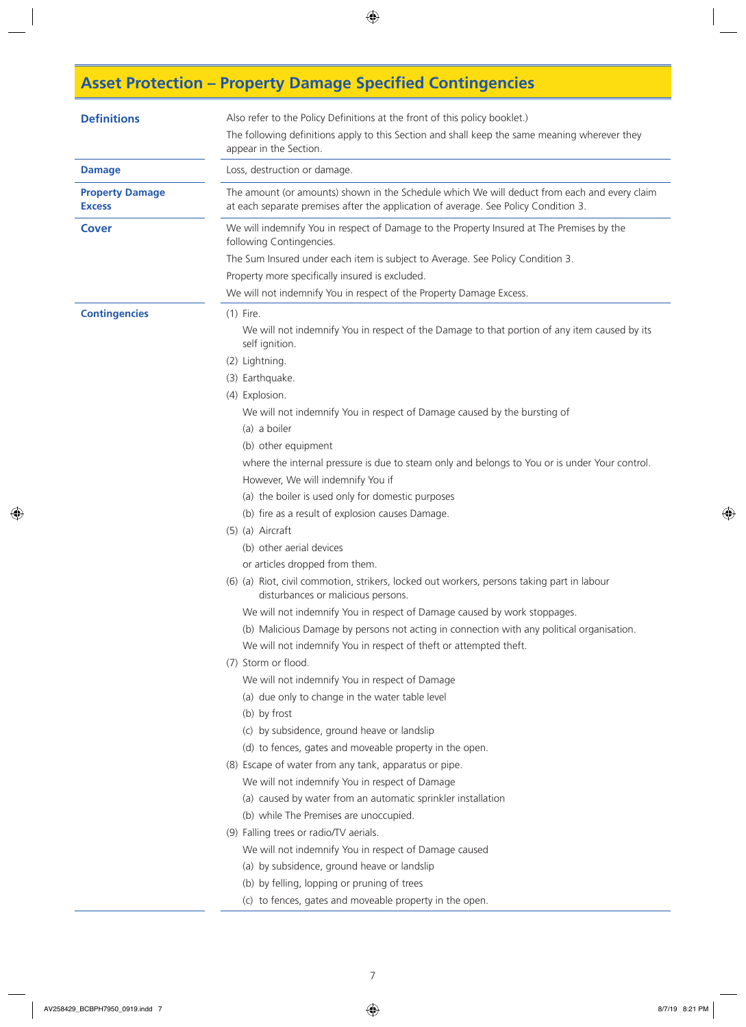# Asset Protection – Property Damage Specified Contingencies

**Definitions**

Also refer to the Policy Definitions at the front of this policy booklet.)

The following definitions apply to this Section and shall keep the same meaning wherever they appear in the Section.

**Damage**

Loss, destruction or damage.

**Property Damage Excess**

The amount (or amounts) shown in the Schedule which We will deduct from each and every claim at each separate premises after the application of average. See Policy Condition 3.

**Cover**

We will indemnify You in respect of Damage to the Property Insured at The Premises by the following Contingencies.

The Sum Insured under each item is subject to Average. See Policy Condition 3.

Property more specifically insured is excluded.

We will not indemnify You in respect of the Property Damage Excess.

**Contingencies**

(1) Fire.

We will not indemnify You in respect of the Damage to that portion of any item caused by its self ignition.

(2) Lightning.

(3) Earthquake.

(4) Explosion.

We will not indemnify You in respect of Damage caused by the bursting of

(a) a boiler

(b) other equipment

where the internal pressure is due to steam only and belongs to You or is under Your control.

However, We will indemnify You if

(a) the boiler is used only for domestic purposes

(b) fire as a result of explosion causes Damage.

(5) (a) Aircraft

(b) other aerial devices

or articles dropped from them.

(6) (a) Riot, civil commotion, strikers, locked out workers, persons taking part in labour disturbances or malicious persons.

We will not indemnify You in respect of Damage caused by work stoppages.

(b) Malicious Damage by persons not acting in connection with any political organisation.

We will not indemnify You in respect of theft or attempted theft.

(7) Storm or flood.

We will not indemnify You in respect of Damage

(a) due only to change in the water table level

(b) by frost

(c) by subsidence, ground heave or landslip

(d) to fences, gates and moveable property in the open.

(8) Escape of water from any tank, apparatus or pipe.

We will not indemnify You in respect of Damage

(a) caused by water from an automatic sprinkler installation

(b) while The Premises are unoccupied.

(9) Falling trees or radio/TV aerials.

We will not indemnify You in respect of Damage caused

(a) by subsidence, ground heave or landslip

(b) by felling, lopping or pruning of trees

(c) to fences, gates and moveable property in the open.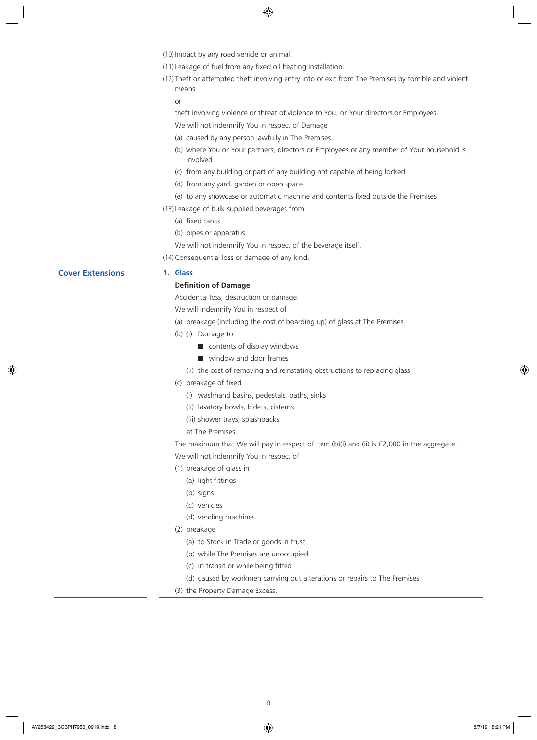(10) Impact by any road vehicle or animal.

(11) Leakage of fuel from any fixed oil heating installation.

(12) Theft or attempted theft involving entry into or exit from The Premises by forcible and violent means

or

theft involving violence or threat of violence to You, or Your directors or Employees.

We will not indemnify You in respect of Damage

(a) caused by any person lawfully in The Premises

(b) where You or Your partners, directors or Employees or any member of Your household is involved

(c) from any building or part of any building not capable of being locked.

(d) from any yard, garden or open space

(e) to any showcase or automatic machine and contents fixed outside the Premises

(13) Leakage of bulk supplied beverages from

(a) fixed tanks

(b) pipes or apparatus.

We will not indemnify You in respect of the beverage itself.

(14) Consequential loss or damage of any kind.

## Cover Extensions

### 1. Glass

**Definition of Damage**

Accidental loss, destruction or damage.

We will indemnify You in respect of

(a) breakage (including the cost of boarding up) of glass at The Premises

(b) (i) Damage to

- contents of display windows
- window and door frames

(ii) the cost of removing and reinstating obstructions to replacing glass

(c) breakage of fixed

(i) washhand basins, pedestals, baths, sinks

(ii) lavatory bowls, bidets, cisterns

(iii) shower trays, splashbacks

at The Premises.

The maximum that We will pay in respect of item (b)(i) and (ii) is £2,000 in the aggregate.

We will not indemnify You in respect of

(1) breakage of glass in

(a) light fittings

(b) signs

(c) vehicles

(d) vending machines

(2) breakage

(a) to Stock in Trade or goods in trust

(b) while The Premises are unoccupied

(c) in transit or while being fitted

(d) caused by workmen carrying out alterations or repairs to The Premises

(3) the Property Damage Excess.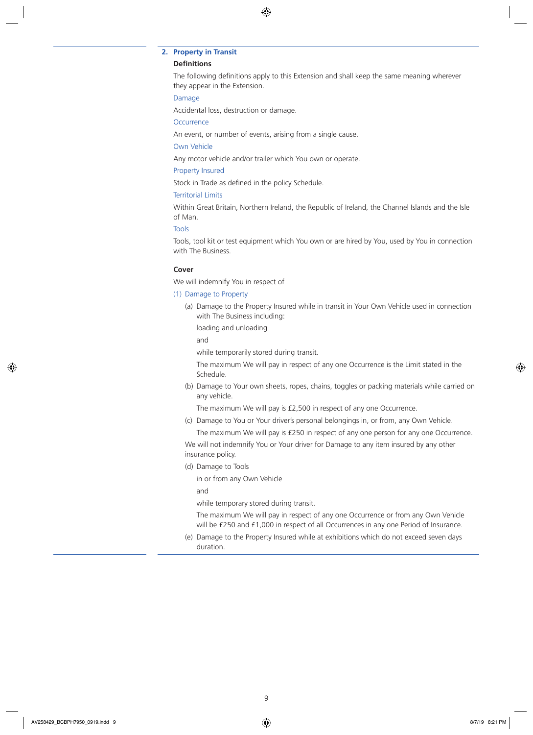## 2. Property in Transit

### Definitions

The following definitions apply to this Extension and shall keep the same meaning wherever they appear in the Extension.

**Damage**

Accidental loss, destruction or damage.

**Occurrence**

An event, or number of events, arising from a single cause.

**Own Vehicle**

Any motor vehicle and/or trailer which You own or operate.

**Property Insured**

Stock in Trade as defined in the policy Schedule.

**Territorial Limits**

Within Great Britain, Northern Ireland, the Republic of Ireland, the Channel Islands and the Isle of Man.

**Tools**

Tools, tool kit or test equipment which You own or are hired by You, used by You in connection with The Business.

### Cover

We will indemnify You in respect of

(1) Damage to Property

(a) Damage to the Property Insured while in transit in Your Own Vehicle used in connection with The Business including:

loading and unloading

and

while temporarily stored during transit.

The maximum We will pay in respect of any one Occurrence is the Limit stated in the Schedule.

(b) Damage to Your own sheets, ropes, chains, toggles or packing materials while carried on any vehicle.

The maximum We will pay is £2,500 in respect of any one Occurrence.

(c) Damage to You or Your driver's personal belongings in, or from, any Own Vehicle.

The maximum We will pay is £250 in respect of any one person for any one Occurrence.

We will not indemnify You or Your driver for Damage to any item insured by any other insurance policy.

(d) Damage to Tools

in or from any Own Vehicle

and

while temporary stored during transit.

The maximum We will pay in respect of any one Occurrence or from any Own Vehicle will be £250 and £1,000 in respect of all Occurrences in any one Period of Insurance.

(e) Damage to the Property Insured while at exhibitions which do not exceed seven days duration.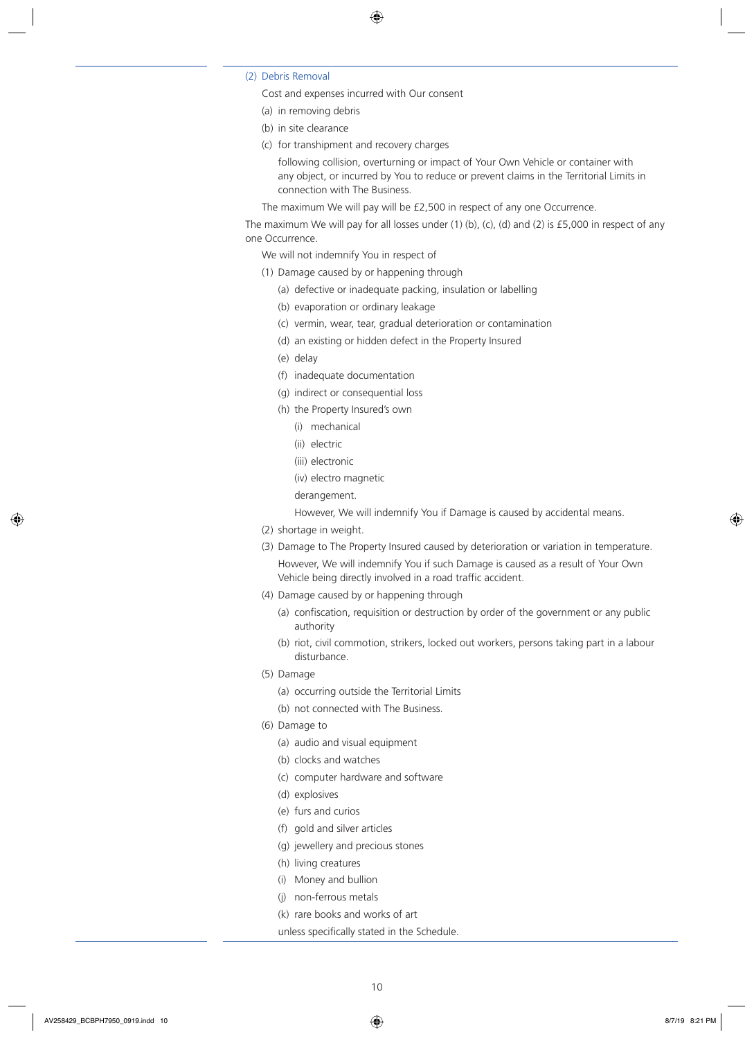### (2) Debris Removal

Cost and expenses incurred with Our consent

(a) in removing debris

(b) in site clearance

(c) for transhipment and recovery charges

following collision, overturning or impact of Your Own Vehicle or container with any object, or incurred by You to reduce or prevent claims in the Territorial Limits in connection with The Business.

The maximum We will pay will be £2,500 in respect of any one Occurrence.

The maximum We will pay for all losses under (1) (b), (c), (d) and (2) is £5,000 in respect of any one Occurrence.

We will not indemnify You in respect of

(1) Damage caused by or happening through

(a) defective or inadequate packing, insulation or labelling

(b) evaporation or ordinary leakage

(c) vermin, wear, tear, gradual deterioration or contamination

(d) an existing or hidden defect in the Property Insured

(e) delay

(f) inadequate documentation

(g) indirect or consequential loss

(h) the Property Insured's own

(i) mechanical

(ii) electric

(iii) electronic

(iv) electro magnetic

derangement.

However, We will indemnify You if Damage is caused by accidental means.

(2) shortage in weight.

(3) Damage to The Property Insured caused by deterioration or variation in temperature.

However, We will indemnify You if such Damage is caused as a result of Your Own Vehicle being directly involved in a road traffic accident.

(4) Damage caused by or happening through

(a) confiscation, requisition or destruction by order of the government or any public authority

(b) riot, civil commotion, strikers, locked out workers, persons taking part in a labour disturbance.

(5) Damage

(a) occurring outside the Territorial Limits

(b) not connected with The Business.

(6) Damage to

(a) audio and visual equipment

(b) clocks and watches

(c) computer hardware and software

(d) explosives

(e) furs and curios

(f) gold and silver articles

(g) jewellery and precious stones

(h) living creatures

(i) Money and bullion

(j) non-ferrous metals

(k) rare books and works of art

unless specifically stated in the Schedule.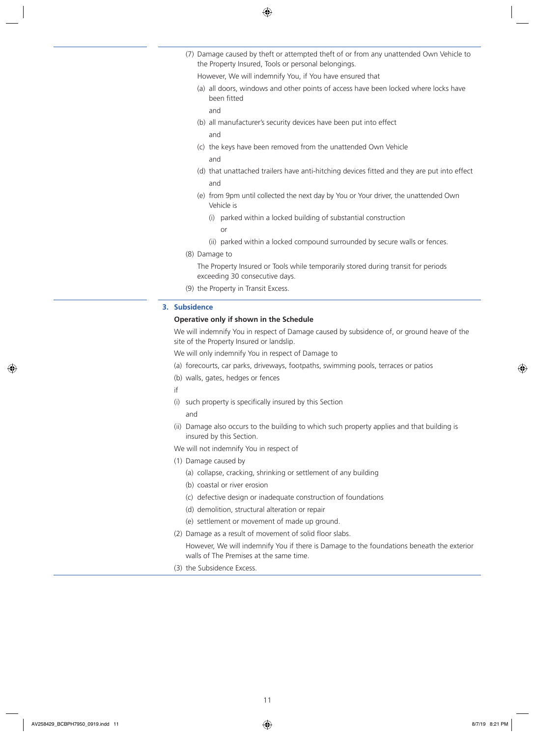(7) Damage caused by theft or attempted theft of or from any unattended Own Vehicle to the Property Insured, Tools or personal belongings.

However, We will indemnify You, if You have ensured that

(a) all doors, windows and other points of access have been locked where locks have been fitted

and

(b) all manufacturer's security devices have been put into effect

and

(c) the keys have been removed from the unattended Own Vehicle

and

(d) that unattached trailers have anti-hitching devices fitted and they are put into effect

and

(e) from 9pm until collected the next day by You or Your driver, the unattended Own Vehicle is

(i) parked within a locked building of substantial construction

or

(ii) parked within a locked compound surrounded by secure walls or fences.

(8) Damage to

The Property Insured or Tools while temporarily stored during transit for periods exceeding 30 consecutive days.

(9) the Property in Transit Excess.

## 3. Subsidence

**Operative only if shown in the Schedule**

We will indemnify You in respect of Damage caused by subsidence of, or ground heave of the site of the Property Insured or landslip.

We will only indemnify You in respect of Damage to

(a) forecourts, car parks, driveways, footpaths, swimming pools, terraces or patios

(b) walls, gates, hedges or fences

if

(i) such property is specifically insured by this Section

and

(ii) Damage also occurs to the building to which such property applies and that building is insured by this Section.

We will not indemnify You in respect of

(1) Damage caused by

(a) collapse, cracking, shrinking or settlement of any building

(b) coastal or river erosion

(c) defective design or inadequate construction of foundations

(d) demolition, structural alteration or repair

(e) settlement or movement of made up ground.

(2) Damage as a result of movement of solid floor slabs.

However, We will indemnify You if there is Damage to the foundations beneath the exterior walls of The Premises at the same time.

(3) the Subsidence Excess.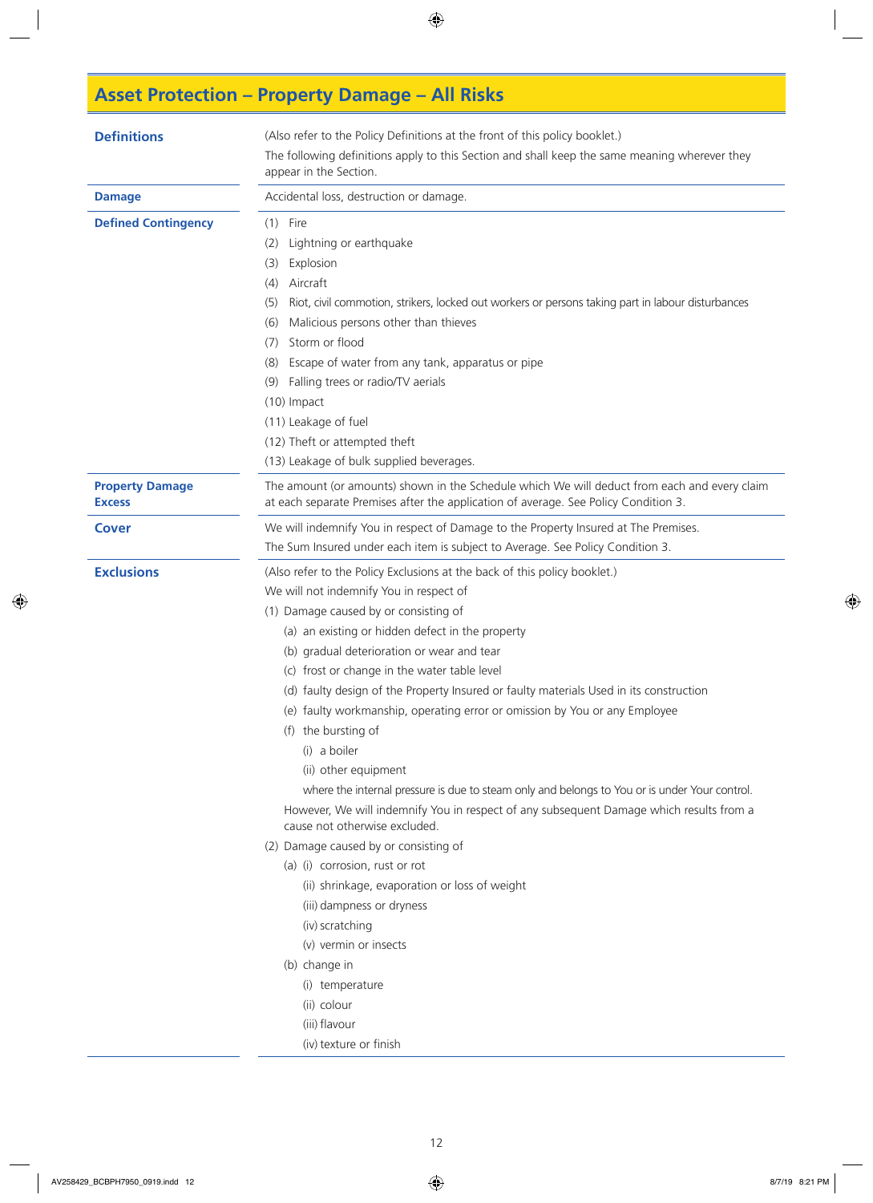# Asset Protection – Property Damage – All Risks

## Definitions

(Also refer to the Policy Definitions at the front of this policy booklet.)

The following definitions apply to this Section and shall keep the same meaning wherever they appear in the Section.

**Damage**

Accidental loss, destruction or damage.

**Defined Contingency**

(1) Fire
(2) Lightning or earthquake
(3) Explosion
(4) Aircraft
(5) Riot, civil commotion, strikers, locked out workers or persons taking part in labour disturbances
(6) Malicious persons other than thieves
(7) Storm or flood
(8) Escape of water from any tank, apparatus or pipe
(9) Falling trees or radio/TV aerials
(10) Impact
(11) Leakage of fuel
(12) Theft or attempted theft
(13) Leakage of bulk supplied beverages.

**Property Damage Excess**

The amount (or amounts) shown in the Schedule which We will deduct from each and every claim at each separate Premises after the application of average. See Policy Condition 3.

## Cover

We will indemnify You in respect of Damage to the Property Insured at The Premises.

The Sum Insured under each item is subject to Average. See Policy Condition 3.

## Exclusions

(Also refer to the Policy Exclusions at the back of this policy booklet.)

We will not indemnify You in respect of

(1) Damage caused by or consisting of
   (a) an existing or hidden defect in the property
   (b) gradual deterioration or wear and tear
   (c) frost or change in the water table level
   (d) faulty design of the Property Insured or faulty materials Used in its construction
   (e) faulty workmanship, operating error or omission by You or any Employee
   (f) the bursting of
      (i) a boiler
      (ii) other equipment

      where the internal pressure is due to steam only and belongs to You or is under Your control.

   However, We will indemnify You in respect of any subsequent Damage which results from a cause not otherwise excluded.

(2) Damage caused by or consisting of
   (a) (i) corrosion, rust or rot
      (ii) shrinkage, evaporation or loss of weight
      (iii) dampness or dryness
      (iv) scratching
      (v) vermin or insects
   (b) change in
      (i) temperature
      (ii) colour
      (iii) flavour
      (iv) texture or finish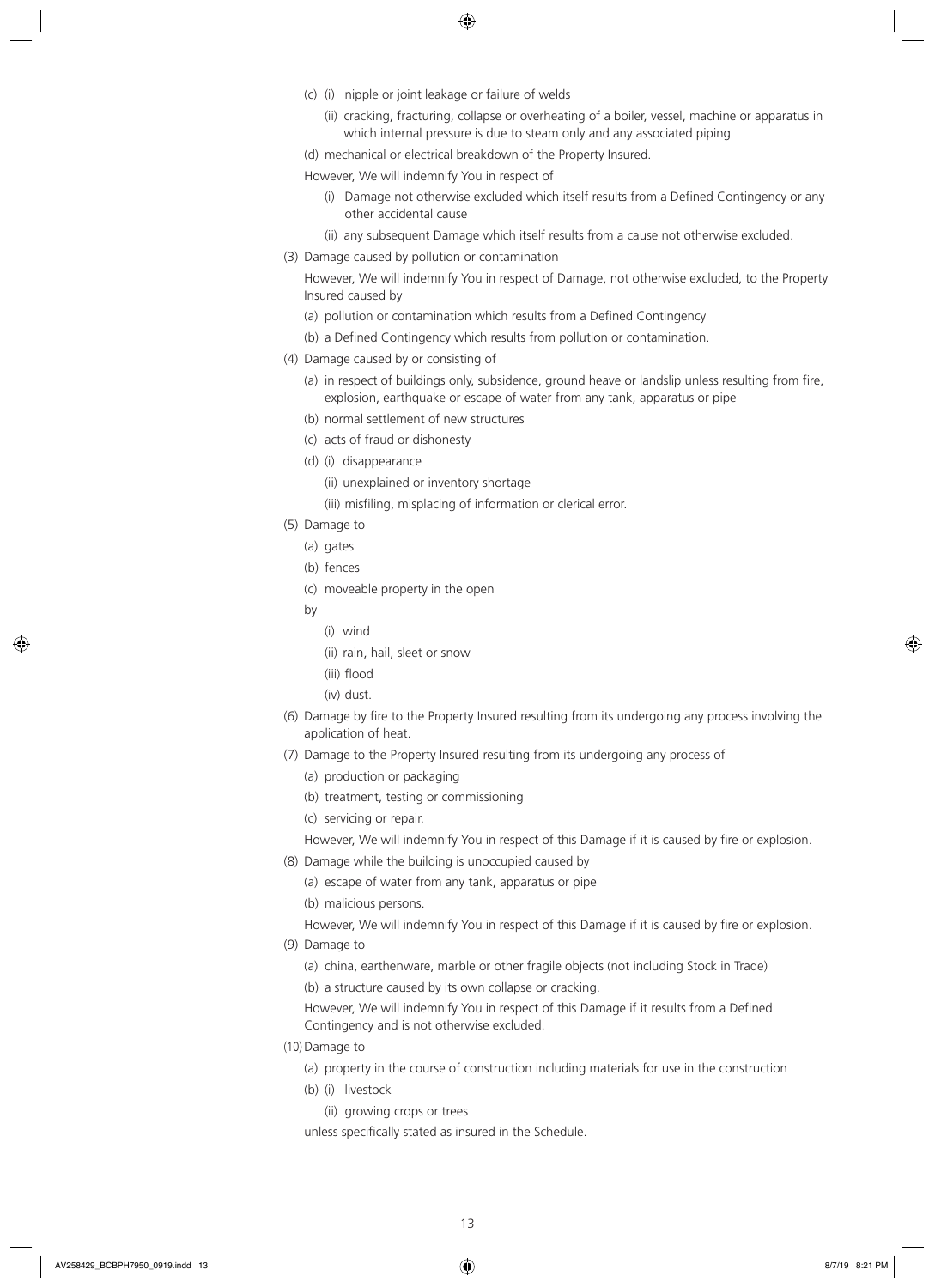- (c) (i) nipple or joint leakage or failure of welds
  - (ii) cracking, fracturing, collapse or overheating of a boiler, vessel, machine or apparatus in which internal pressure is due to steam only and any associated piping
- (d) mechanical or electrical breakdown of the Property Insured.

However, We will indemnify You in respect of

- (i) Damage not otherwise excluded which itself results from a Defined Contingency or any other accidental cause
- (ii) any subsequent Damage which itself results from a cause not otherwise excluded.

(3) Damage caused by pollution or contamination

However, We will indemnify You in respect of Damage, not otherwise excluded, to the Property Insured caused by

- (a) pollution or contamination which results from a Defined Contingency
- (b) a Defined Contingency which results from pollution or contamination.

(4) Damage caused by or consisting of

- (a) in respect of buildings only, subsidence, ground heave or landslip unless resulting from fire, explosion, earthquake or escape of water from any tank, apparatus or pipe
- (b) normal settlement of new structures
- (c) acts of fraud or dishonesty
- (d) (i) disappearance
  - (ii) unexplained or inventory shortage
  - (iii) misfiling, misplacing of information or clerical error.

(5) Damage to

- (a) gates
- (b) fences
- (c) moveable property in the open

by

- (i) wind
- (ii) rain, hail, sleet or snow
- (iii) flood
- (iv) dust.

(6) Damage by fire to the Property Insured resulting from its undergoing any process involving the application of heat.

(7) Damage to the Property Insured resulting from its undergoing any process of

- (a) production or packaging
- (b) treatment, testing or commissioning
- (c) servicing or repair.

However, We will indemnify You in respect of this Damage if it is caused by fire or explosion.

(8) Damage while the building is unoccupied caused by

- (a) escape of water from any tank, apparatus or pipe
- (b) malicious persons.

However, We will indemnify You in respect of this Damage if it is caused by fire or explosion.

(9) Damage to

- (a) china, earthenware, marble or other fragile objects (not including Stock in Trade)
- (b) a structure caused by its own collapse or cracking.

However, We will indemnify You in respect of this Damage if it results from a Defined Contingency and is not otherwise excluded.

(10) Damage to

- (a) property in the course of construction including materials for use in the construction
- (b) (i) livestock
  - (ii) growing crops or trees

unless specifically stated as insured in the Schedule.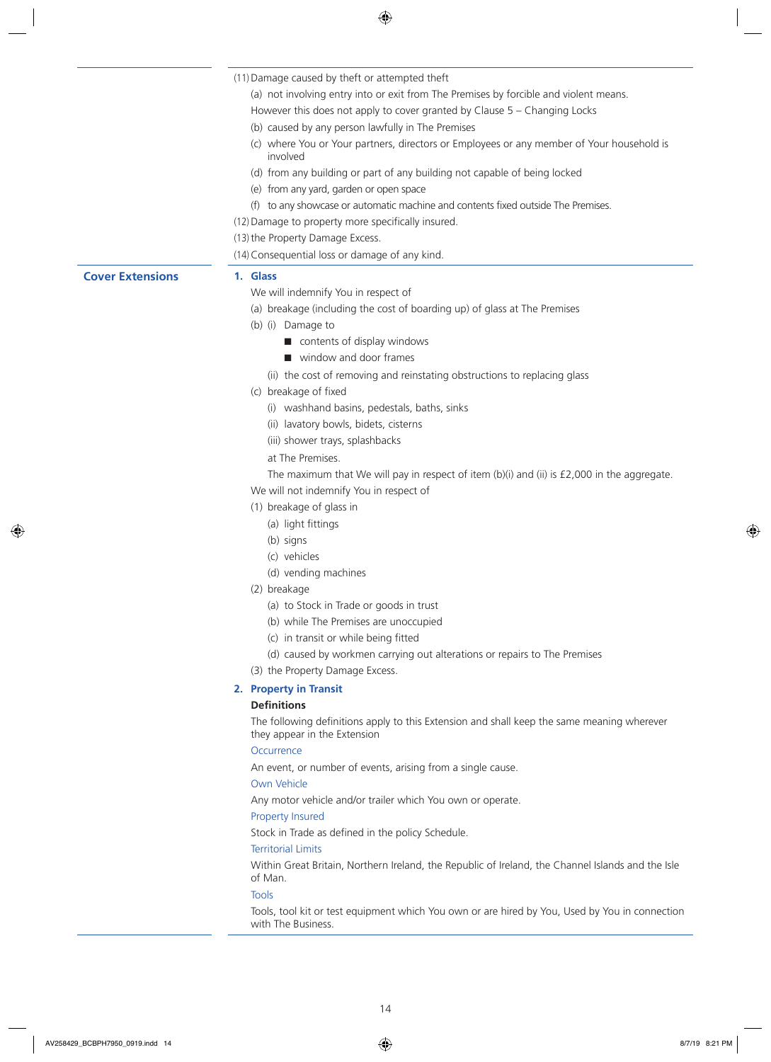(11) Damage caused by theft or attempted theft

(a) not involving entry into or exit from The Premises by forcible and violent means.

However this does not apply to cover granted by Clause 5 – Changing Locks

(b) caused by any person lawfully in The Premises

(c) where You or Your partners, directors or Employees or any member of Your household is involved

(d) from any building or part of any building not capable of being locked

(e) from any yard, garden or open space

(f) to any showcase or automatic machine and contents fixed outside The Premises.

(12) Damage to property more specifically insured.

(13) the Property Damage Excess.

(14) Consequential loss or damage of any kind.

## Cover Extensions

### 1. Glass

We will indemnify You in respect of

(a) breakage (including the cost of boarding up) of glass at The Premises

(b) (i) Damage to

- contents of display windows
- window and door frames

(ii) the cost of removing and reinstating obstructions to replacing glass

(c) breakage of fixed

(i) washhand basins, pedestals, baths, sinks

(ii) lavatory bowls, bidets, cisterns

(iii) shower trays, splashbacks

at The Premises.

The maximum that We will pay in respect of item (b)(i) and (ii) is £2,000 in the aggregate.

We will not indemnify You in respect of

(1) breakage of glass in

(a) light fittings

(b) signs

(c) vehicles

(d) vending machines

(2) breakage

(a) to Stock in Trade or goods in trust

(b) while The Premises are unoccupied

(c) in transit or while being fitted

(d) caused by workmen carrying out alterations or repairs to The Premises

(3) the Property Damage Excess.

### 2. Property in Transit

**Definitions**

The following definitions apply to this Extension and shall keep the same meaning wherever they appear in the Extension

Occurrence

An event, or number of events, arising from a single cause.

Own Vehicle

Any motor vehicle and/or trailer which You own or operate.

Property Insured

Stock in Trade as defined in the policy Schedule.

Territorial Limits

Within Great Britain, Northern Ireland, the Republic of Ireland, the Channel Islands and the Isle of Man.

Tools

Tools, tool kit or test equipment which You own or are hired by You, Used by You in connection with The Business.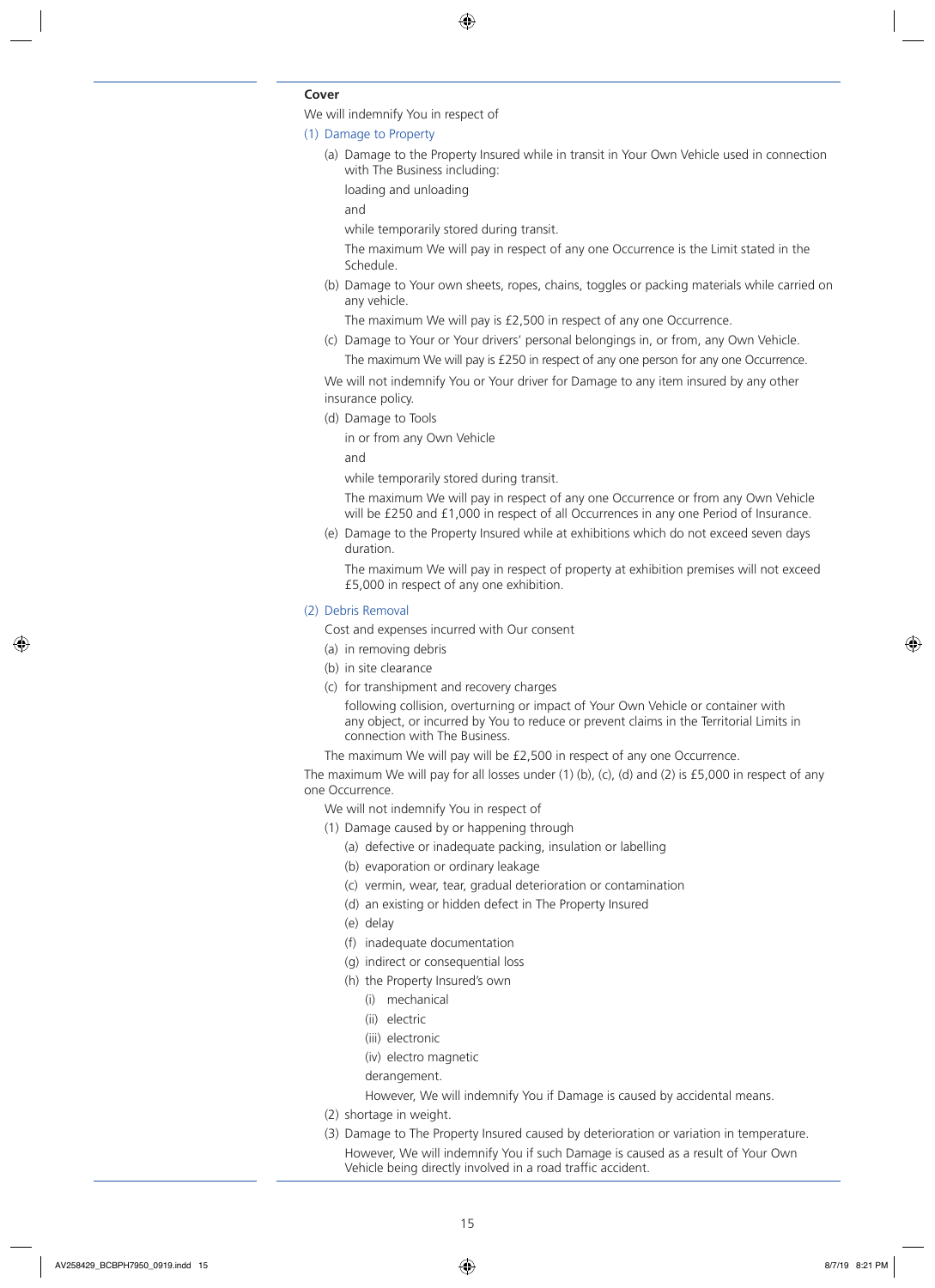**Cover**

We will indemnify You in respect of

(1) Damage to Property

- (a) Damage to the Property Insured while in transit in Your Own Vehicle used in connection with The Business including:

  loading and unloading

  and

  while temporarily stored during transit.

  The maximum We will pay in respect of any one Occurrence is the Limit stated in the Schedule.

- (b) Damage to Your own sheets, ropes, chains, toggles or packing materials while carried on any vehicle.

  The maximum We will pay is £2,500 in respect of any one Occurrence.

- (c) Damage to Your or Your drivers' personal belongings in, or from, any Own Vehicle.

  The maximum We will pay is £250 in respect of any one person for any one Occurrence.

We will not indemnify You or Your driver for Damage to any item insured by any other insurance policy.

- (d) Damage to Tools

  in or from any Own Vehicle

  and

  while temporarily stored during transit.

  The maximum We will pay in respect of any one Occurrence or from any Own Vehicle will be £250 and £1,000 in respect of all Occurrences in any one Period of Insurance.

- (e) Damage to the Property Insured while at exhibitions which do not exceed seven days duration.

  The maximum We will pay in respect of property at exhibition premises will not exceed £5,000 in respect of any one exhibition.

(2) Debris Removal

Cost and expenses incurred with Our consent

- (a) in removing debris
- (b) in site clearance
- (c) for transhipment and recovery charges

  following collision, overturning or impact of Your Own Vehicle or container with any object, or incurred by You to reduce or prevent claims in the Territorial Limits in connection with The Business.

The maximum We will pay will be £2,500 in respect of any one Occurrence.

The maximum We will pay for all losses under (1) (b), (c), (d) and (2) is £5,000 in respect of any one Occurrence.

We will not indemnify You in respect of

- (1) Damage caused by or happening through
  - (a) defective or inadequate packing, insulation or labelling
  - (b) evaporation or ordinary leakage
  - (c) vermin, wear, tear, gradual deterioration or contamination
  - (d) an existing or hidden defect in The Property Insured
  - (e) delay
  - (f) inadequate documentation
  - (g) indirect or consequential loss
  - (h) the Property Insured's own
    - (i) mechanical
    - (ii) electric
    - (iii) electronic
    - (iv) electro magnetic

    derangement.

    However, We will indemnify You if Damage is caused by accidental means.
- (2) shortage in weight.
- (3) Damage to The Property Insured caused by deterioration or variation in temperature.

  However, We will indemnify You if such Damage is caused as a result of Your Own Vehicle being directly involved in a road traffic accident.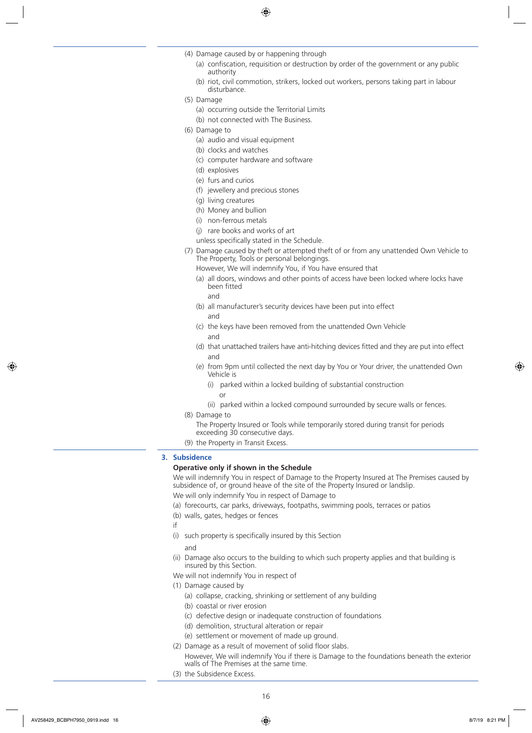(4) Damage caused by or happening through
    (a) confiscation, requisition or destruction by order of the government or any public authority
    (b) riot, civil commotion, strikers, locked out workers, persons taking part in labour disturbance.

(5) Damage
    (a) occurring outside the Territorial Limits
    (b) not connected with The Business.

(6) Damage to
    (a) audio and visual equipment
    (b) clocks and watches
    (c) computer hardware and software
    (d) explosives
    (e) furs and curios
    (f) jewellery and precious stones
    (g) living creatures
    (h) Money and bullion
    (i) non-ferrous metals
    (j) rare books and works of art

    unless specifically stated in the Schedule.

(7) Damage caused by theft or attempted theft of or from any unattended Own Vehicle to The Property, Tools or personal belongings.

    However, We will indemnify You, if You have ensured that
    (a) all doors, windows and other points of access have been locked where locks have been fitted
        and
    (b) all manufacturer's security devices have been put into effect
        and
    (c) the keys have been removed from the unattended Own Vehicle
        and
    (d) that unattached trailers have anti-hitching devices fitted and they are put into effect
        and
    (e) from 9pm until collected the next day by You or Your driver, the unattended Own Vehicle is
        (i) parked within a locked building of substantial construction
            or
        (ii) parked within a locked compound surrounded by secure walls or fences.

(8) Damage to

    The Property Insured or Tools while temporarily stored during transit for periods exceeding 30 consecutive days.

(9) the Property in Transit Excess.

## 3. Subsidence

**Operative only if shown in the Schedule**

We will indemnify You in respect of Damage to the Property Insured at The Premises caused by subsidence of, or ground heave of the site of the Property Insured or landslip.

We will only indemnify You in respect of Damage to

(a) forecourts, car parks, driveways, footpaths, swimming pools, terraces or patios

(b) walls, gates, hedges or fences

if

(i) such property is specifically insured by this Section

    and

(ii) Damage also occurs to the building to which such property applies and that building is insured by this Section.

We will not indemnify You in respect of

(1) Damage caused by
    (a) collapse, cracking, shrinking or settlement of any building
    (b) coastal or river erosion
    (c) defective design or inadequate construction of foundations
    (d) demolition, structural alteration or repair
    (e) settlement or movement of made up ground.

(2) Damage as a result of movement of solid floor slabs.

    However, We will indemnify You if there is Damage to the foundations beneath the exterior walls of The Premises at the same time.

(3) the Subsidence Excess.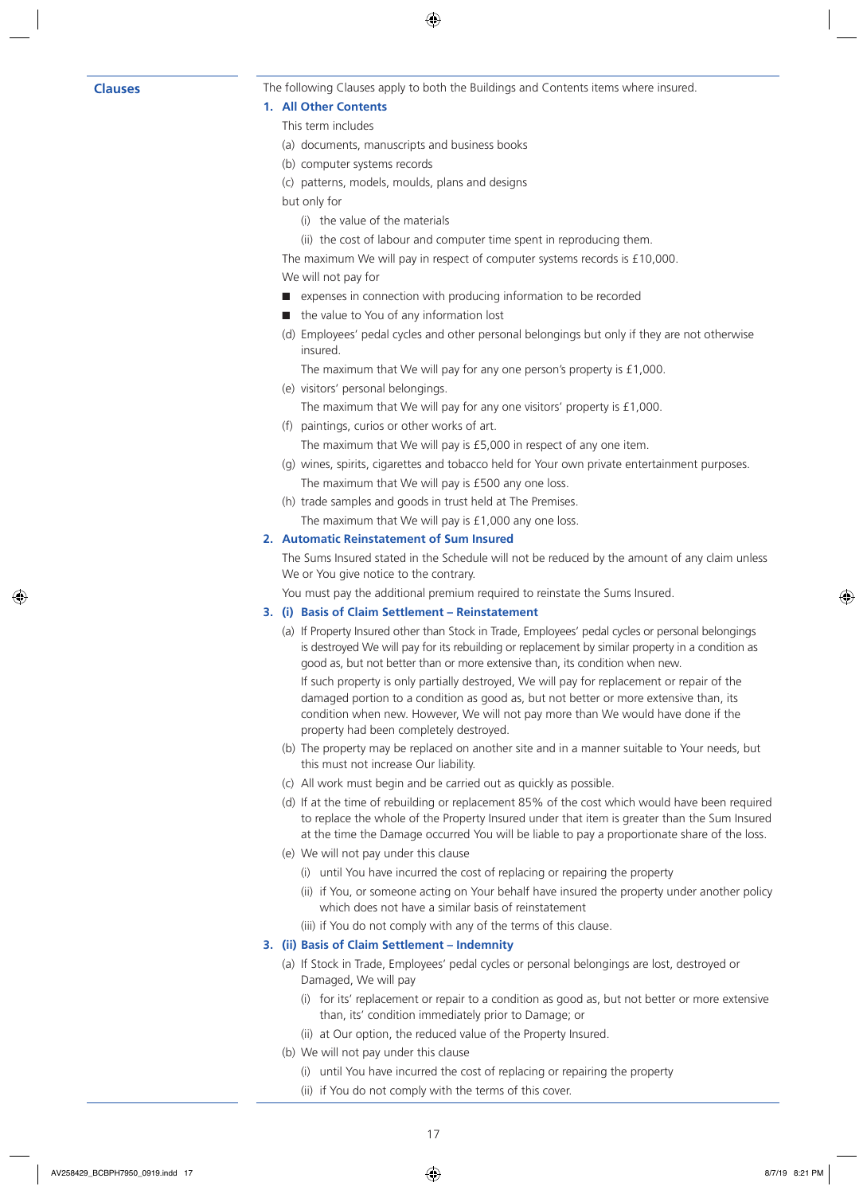## Clauses

The following Clauses apply to both the Buildings and Contents items where insured.

### 1. All Other Contents

This term includes

(a) documents, manuscripts and business books

(b) computer systems records

(c) patterns, models, moulds, plans and designs

but only for

- (i) the value of the materials
- (ii) the cost of labour and computer time spent in reproducing them.

The maximum We will pay in respect of computer systems records is £10,000.

We will not pay for

- expenses in connection with producing information to be recorded
- the value to You of any information lost

(d) Employees' pedal cycles and other personal belongings but only if they are not otherwise insured.

The maximum that We will pay for any one person's property is £1,000.

(e) visitors' personal belongings.

The maximum that We will pay for any one visitors' property is £1,000.

(f) paintings, curios or other works of art.

The maximum that We will pay is £5,000 in respect of any one item.

(g) wines, spirits, cigarettes and tobacco held for Your own private entertainment purposes.

The maximum that We will pay is £500 any one loss.

(h) trade samples and goods in trust held at The Premises.

The maximum that We will pay is £1,000 any one loss.

### 2. Automatic Reinstatement of Sum Insured

The Sums Insured stated in the Schedule will not be reduced by the amount of any claim unless We or You give notice to the contrary.

You must pay the additional premium required to reinstate the Sums Insured.

### 3. (i) Basis of Claim Settlement – Reinstatement

(a) If Property Insured other than Stock in Trade, Employees' pedal cycles or personal belongings is destroyed We will pay for its rebuilding or replacement by similar property in a condition as good as, but not better than or more extensive than, its condition when new.

If such property is only partially destroyed, We will pay for replacement or repair of the damaged portion to a condition as good as, but not better or more extensive than, its condition when new. However, We will not pay more than We would have done if the property had been completely destroyed.

(b) The property may be replaced on another site and in a manner suitable to Your needs, but this must not increase Our liability.

(c) All work must begin and be carried out as quickly as possible.

(d) If at the time of rebuilding or replacement 85% of the cost which would have been required to replace the whole of the Property Insured under that item is greater than the Sum Insured at the time the Damage occurred You will be liable to pay a proportionate share of the loss.

(e) We will not pay under this clause

- (i) until You have incurred the cost of replacing or repairing the property
- (ii) if You, or someone acting on Your behalf have insured the property under another policy which does not have a similar basis of reinstatement
- (iii) if You do not comply with any of the terms of this clause.

### 3. (ii) Basis of Claim Settlement – Indemnity

(a) If Stock in Trade, Employees' pedal cycles or personal belongings are lost, destroyed or Damaged, We will pay

- (i) for its' replacement or repair to a condition as good as, but not better or more extensive than, its' condition immediately prior to Damage; or
- (ii) at Our option, the reduced value of the Property Insured.

(b) We will not pay under this clause

- (i) until You have incurred the cost of replacing or repairing the property
- (ii) if You do not comply with the terms of this cover.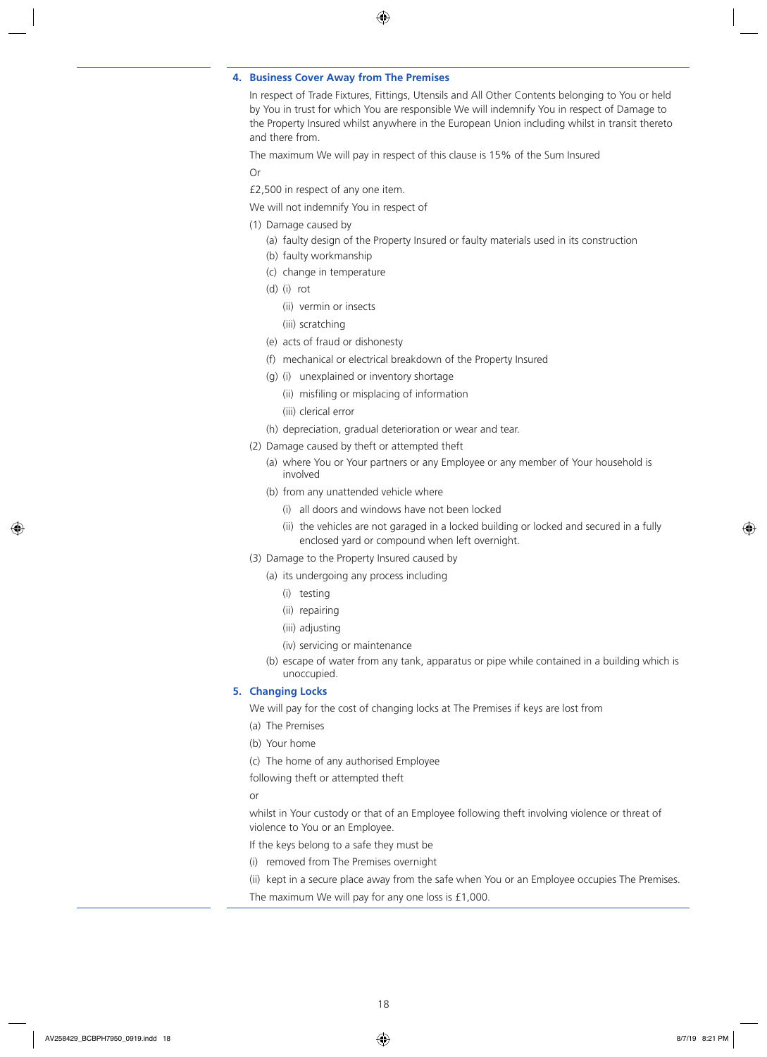### 4. Business Cover Away from The Premises

In respect of Trade Fixtures, Fittings, Utensils and All Other Contents belonging to You or held by You in trust for which You are responsible We will indemnify You in respect of Damage to the Property Insured whilst anywhere in the European Union including whilst in transit thereto and there from.

The maximum We will pay in respect of this clause is 15% of the Sum Insured

Or

£2,500 in respect of any one item.

We will not indemnify You in respect of

(1) Damage caused by
   - (a) faulty design of the Property Insured or faulty materials used in its construction
   - (b) faulty workmanship
   - (c) change in temperature
   - (d) (i) rot
     - (ii) vermin or insects
     - (iii) scratching
   - (e) acts of fraud or dishonesty
   - (f) mechanical or electrical breakdown of the Property Insured
   - (g) (i) unexplained or inventory shortage
     - (ii) misfiling or misplacing of information
     - (iii) clerical error
   - (h) depreciation, gradual deterioration or wear and tear.

(2) Damage caused by theft or attempted theft
   - (a) where You or Your partners or any Employee or any member of Your household is involved
   - (b) from any unattended vehicle where
     - (i) all doors and windows have not been locked
     - (ii) the vehicles are not garaged in a locked building or locked and secured in a fully enclosed yard or compound when left overnight.

(3) Damage to the Property Insured caused by
   - (a) its undergoing any process including
     - (i) testing
     - (ii) repairing
     - (iii) adjusting
     - (iv) servicing or maintenance
   - (b) escape of water from any tank, apparatus or pipe while contained in a building which is unoccupied.

### 5. Changing Locks

We will pay for the cost of changing locks at The Premises if keys are lost from

(a) The Premises

(b) Your home

(c) The home of any authorised Employee

following theft or attempted theft

or

whilst in Your custody or that of an Employee following theft involving violence or threat of violence to You or an Employee.

If the keys belong to a safe they must be

(i) removed from The Premises overnight

(ii) kept in a secure place away from the safe when You or an Employee occupies The Premises.

The maximum We will pay for any one loss is £1,000.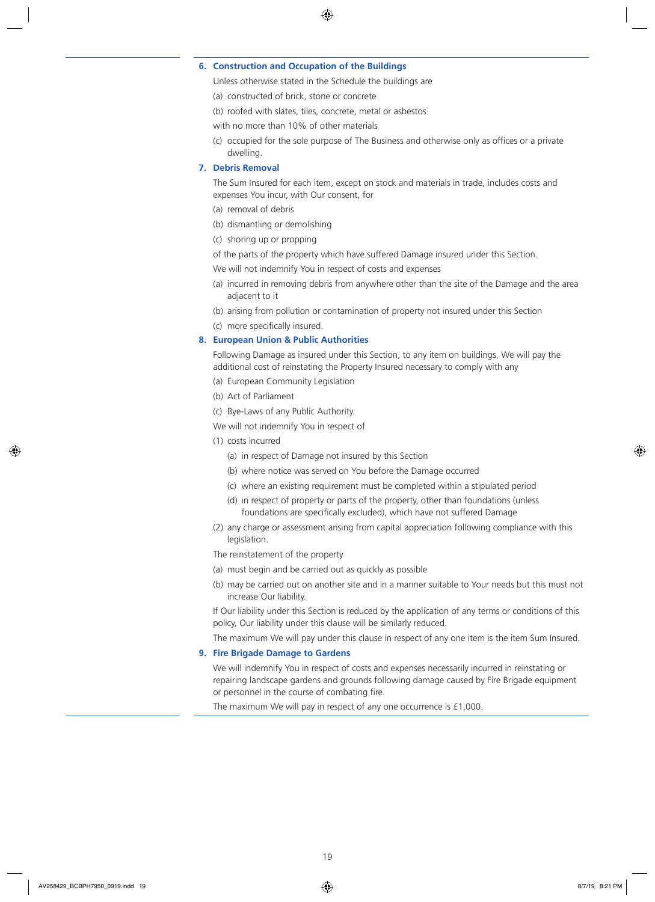### 6. Construction and Occupation of the Buildings

Unless otherwise stated in the Schedule the buildings are

(a) constructed of brick, stone or concrete

(b) roofed with slates, tiles, concrete, metal or asbestos

with no more than 10% of other materials

(c) occupied for the sole purpose of The Business and otherwise only as offices or a private dwelling.

### 7. Debris Removal

The Sum Insured for each item, except on stock and materials in trade, includes costs and expenses You incur, with Our consent, for

(a) removal of debris

(b) dismantling or demolishing

(c) shoring up or propping

of the parts of the property which have suffered Damage insured under this Section.

We will not indemnify You in respect of costs and expenses

(a) incurred in removing debris from anywhere other than the site of the Damage and the area adjacent to it

(b) arising from pollution or contamination of property not insured under this Section

(c) more specifically insured.

### 8. European Union & Public Authorities

Following Damage as insured under this Section, to any item on buildings, We will pay the additional cost of reinstating the Property Insured necessary to comply with any

(a) European Community Legislation

(b) Act of Parliament

(c) Bye-Laws of any Public Authority.

We will not indemnify You in respect of

(1) costs incurred

  (a) in respect of Damage not insured by this Section

  (b) where notice was served on You before the Damage occurred

  (c) where an existing requirement must be completed within a stipulated period

  (d) in respect of property or parts of the property, other than foundations (unless foundations are specifically excluded), which have not suffered Damage

(2) any charge or assessment arising from capital appreciation following compliance with this legislation.

The reinstatement of the property

(a) must begin and be carried out as quickly as possible

(b) may be carried out on another site and in a manner suitable to Your needs but this must not increase Our liability.

If Our liability under this Section is reduced by the application of any terms or conditions of this policy, Our liability under this clause will be similarly reduced.

The maximum We will pay under this clause in respect of any one item is the item Sum Insured.

### 9. Fire Brigade Damage to Gardens

We will indemnify You in respect of costs and expenses necessarily incurred in reinstating or repairing landscape gardens and grounds following damage caused by Fire Brigade equipment or personnel in the course of combating fire.

The maximum We will pay in respect of any one occurrence is £1,000.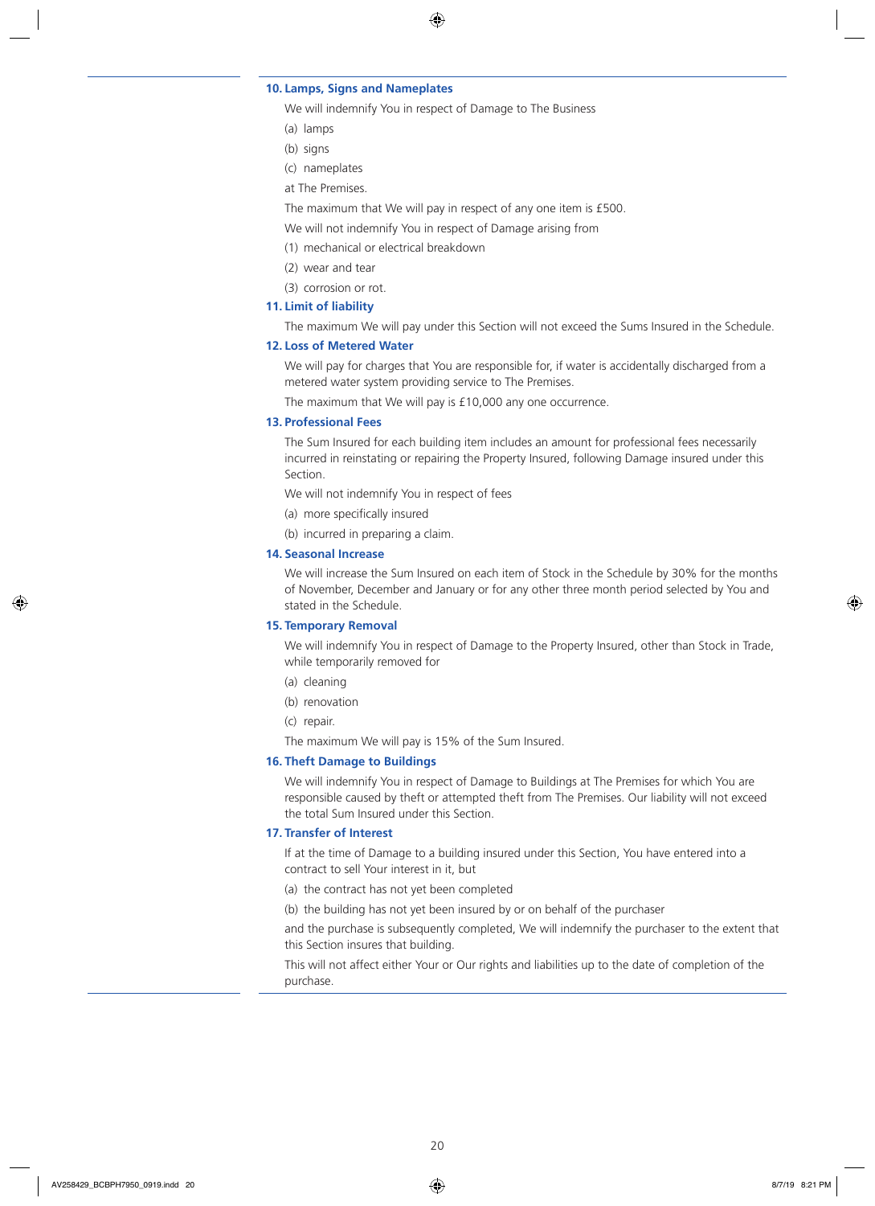### 10. Lamps, Signs and Nameplates

We will indemnify You in respect of Damage to The Business

(a) lamps

(b) signs

(c) nameplates

at The Premises.

The maximum that We will pay in respect of any one item is £500.

We will not indemnify You in respect of Damage arising from

(1) mechanical or electrical breakdown

(2) wear and tear

(3) corrosion or rot.

### 11. Limit of liability

The maximum We will pay under this Section will not exceed the Sums Insured in the Schedule.

### 12. Loss of Metered Water

We will pay for charges that You are responsible for, if water is accidentally discharged from a metered water system providing service to The Premises.

The maximum that We will pay is £10,000 any one occurrence.

### 13. Professional Fees

The Sum Insured for each building item includes an amount for professional fees necessarily incurred in reinstating or repairing the Property Insured, following Damage insured under this Section.

We will not indemnify You in respect of fees

(a) more specifically insured

(b) incurred in preparing a claim.

### 14. Seasonal Increase

We will increase the Sum Insured on each item of Stock in the Schedule by 30% for the months of November, December and January or for any other three month period selected by You and stated in the Schedule.

### 15. Temporary Removal

We will indemnify You in respect of Damage to the Property Insured, other than Stock in Trade, while temporarily removed for

(a) cleaning

(b) renovation

(c) repair.

The maximum We will pay is 15% of the Sum Insured.

### 16. Theft Damage to Buildings

We will indemnify You in respect of Damage to Buildings at The Premises for which You are responsible caused by theft or attempted theft from The Premises. Our liability will not exceed the total Sum Insured under this Section.

### 17. Transfer of Interest

If at the time of Damage to a building insured under this Section, You have entered into a contract to sell Your interest in it, but

(a) the contract has not yet been completed

(b) the building has not yet been insured by or on behalf of the purchaser

and the purchase is subsequently completed, We will indemnify the purchaser to the extent that this Section insures that building.

This will not affect either Your or Our rights and liabilities up to the date of completion of the purchase.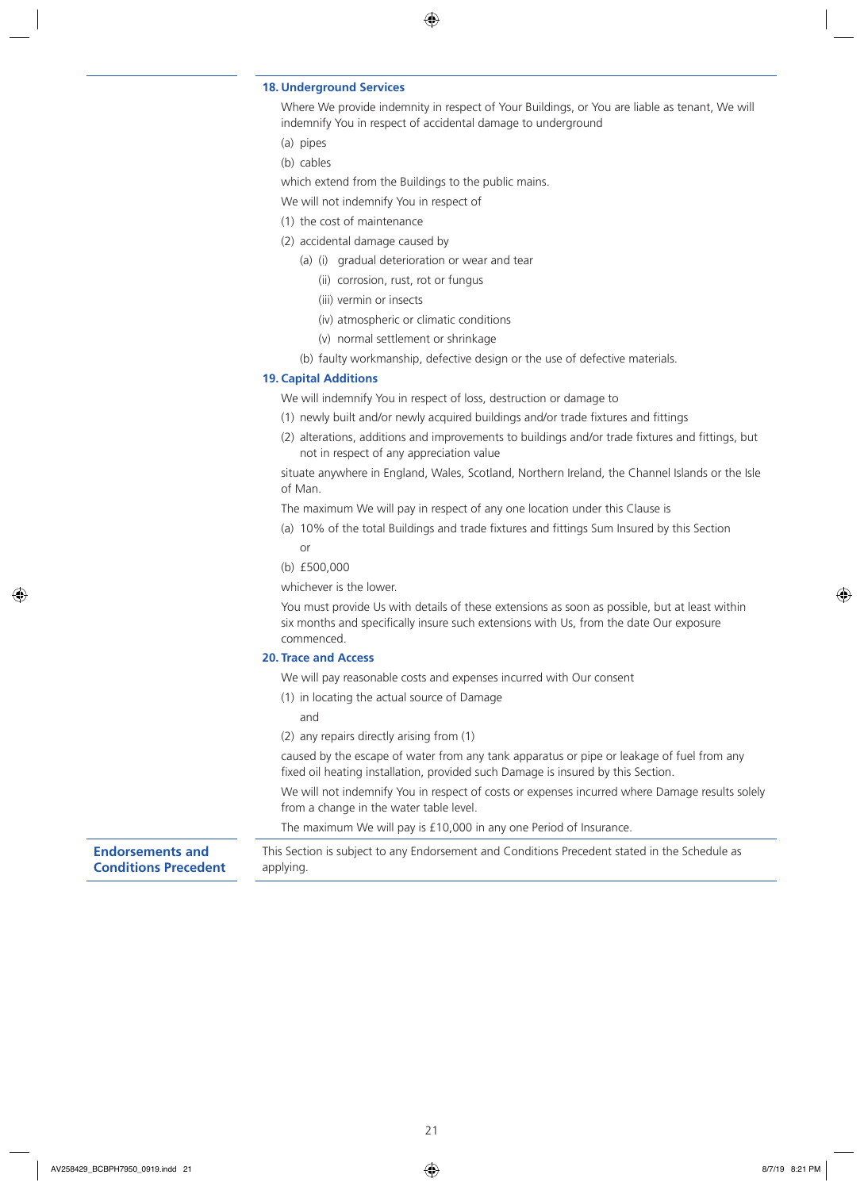### 18. Underground Services

Where We provide indemnity in respect of Your Buildings, or You are liable as tenant, We will indemnify You in respect of accidental damage to underground

(a) pipes

(b) cables

which extend from the Buildings to the public mains.

We will not indemnify You in respect of

(1) the cost of maintenance

(2) accidental damage caused by

- (a) (i) gradual deterioration or wear and tear
  - (ii) corrosion, rust, rot or fungus
  - (iii) vermin or insects
  - (iv) atmospheric or climatic conditions
  - (v) normal settlement or shrinkage
- (b) faulty workmanship, defective design or the use of defective materials.

### 19. Capital Additions

We will indemnify You in respect of loss, destruction or damage to

(1) newly built and/or newly acquired buildings and/or trade fixtures and fittings

(2) alterations, additions and improvements to buildings and/or trade fixtures and fittings, but not in respect of any appreciation value

situate anywhere in England, Wales, Scotland, Northern Ireland, the Channel Islands or the Isle of Man.

The maximum We will pay in respect of any one location under this Clause is

(a) 10% of the total Buildings and trade fixtures and fittings Sum Insured by this Section

or

(b) £500,000

whichever is the lower.

You must provide Us with details of these extensions as soon as possible, but at least within six months and specifically insure such extensions with Us, from the date Our exposure commenced.

### 20. Trace and Access

We will pay reasonable costs and expenses incurred with Our consent

(1) in locating the actual source of Damage

and

(2) any repairs directly arising from (1)

caused by the escape of water from any tank apparatus or pipe or leakage of fuel from any fixed oil heating installation, provided such Damage is insured by this Section.

We will not indemnify You in respect of costs or expenses incurred where Damage results solely from a change in the water table level.

The maximum We will pay is £10,000 in any one Period of Insurance.

## Endorsements and Conditions Precedent

This Section is subject to any Endorsement and Conditions Precedent stated in the Schedule as applying.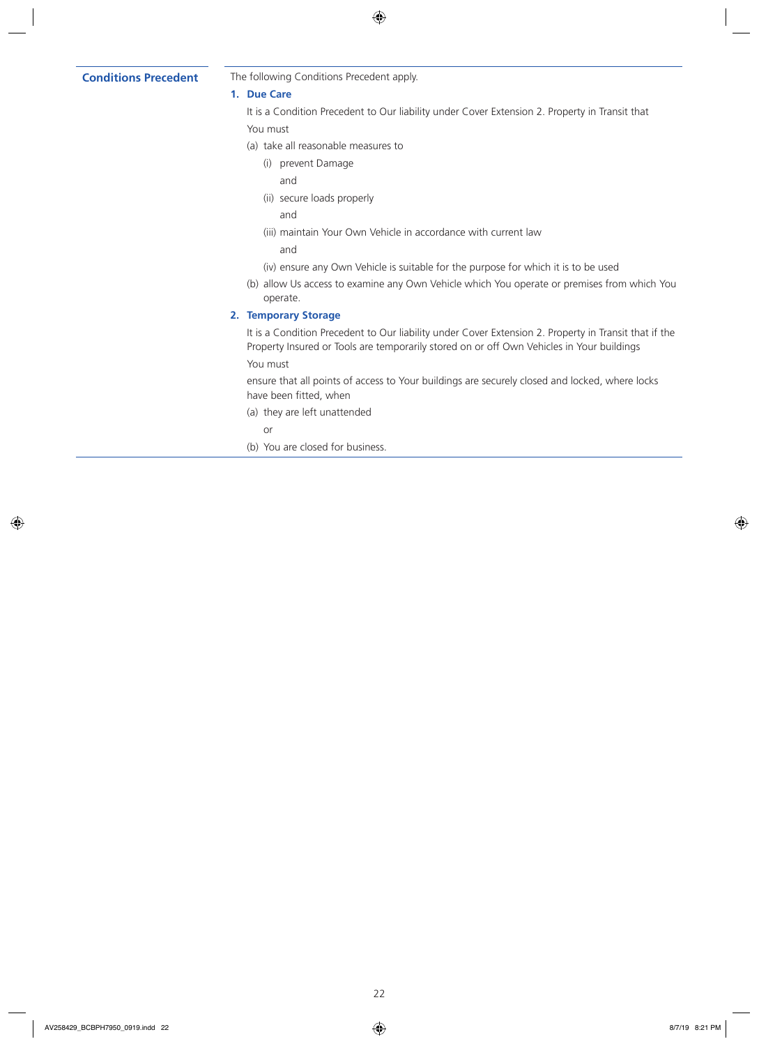## Conditions Precedent

The following Conditions Precedent apply.

### 1. Due Care

It is a Condition Precedent to Our liability under Cover Extension 2. Property in Transit that

You must

(a) take all reasonable measures to

- (i) prevent Damage

  and

- (ii) secure loads properly

  and

- (iii) maintain Your Own Vehicle in accordance with current law

  and

- (iv) ensure any Own Vehicle is suitable for the purpose for which it is to be used

(b) allow Us access to examine any Own Vehicle which You operate or premises from which You operate.

### 2. Temporary Storage

It is a Condition Precedent to Our liability under Cover Extension 2. Property in Transit that if the Property Insured or Tools are temporarily stored on or off Own Vehicles in Your buildings

You must

ensure that all points of access to Your buildings are securely closed and locked, where locks have been fitted, when

(a) they are left unattended

or

(b) You are closed for business.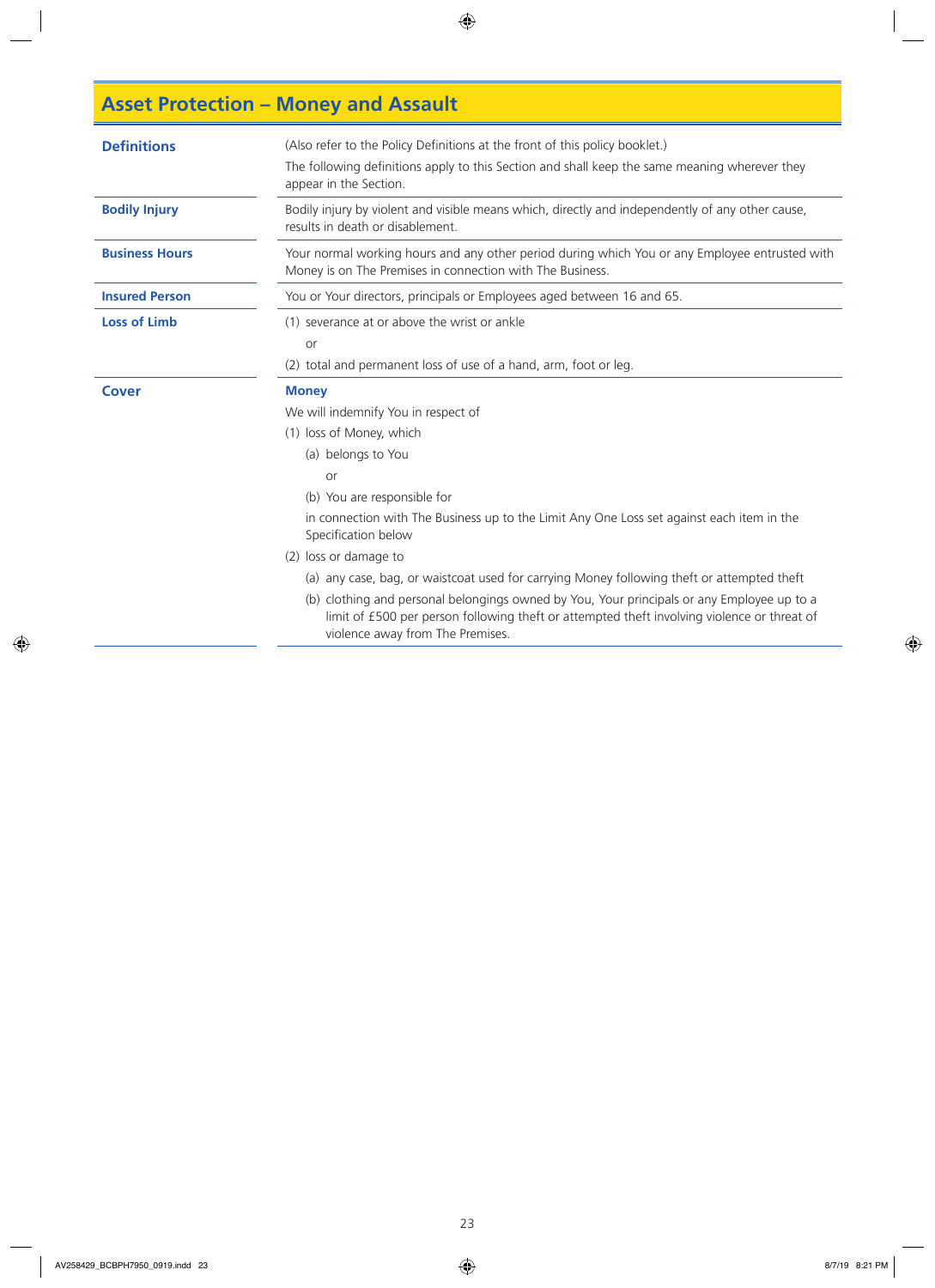## Asset Protection – Money and Assault

| | |
|---|---|
| **Definitions** | (Also refer to the Policy Definitions at the front of this policy booklet.)<br>The following definitions apply to this Section and shall keep the same meaning wherever they appear in the Section. |
| **Bodily Injury** | Bodily injury by violent and visible means which, directly and independently of any other cause, results in death or disablement. |
| **Business Hours** | Your normal working hours and any other period during which You or any Employee entrusted with Money is on The Premises in connection with The Business. |
| **Insured Person** | You or Your directors, principals or Employees aged between 16 and 65. |
| **Loss of Limb** | (1) severance at or above the wrist or ankle<br>or<br>(2) total and permanent loss of use of a hand, arm, foot or leg. |

**Cover**

**Money**

We will indemnify You in respect of

(1) loss of Money, which

  (a) belongs to You

   or

  (b) You are responsible for

  in connection with The Business up to the Limit Any One Loss set against each item in the Specification below

(2) loss or damage to

  (a) any case, bag, or waistcoat used for carrying Money following theft or attempted theft

  (b) clothing and personal belongings owned by You, Your principals or any Employee up to a limit of £500 per person following theft or attempted theft involving violence or threat of violence away from The Premises.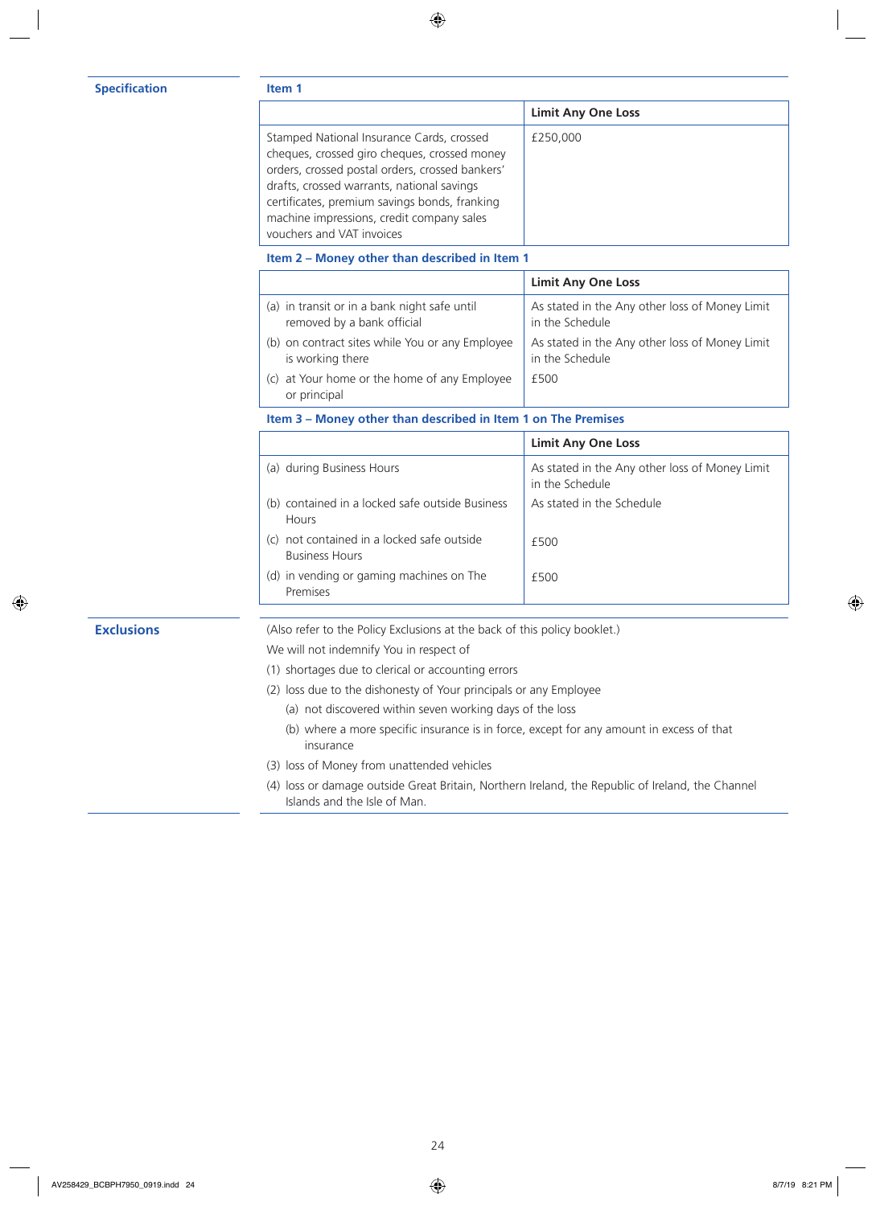## Specification

### Item 1

| | Limit Any One Loss |
|---|---|
| Stamped National Insurance Cards, crossed cheques, crossed giro cheques, crossed money orders, crossed postal orders, crossed bankers' drafts, crossed warrants, national savings certificates, premium savings bonds, franking machine impressions, credit company sales vouchers and VAT invoices | £250,000 |

### Item 2 – Money other than described in Item 1

| | Limit Any One Loss |
|---|---|
| (a) in transit or in a bank night safe until removed by a bank official | As stated in the Any other loss of Money Limit in the Schedule |
| (b) on contract sites while You or any Employee is working there | As stated in the Any other loss of Money Limit in the Schedule |
| (c) at Your home or the home of any Employee or principal | £500 |

### Item 3 – Money other than described in Item 1 on The Premises

| | Limit Any One Loss |
|---|---|
| (a) during Business Hours | As stated in the Any other loss of Money Limit in the Schedule |
| (b) contained in a locked safe outside Business Hours | As stated in the Schedule |
| (c) not contained in a locked safe outside Business Hours | £500 |
| (d) in vending or gaming machines on The Premises | £500 |

## Exclusions

(Also refer to the Policy Exclusions at the back of this policy booklet.)

We will not indemnify You in respect of

(1) shortages due to clerical or accounting errors

(2) loss due to the dishonesty of Your principals or any Employee

  (a) not discovered within seven working days of the loss

  (b) where a more specific insurance is in force, except for any amount in excess of that insurance

(3) loss of Money from unattended vehicles

(4) loss or damage outside Great Britain, Northern Ireland, the Republic of Ireland, the Channel Islands and the Isle of Man.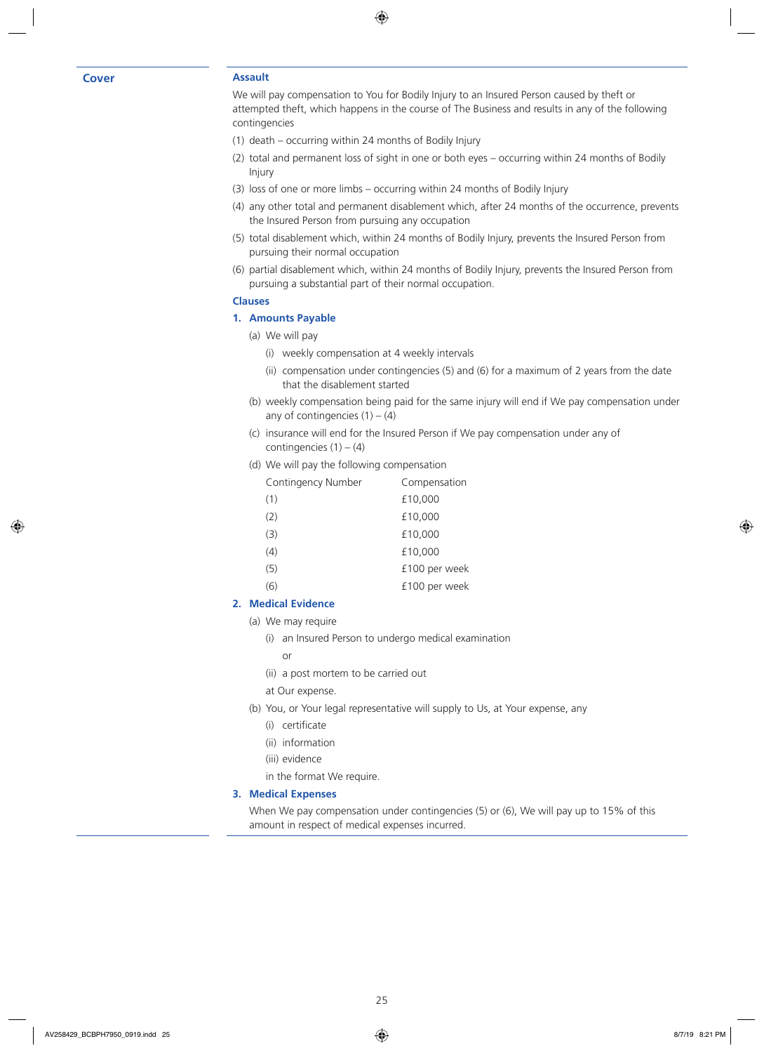## Cover

### Assault

We will pay compensation to You for Bodily Injury to an Insured Person caused by theft or attempted theft, which happens in the course of The Business and results in any of the following contingencies

(1) death – occurring within 24 months of Bodily Injury

(2) total and permanent loss of sight in one or both eyes – occurring within 24 months of Bodily Injury

(3) loss of one or more limbs – occurring within 24 months of Bodily Injury

(4) any other total and permanent disablement which, after 24 months of the occurrence, prevents the Insured Person from pursuing any occupation

(5) total disablement which, within 24 months of Bodily Injury, prevents the Insured Person from pursuing their normal occupation

(6) partial disablement which, within 24 months of Bodily Injury, prevents the Insured Person from pursuing a substantial part of their normal occupation.

### Clauses

#### 1. Amounts Payable

(a) We will pay

- (i) weekly compensation at 4 weekly intervals
- (ii) compensation under contingencies (5) and (6) for a maximum of 2 years from the date that the disablement started

(b) weekly compensation being paid for the same injury will end if We pay compensation under any of contingencies (1) – (4)

(c) insurance will end for the Insured Person if We pay compensation under any of contingencies (1) – (4)

(d) We will pay the following compensation

| Contingency Number | Compensation |
|---|---|
| (1) | £10,000 |
| (2) | £10,000 |
| (3) | £10,000 |
| (4) | £10,000 |
| (5) | £100 per week |
| (6) | £100 per week |

#### 2. Medical Evidence

(a) We may require

- (i) an Insured Person to undergo medical examination

  or

- (ii) a post mortem to be carried out

at Our expense.

(b) You, or Your legal representative will supply to Us, at Your expense, any

- (i) certificate
- (ii) information
- (iii) evidence

in the format We require.

#### 3. Medical Expenses

When We pay compensation under contingencies (5) or (6), We will pay up to 15% of this amount in respect of medical expenses incurred.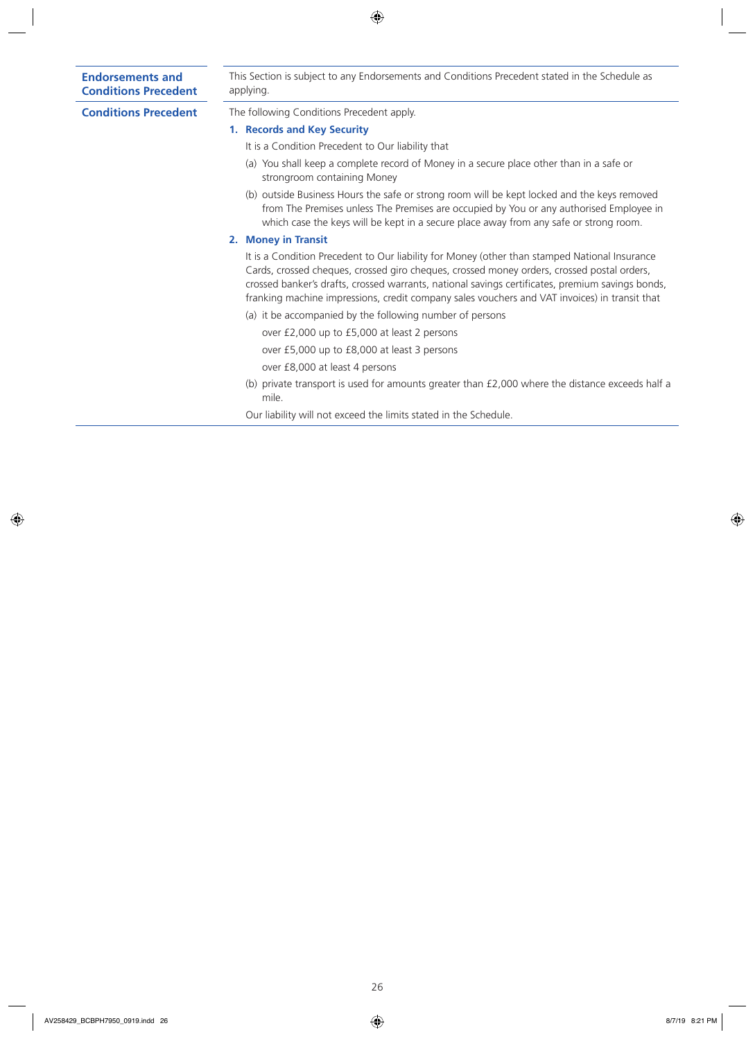## Endorsements and Conditions Precedent

This Section is subject to any Endorsements and Conditions Precedent stated in the Schedule as applying.

## Conditions Precedent

The following Conditions Precedent apply.

### 1. Records and Key Security

It is a Condition Precedent to Our liability that

(a) You shall keep a complete record of Money in a secure place other than in a safe or strongroom containing Money

(b) outside Business Hours the safe or strong room will be kept locked and the keys removed from The Premises unless The Premises are occupied by You or any authorised Employee in which case the keys will be kept in a secure place away from any safe or strong room.

### 2. Money in Transit

It is a Condition Precedent to Our liability for Money (other than stamped National Insurance Cards, crossed cheques, crossed giro cheques, crossed money orders, crossed postal orders, crossed banker's drafts, crossed warrants, national savings certificates, premium savings bonds, franking machine impressions, credit company sales vouchers and VAT invoices) in transit that

(a) it be accompanied by the following number of persons

over £2,000 up to £5,000 at least 2 persons

over £5,000 up to £8,000 at least 3 persons

over £8,000 at least 4 persons

(b) private transport is used for amounts greater than £2,000 where the distance exceeds half a mile.

Our liability will not exceed the limits stated in the Schedule.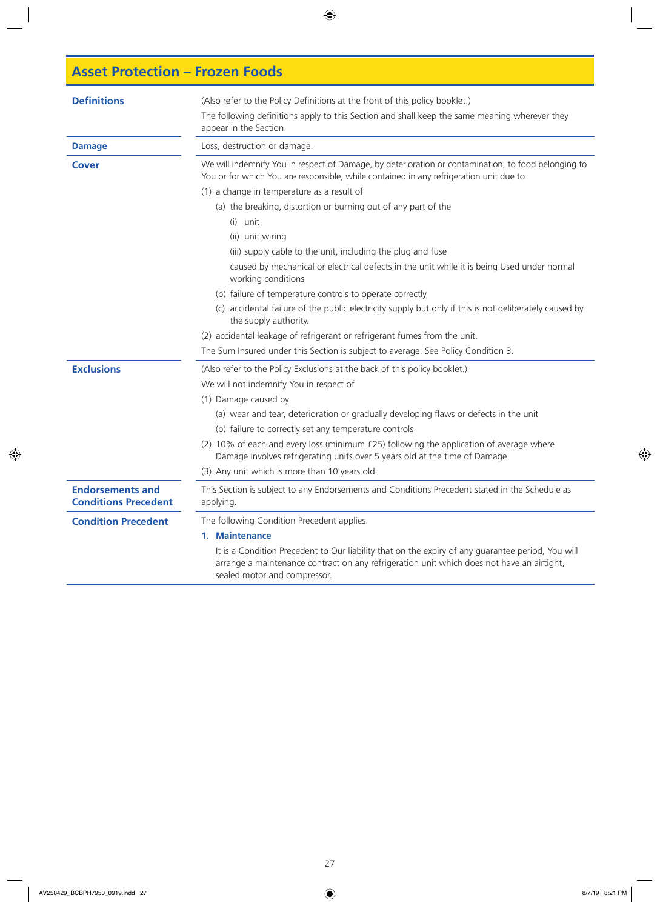# Asset Protection – Frozen Foods

## Definitions

(Also refer to the Policy Definitions at the front of this policy booklet.)

The following definitions apply to this Section and shall keep the same meaning wherever they appear in the Section.

**Damage**

Loss, destruction or damage.

## Cover

We will indemnify You in respect of Damage, by deterioration or contamination, to food belonging to You or for which You are responsible, while contained in any refrigeration unit due to

(1) a change in temperature as a result of

- (a) the breaking, distortion or burning out of any part of the
  - (i) unit
  - (ii) unit wiring
  - (iii) supply cable to the unit, including the plug and fuse

  caused by mechanical or electrical defects in the unit while it is being Used under normal working conditions
- (b) failure of temperature controls to operate correctly
- (c) accidental failure of the public electricity supply but only if this is not deliberately caused by the supply authority.

(2) accidental leakage of refrigerant or refrigerant fumes from the unit.

The Sum Insured under this Section is subject to average. See Policy Condition 3.

## Exclusions

(Also refer to the Policy Exclusions at the back of this policy booklet.)

We will not indemnify You in respect of

(1) Damage caused by

- (a) wear and tear, deterioration or gradually developing flaws or defects in the unit
- (b) failure to correctly set any temperature controls

(2) 10% of each and every loss (minimum £25) following the application of average where Damage involves refrigerating units over 5 years old at the time of Damage

(3) Any unit which is more than 10 years old.

## Endorsements and Conditions Precedent

This Section is subject to any Endorsements and Conditions Precedent stated in the Schedule as applying.

## Condition Precedent

The following Condition Precedent applies.

**1. Maintenance**

It is a Condition Precedent to Our liability that on the expiry of any guarantee period, You will arrange a maintenance contract on any refrigeration unit which does not have an airtight, sealed motor and compressor.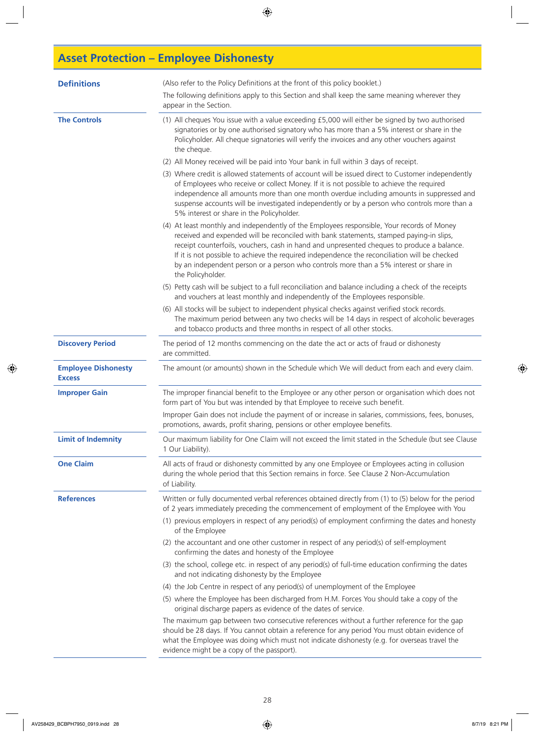# Asset Protection – Employee Dishonesty

**Definitions**

(Also refer to the Policy Definitions at the front of this policy booklet.)

The following definitions apply to this Section and shall keep the same meaning wherever they appear in the Section.

**The Controls**

(1) All cheques You issue with a value exceeding £5,000 will either be signed by two authorised signatories or by one authorised signatory who has more than a 5% interest or share in the Policyholder. All cheque signatories will verify the invoices and any other vouchers against the cheque.

(2) All Money received will be paid into Your bank in full within 3 days of receipt.

(3) Where credit is allowed statements of account will be issued direct to Customer independently of Employees who receive or collect Money. If it is not possible to achieve the required independence all amounts more than one month overdue including amounts in suppressed and suspense accounts will be investigated independently or by a person who controls more than a 5% interest or share in the Policyholder.

(4) At least monthly and independently of the Employees responsible, Your records of Money received and expended will be reconciled with bank statements, stamped paying-in slips, receipt counterfoils, vouchers, cash in hand and unpresented cheques to produce a balance. If it is not possible to achieve the required independence the reconciliation will be checked by an independent person or a person who controls more than a 5% interest or share in the Policyholder.

(5) Petty cash will be subject to a full reconciliation and balance including a check of the receipts and vouchers at least monthly and independently of the Employees responsible.

(6) All stocks will be subject to independent physical checks against verified stock records. The maximum period between any two checks will be 14 days in respect of alcoholic beverages and tobacco products and three months in respect of all other stocks.

**Discovery Period**

The period of 12 months commencing on the date the act or acts of fraud or dishonesty are committed.

**Employee Dishonesty Excess**

The amount (or amounts) shown in the Schedule which We will deduct from each and every claim.

**Improper Gain**

The improper financial benefit to the Employee or any other person or organisation which does not form part of You but was intended by that Employee to receive such benefit.

Improper Gain does not include the payment of or increase in salaries, commissions, fees, bonuses, promotions, awards, profit sharing, pensions or other employee benefits.

**Limit of Indemnity**

Our maximum liability for One Claim will not exceed the limit stated in the Schedule (but see Clause 1 Our Liability).

**One Claim**

All acts of fraud or dishonesty committed by any one Employee or Employees acting in collusion during the whole period that this Section remains in force. See Clause 2 Non-Accumulation of Liability.

**References**

Written or fully documented verbal references obtained directly from (1) to (5) below for the period of 2 years immediately preceding the commencement of employment of the Employee with You

(1) previous employers in respect of any period(s) of employment confirming the dates and honesty of the Employee

(2) the accountant and one other customer in respect of any period(s) of self-employment confirming the dates and honesty of the Employee

(3) the school, college etc. in respect of any period(s) of full-time education confirming the dates and not indicating dishonesty by the Employee

(4) the Job Centre in respect of any period(s) of unemployment of the Employee

(5) where the Employee has been discharged from H.M. Forces You should take a copy of the original discharge papers as evidence of the dates of service.

The maximum gap between two consecutive references without a further reference for the gap should be 28 days. If You cannot obtain a reference for any period You must obtain evidence of what the Employee was doing which must not indicate dishonesty (e.g. for overseas travel the evidence might be a copy of the passport).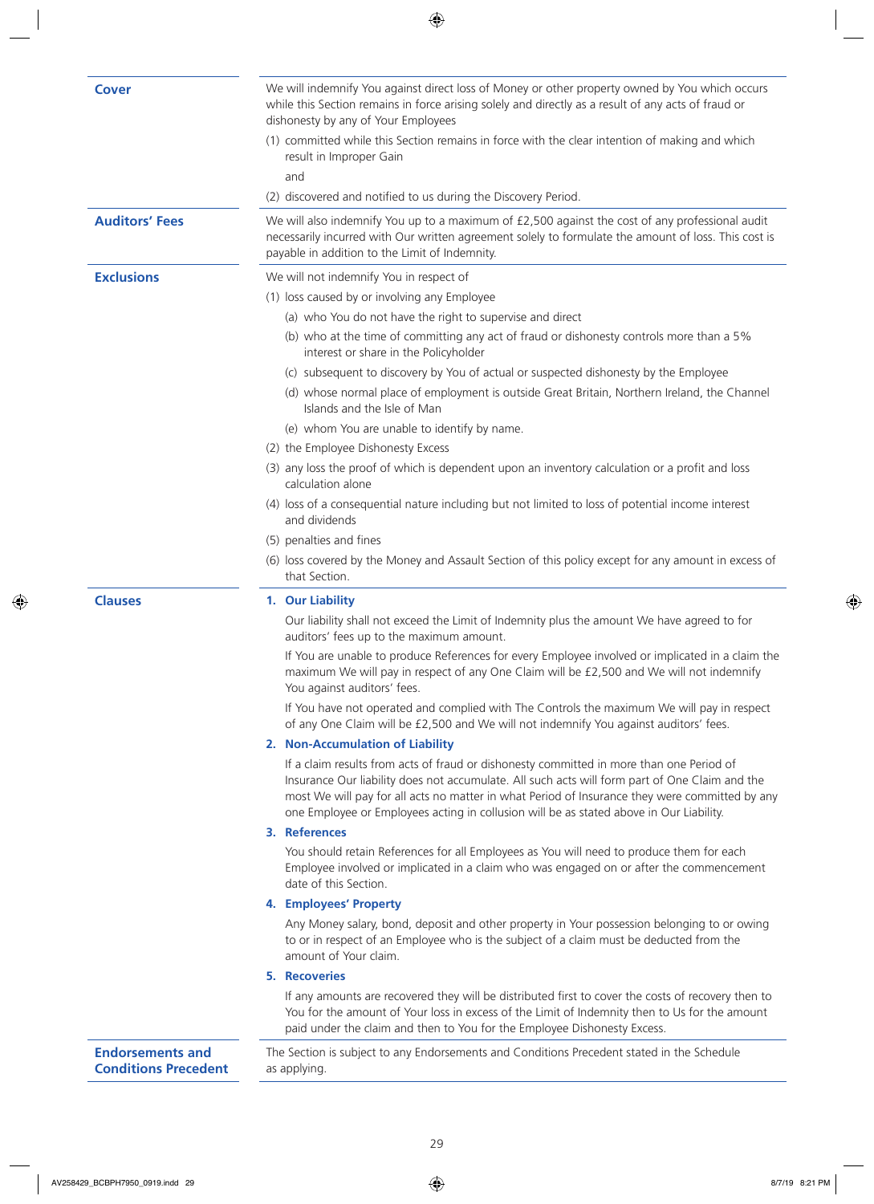## Cover

We will indemnify You against direct loss of Money or other property owned by You which occurs while this Section remains in force arising solely and directly as a result of any acts of fraud or dishonesty by any of Your Employees

(1) committed while this Section remains in force with the clear intention of making and which result in Improper Gain

and

(2) discovered and notified to us during the Discovery Period.

## Auditors' Fees

We will also indemnify You up to a maximum of £2,500 against the cost of any professional audit necessarily incurred with Our written agreement solely to formulate the amount of loss. This cost is payable in addition to the Limit of Indemnity.

## Exclusions

We will not indemnify You in respect of

(1) loss caused by or involving any Employee

- (a) who You do not have the right to supervise and direct
- (b) who at the time of committing any act of fraud or dishonesty controls more than a 5% interest or share in the Policyholder
- (c) subsequent to discovery by You of actual or suspected dishonesty by the Employee
- (d) whose normal place of employment is outside Great Britain, Northern Ireland, the Channel Islands and the Isle of Man
- (e) whom You are unable to identify by name.

(2) the Employee Dishonesty Excess

(3) any loss the proof of which is dependent upon an inventory calculation or a profit and loss calculation alone

(4) loss of a consequential nature including but not limited to loss of potential income interest and dividends

(5) penalties and fines

(6) loss covered by the Money and Assault Section of this policy except for any amount in excess of that Section.

## Clauses

### 1. Our Liability

Our liability shall not exceed the Limit of Indemnity plus the amount We have agreed to for auditors' fees up to the maximum amount.

If You are unable to produce References for every Employee involved or implicated in a claim the maximum We will pay in respect of any One Claim will be £2,500 and We will not indemnify You against auditors' fees.

If You have not operated and complied with The Controls the maximum We will pay in respect of any One Claim will be £2,500 and We will not indemnify You against auditors' fees.

### 2. Non-Accumulation of Liability

If a claim results from acts of fraud or dishonesty committed in more than one Period of Insurance Our liability does not accumulate. All such acts will form part of One Claim and the most We will pay for all acts no matter in what Period of Insurance they were committed by any one Employee or Employees acting in collusion will be as stated above in Our Liability.

### 3. References

You should retain References for all Employees as You will need to produce them for each Employee involved or implicated in a claim who was engaged on or after the commencement date of this Section.

### 4. Employees' Property

Any Money salary, bond, deposit and other property in Your possession belonging to or owing to or in respect of an Employee who is the subject of a claim must be deducted from the amount of Your claim.

### 5. Recoveries

If any amounts are recovered they will be distributed first to cover the costs of recovery then to You for the amount of Your loss in excess of the Limit of Indemnity then to Us for the amount paid under the claim and then to You for the Employee Dishonesty Excess.

## Endorsements and Conditions Precedent

The Section is subject to any Endorsements and Conditions Precedent stated in the Schedule as applying.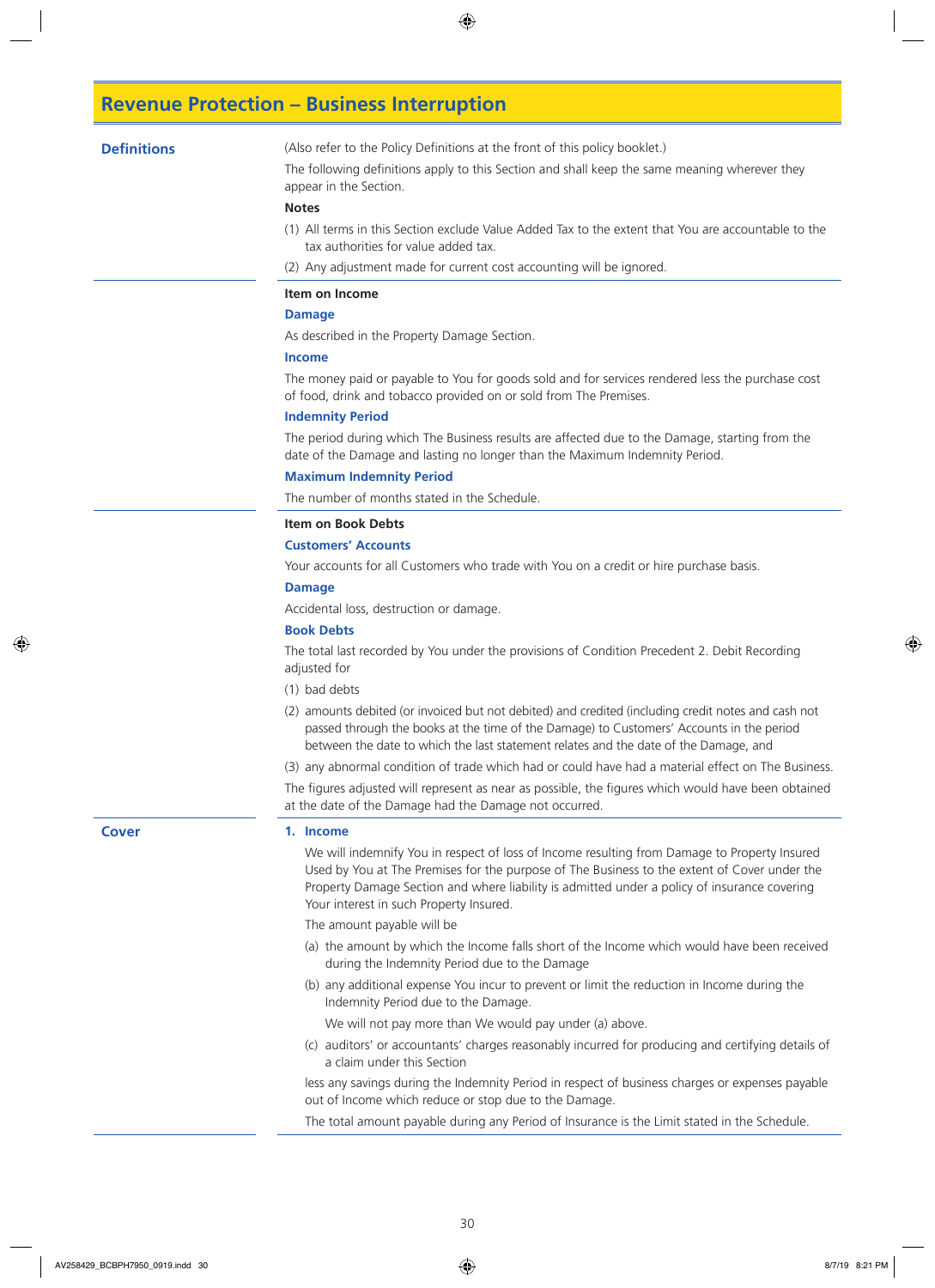# Revenue Protection – Business Interruption

## Definitions

(Also refer to the Policy Definitions at the front of this policy booklet.)

The following definitions apply to this Section and shall keep the same meaning wherever they appear in the Section.

**Notes**

(1) All terms in this Section exclude Value Added Tax to the extent that You are accountable to the tax authorities for value added tax.

(2) Any adjustment made for current cost accounting will be ignored.

**Item on Income**

**Damage**

As described in the Property Damage Section.

**Income**

The money paid or payable to You for goods sold and for services rendered less the purchase cost of food, drink and tobacco provided on or sold from The Premises.

**Indemnity Period**

The period during which The Business results are affected due to the Damage, starting from the date of the Damage and lasting no longer than the Maximum Indemnity Period.

**Maximum Indemnity Period**

The number of months stated in the Schedule.

**Item on Book Debts**

**Customers' Accounts**

Your accounts for all Customers who trade with You on a credit or hire purchase basis.

**Damage**

Accidental loss, destruction or damage.

**Book Debts**

The total last recorded by You under the provisions of Condition Precedent 2. Debit Recording adjusted for

(1) bad debts

(2) amounts debited (or invoiced but not debited) and credited (including credit notes and cash not passed through the books at the time of the Damage) to Customers' Accounts in the period between the date to which the last statement relates and the date of the Damage, and

(3) any abnormal condition of trade which had or could have had a material effect on The Business.

The figures adjusted will represent as near as possible, the figures which would have been obtained at the date of the Damage had the Damage not occurred.

## Cover

**1. Income**

We will indemnify You in respect of loss of Income resulting from Damage to Property Insured Used by You at The Premises for the purpose of The Business to the extent of Cover under the Property Damage Section and where liability is admitted under a policy of insurance covering Your interest in such Property Insured.

The amount payable will be

(a) the amount by which the Income falls short of the Income which would have been received during the Indemnity Period due to the Damage

(b) any additional expense You incur to prevent or limit the reduction in Income during the Indemnity Period due to the Damage.

We will not pay more than We would pay under (a) above.

(c) auditors' or accountants' charges reasonably incurred for producing and certifying details of a claim under this Section

less any savings during the Indemnity Period in respect of business charges or expenses payable out of Income which reduce or stop due to the Damage.

The total amount payable during any Period of Insurance is the Limit stated in the Schedule.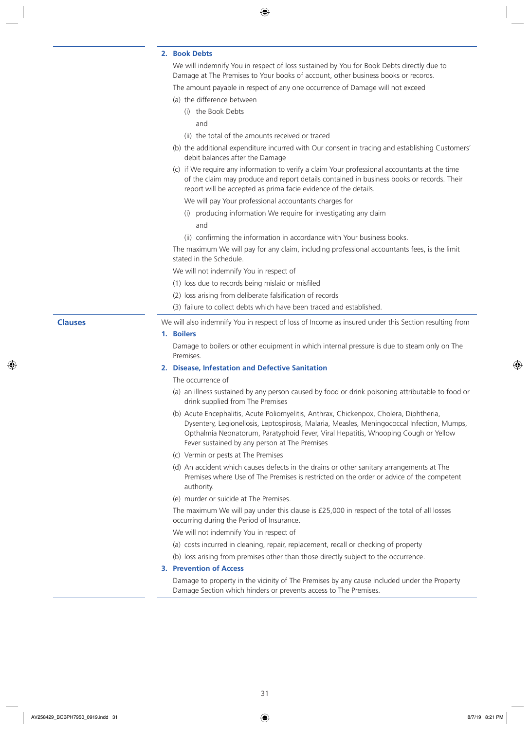### 2. Book Debts

We will indemnify You in respect of loss sustained by You for Book Debts directly due to Damage at The Premises to Your books of account, other business books or records.

The amount payable in respect of any one occurrence of Damage will not exceed

(a) the difference between

  (i) the Book Debts

  and

  (ii) the total of the amounts received or traced

(b) the additional expenditure incurred with Our consent in tracing and establishing Customers' debit balances after the Damage

(c) if We require any information to verify a claim Your professional accountants at the time of the claim may produce and report details contained in business books or records. Their report will be accepted as prima facie evidence of the details.

  We will pay Your professional accountants charges for

  (i) producing information We require for investigating any claim

  and

  (ii) confirming the information in accordance with Your business books.

The maximum We will pay for any claim, including professional accountants fees, is the limit stated in the Schedule.

We will not indemnify You in respect of

(1) loss due to records being mislaid or misfiled

(2) loss arising from deliberate falsification of records

(3) failure to collect debts which have been traced and established.

## Clauses

We will also indemnify You in respect of loss of Income as insured under this Section resulting from

### 1. Boilers

Damage to boilers or other equipment in which internal pressure is due to steam only on The Premises.

### 2. Disease, Infestation and Defective Sanitation

The occurrence of

(a) an illness sustained by any person caused by food or drink poisoning attributable to food or drink supplied from The Premises

(b) Acute Encephalitis, Acute Poliomyelitis, Anthrax, Chickenpox, Cholera, Diphtheria, Dysentery, Legionellosis, Leptospirosis, Malaria, Measles, Meningococcal Infection, Mumps, Opthalmia Neonatorum, Paratyphoid Fever, Viral Hepatitis, Whooping Cough or Yellow Fever sustained by any person at The Premises

(c) Vermin or pests at The Premises

(d) An accident which causes defects in the drains or other sanitary arrangements at The Premises where Use of The Premises is restricted on the order or advice of the competent authority.

(e) murder or suicide at The Premises.

The maximum We will pay under this clause is £25,000 in respect of the total of all losses occurring during the Period of Insurance.

We will not indemnify You in respect of

(a) costs incurred in cleaning, repair, replacement, recall or checking of property

(b) loss arising from premises other than those directly subject to the occurrence.

### 3. Prevention of Access

Damage to property in the vicinity of The Premises by any cause included under the Property Damage Section which hinders or prevents access to The Premises.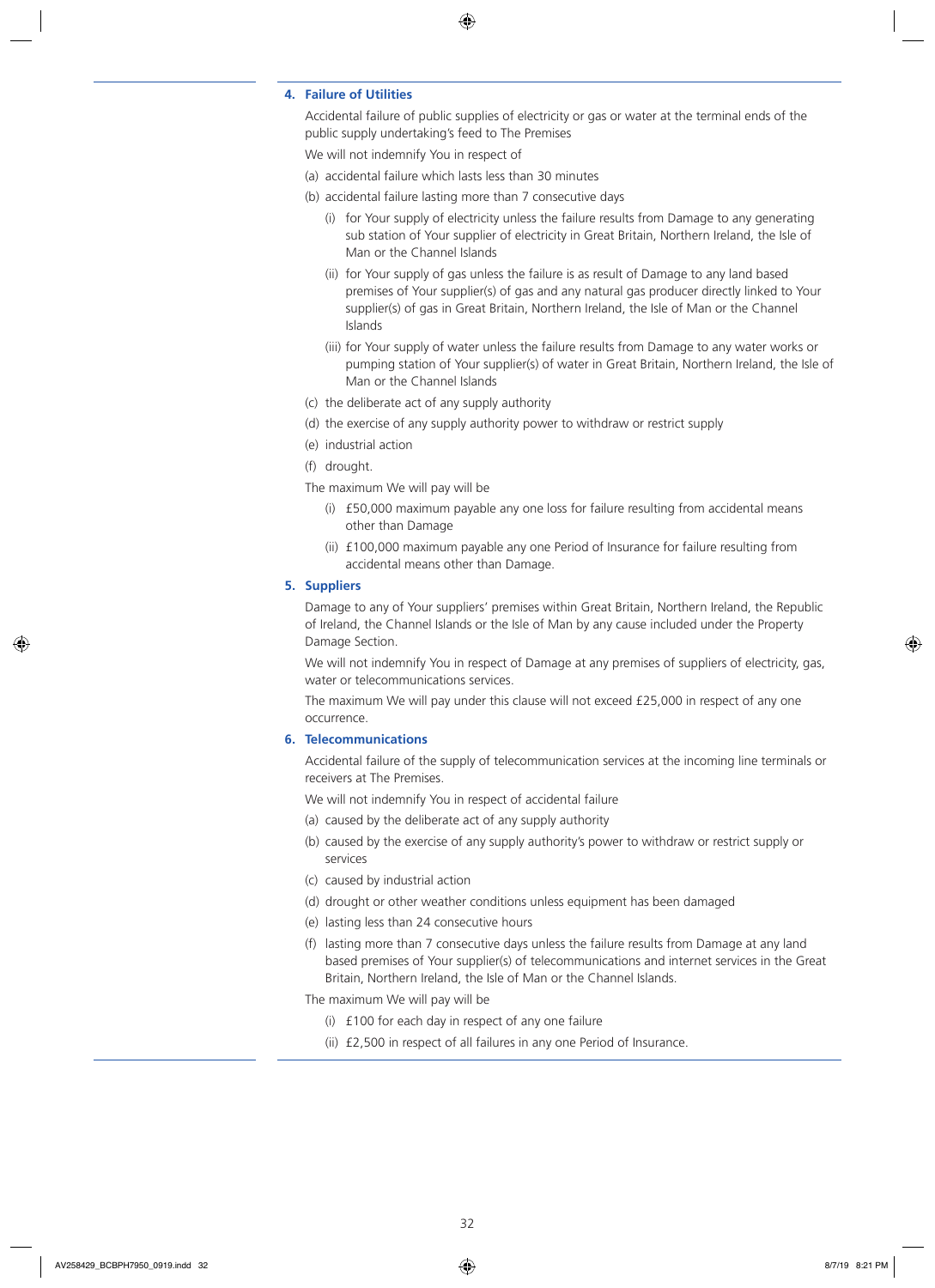**4. Failure of Utilities**

Accidental failure of public supplies of electricity or gas or water at the terminal ends of the public supply undertaking's feed to The Premises

We will not indemnify You in respect of

(a) accidental failure which lasts less than 30 minutes

(b) accidental failure lasting more than 7 consecutive days

  (i) for Your supply of electricity unless the failure results from Damage to any generating sub station of Your supplier of electricity in Great Britain, Northern Ireland, the Isle of Man or the Channel Islands

  (ii) for Your supply of gas unless the failure is as result of Damage to any land based premises of Your supplier(s) of gas and any natural gas producer directly linked to Your supplier(s) of gas in Great Britain, Northern Ireland, the Isle of Man or the Channel Islands

  (iii) for Your supply of water unless the failure results from Damage to any water works or pumping station of Your supplier(s) of water in Great Britain, Northern Ireland, the Isle of Man or the Channel Islands

(c) the deliberate act of any supply authority

(d) the exercise of any supply authority power to withdraw or restrict supply

(e) industrial action

(f) drought.

The maximum We will pay will be

  (i) £50,000 maximum payable any one loss for failure resulting from accidental means other than Damage

  (ii) £100,000 maximum payable any one Period of Insurance for failure resulting from accidental means other than Damage.

**5. Suppliers**

Damage to any of Your suppliers' premises within Great Britain, Northern Ireland, the Republic of Ireland, the Channel Islands or the Isle of Man by any cause included under the Property Damage Section.

We will not indemnify You in respect of Damage at any premises of suppliers of electricity, gas, water or telecommunications services.

The maximum We will pay under this clause will not exceed £25,000 in respect of any one occurrence.

**6. Telecommunications**

Accidental failure of the supply of telecommunication services at the incoming line terminals or receivers at The Premises.

We will not indemnify You in respect of accidental failure

(a) caused by the deliberate act of any supply authority

(b) caused by the exercise of any supply authority's power to withdraw or restrict supply or services

(c) caused by industrial action

(d) drought or other weather conditions unless equipment has been damaged

(e) lasting less than 24 consecutive hours

(f) lasting more than 7 consecutive days unless the failure results from Damage at any land based premises of Your supplier(s) of telecommunications and internet services in the Great Britain, Northern Ireland, the Isle of Man or the Channel Islands.

The maximum We will pay will be

  (i) £100 for each day in respect of any one failure

  (ii) £2,500 in respect of all failures in any one Period of Insurance.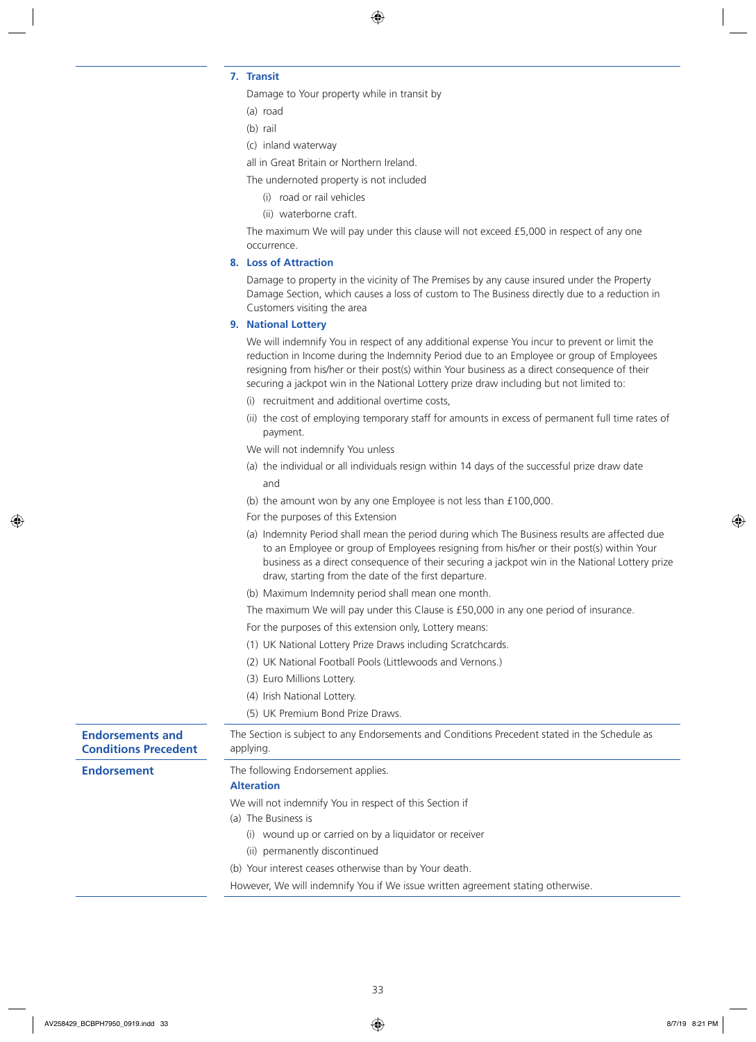### 7. Transit

Damage to Your property while in transit by

(a) road

(b) rail

(c) inland waterway

all in Great Britain or Northern Ireland.

The undernoted property is not included

(i) road or rail vehicles

(ii) waterborne craft.

The maximum We will pay under this clause will not exceed £5,000 in respect of any one occurrence.

### 8. Loss of Attraction

Damage to property in the vicinity of The Premises by any cause insured under the Property Damage Section, which causes a loss of custom to The Business directly due to a reduction in Customers visiting the area

### 9. National Lottery

We will indemnify You in respect of any additional expense You incur to prevent or limit the reduction in Income during the Indemnity Period due to an Employee or group of Employees resigning from his/her or their post(s) within Your business as a direct consequence of their securing a jackpot win in the National Lottery prize draw including but not limited to:

(i) recruitment and additional overtime costs,

(ii) the cost of employing temporary staff for amounts in excess of permanent full time rates of payment.

We will not indemnify You unless

(a) the individual or all individuals resign within 14 days of the successful prize draw date

and

(b) the amount won by any one Employee is not less than £100,000.

For the purposes of this Extension

(a) Indemnity Period shall mean the period during which The Business results are affected due to an Employee or group of Employees resigning from his/her or their post(s) within Your business as a direct consequence of their securing a jackpot win in the National Lottery prize draw, starting from the date of the first departure.

(b) Maximum Indemnity period shall mean one month.

The maximum We will pay under this Clause is £50,000 in any one period of insurance.

For the purposes of this extension only, Lottery means:

(1) UK National Lottery Prize Draws including Scratchcards.

(2) UK National Football Pools (Littlewoods and Vernons.)

(3) Euro Millions Lottery.

(4) Irish National Lottery.

(5) UK Premium Bond Prize Draws.

## Endorsements and Conditions Precedent

The Section is subject to any Endorsements and Conditions Precedent stated in the Schedule as applying.

## Endorsement

The following Endorsement applies.

**Alteration**

We will not indemnify You in respect of this Section if

(a) The Business is

(i) wound up or carried on by a liquidator or receiver

(ii) permanently discontinued

(b) Your interest ceases otherwise than by Your death.

However, We will indemnify You if We issue written agreement stating otherwise.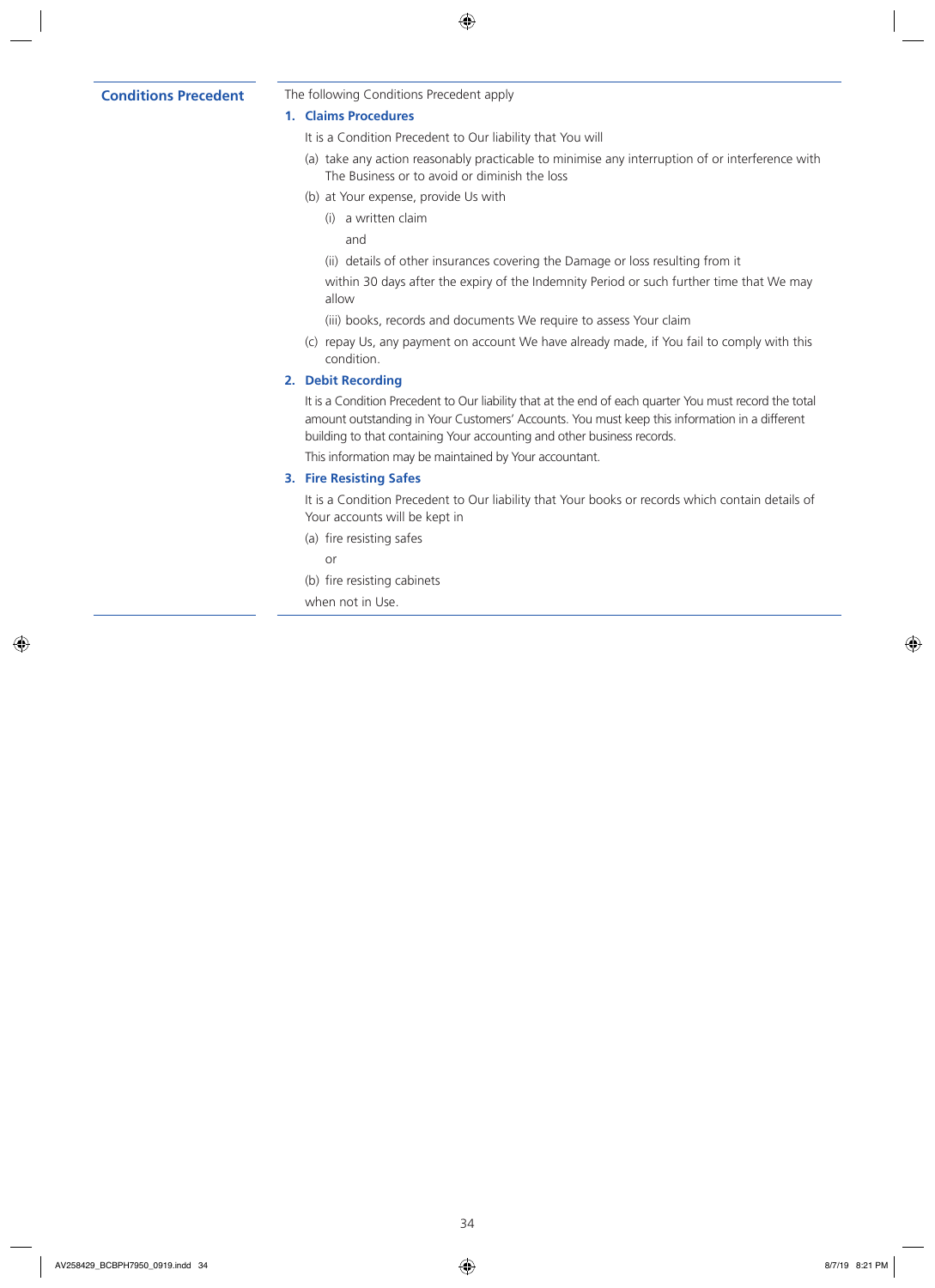## Conditions Precedent

The following Conditions Precedent apply

### 1. Claims Procedures

It is a Condition Precedent to Our liability that You will

(a) take any action reasonably practicable to minimise any interruption of or interference with The Business or to avoid or diminish the loss

(b) at Your expense, provide Us with

  (i) a written claim

  and

  (ii) details of other insurances covering the Damage or loss resulting from it

  within 30 days after the expiry of the Indemnity Period or such further time that We may allow

  (iii) books, records and documents We require to assess Your claim

(c) repay Us, any payment on account We have already made, if You fail to comply with this condition.

### 2. Debit Recording

It is a Condition Precedent to Our liability that at the end of each quarter You must record the total amount outstanding in Your Customers' Accounts. You must keep this information in a different building to that containing Your accounting and other business records.

This information may be maintained by Your accountant.

### 3. Fire Resisting Safes

It is a Condition Precedent to Our liability that Your books or records which contain details of Your accounts will be kept in

(a) fire resisting safes

  or

(b) fire resisting cabinets

when not in Use.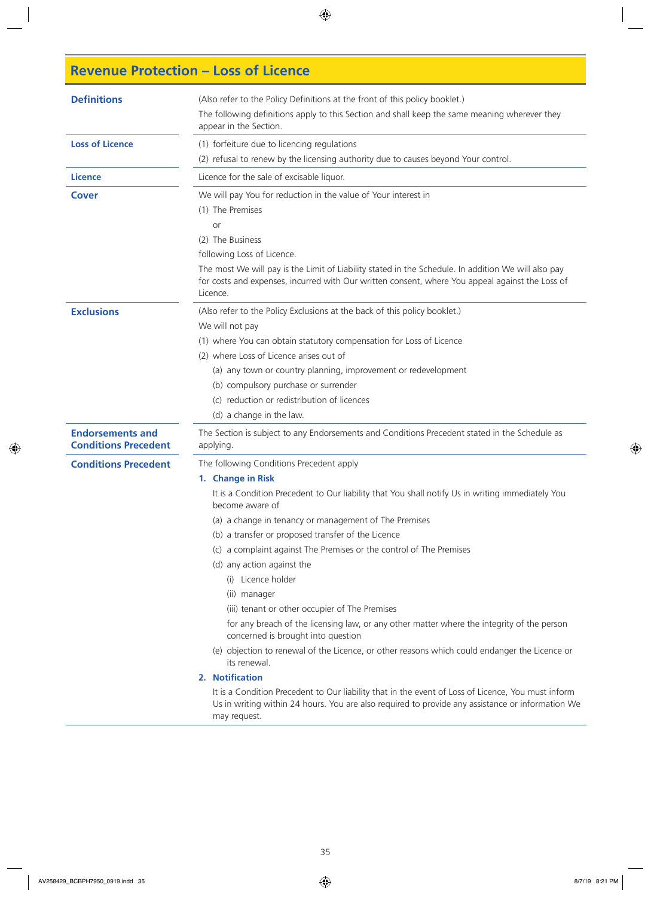## Revenue Protection – Loss of Licence

### Definitions

(Also refer to the Policy Definitions at the front of this policy booklet.)

The following definitions apply to this Section and shall keep the same meaning wherever they appear in the Section.

**Loss of Licence**

(1) forfeiture due to licencing regulations

(2) refusal to renew by the licensing authority due to causes beyond Your control.

**Licence**

Licence for the sale of excisable liquor.

### Cover

We will pay You for reduction in the value of Your interest in

(1) The Premises

or

(2) The Business

following Loss of Licence.

The most We will pay is the Limit of Liability stated in the Schedule. In addition We will also pay for costs and expenses, incurred with Our written consent, where You appeal against the Loss of Licence.

### Exclusions

(Also refer to the Policy Exclusions at the back of this policy booklet.)

We will not pay

(1) where You can obtain statutory compensation for Loss of Licence

(2) where Loss of Licence arises out of

- (a) any town or country planning, improvement or redevelopment
- (b) compulsory purchase or surrender
- (c) reduction or redistribution of licences
- (d) a change in the law.

### Endorsements and Conditions Precedent

The Section is subject to any Endorsements and Conditions Precedent stated in the Schedule as applying.

### Conditions Precedent

The following Conditions Precedent apply

**1. Change in Risk**

It is a Condition Precedent to Our liability that You shall notify Us in writing immediately You become aware of

- (a) a change in tenancy or management of The Premises
- (b) a transfer or proposed transfer of the Licence
- (c) a complaint against The Premises or the control of The Premises
- (d) any action against the
  - (i) Licence holder
  - (ii) manager
  - (iii) tenant or other occupier of The Premises

  for any breach of the licensing law, or any other matter where the integrity of the person concerned is brought into question
- (e) objection to renewal of the Licence, or other reasons which could endanger the Licence or its renewal.

**2. Notification**

It is a Condition Precedent to Our liability that in the event of Loss of Licence, You must inform Us in writing within 24 hours. You are also required to provide any assistance or information We may request.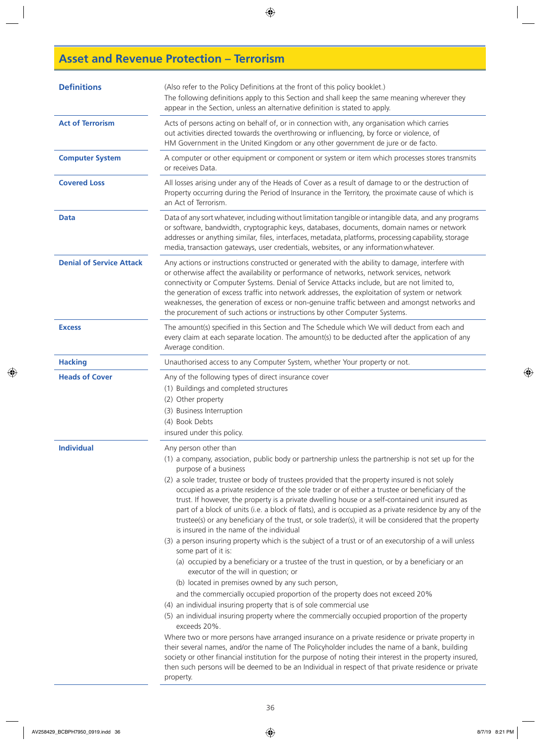# Asset and Revenue Protection – Terrorism

| | |
|---|---|
| **Definitions** | (Also refer to the Policy Definitions at the front of this policy booklet.)<br>The following definitions apply to this Section and shall keep the same meaning wherever they appear in the Section, unless an alternative definition is stated to apply. |
| **Act of Terrorism** | Acts of persons acting on behalf of, or in connection with, any organisation which carries out activities directed towards the overthrowing or influencing, by force or violence, of HM Government in the United Kingdom or any other government de jure or de facto. |
| **Computer System** | A computer or other equipment or component or system or item which processes stores transmits or receives Data. |
| **Covered Loss** | All losses arising under any of the Heads of Cover as a result of damage to or the destruction of Property occurring during the Period of Insurance in the Territory, the proximate cause of which is an Act of Terrorism. |
| **Data** | Data of any sort whatever, including without limitation tangible or intangible data, and any programs or software, bandwidth, cryptographic keys, databases, documents, domain names or network addresses or anything similar, files, interfaces, metadata, platforms, processing capability, storage media, transaction gateways, user credentials, websites, or any information whatever. |
| **Denial of Service Attack** | Any actions or instructions constructed or generated with the ability to damage, interfere with or otherwise affect the availability or performance of networks, network services, network connectivity or Computer Systems. Denial of Service Attacks include, but are not limited to, the generation of excess traffic into network addresses, the exploitation of system or network weaknesses, the generation of excess or non-genuine traffic between and amongst networks and the procurement of such actions or instructions by other Computer Systems. |
| **Excess** | The amount(s) specified in this Section and The Schedule which We will deduct from each and every claim at each separate location. The amount(s) to be deducted after the application of any Average condition. |
| **Hacking** | Unauthorised access to any Computer System, whether Your property or not. |
| **Heads of Cover** | Any of the following types of direct insurance cover<br>(1) Buildings and completed structures<br>(2) Other property<br>(3) Business Interruption<br>(4) Book Debts<br>insured under this policy. |
| **Individual** | Any person other than<br>(1) a company, association, public body or partnership unless the partnership is not set up for the purpose of a business<br>(2) a sole trader, trustee or body of trustees provided that the property insured is not solely occupied as a private residence of the sole trader or of either a trustee or beneficiary of the trust. If however, the property is a private dwelling house or a self-contained unit insured as part of a block of units (i.e. a block of flats), and is occupied as a private residence by any of the trustee(s) or any beneficiary of the trust, or sole trader(s), it will be considered that the property is insured in the name of the individual<br>(3) a person insuring property which is the subject of a trust or of an executorship of a will unless some part of it is:<br>(a) occupied by a beneficiary or a trustee of the trust in question, or by a beneficiary or an executor of the will in question; or<br>(b) located in premises owned by any such person,<br>and the commercially occupied proportion of the property does not exceed 20%<br>(4) an individual insuring property that is of sole commercial use<br>(5) an individual insuring property where the commercially occupied proportion of the property exceeds 20%.<br>Where two or more persons have arranged insurance on a private residence or private property in their several names, and/or the name of The Policyholder includes the name of a bank, building society or other financial institution for the purpose of noting their interest in the property insured, then such persons will be deemed to be an Individual in respect of that private residence or private property. |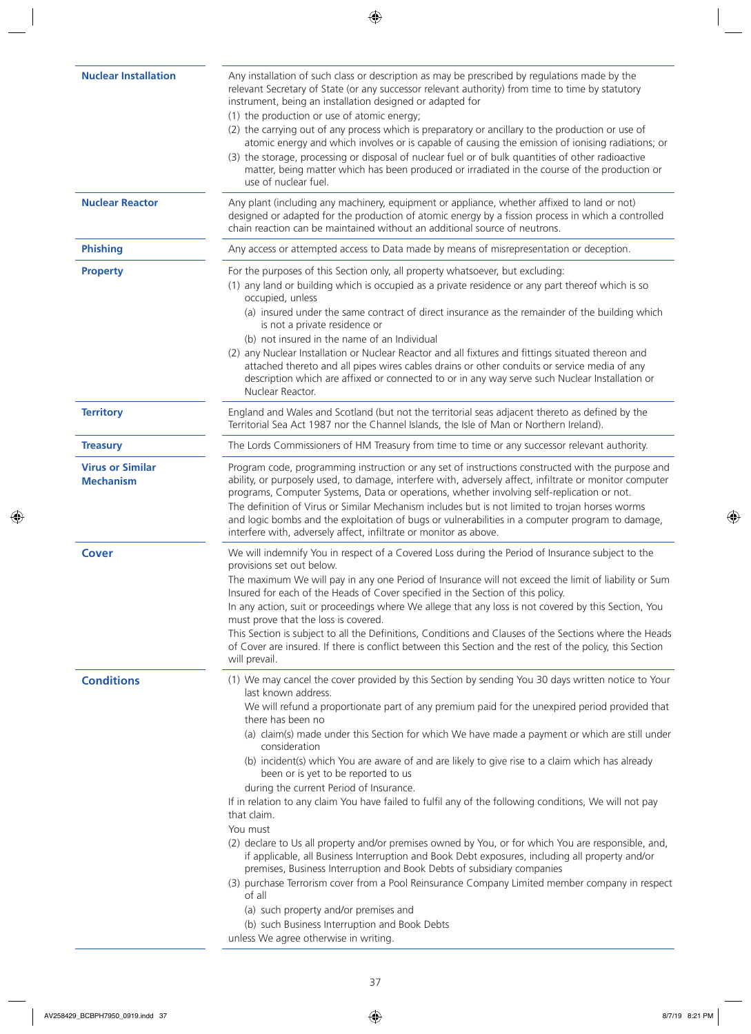**Nuclear Installation**

Any installation of such class or description as may be prescribed by regulations made by the relevant Secretary of State (or any successor relevant authority) from time to time by statutory instrument, being an installation designed or adapted for

(1) the production or use of atomic energy;
(2) the carrying out of any process which is preparatory or ancillary to the production or use of atomic energy and which involves or is capable of causing the emission of ionising radiations; or
(3) the storage, processing or disposal of nuclear fuel or of bulk quantities of other radioactive matter, being matter which has been produced or irradiated in the course of the production or use of nuclear fuel.

**Nuclear Reactor**

Any plant (including any machinery, equipment or appliance, whether affixed to land or not) designed or adapted for the production of atomic energy by a fission process in which a controlled chain reaction can be maintained without an additional source of neutrons.

**Phishing**

Any access or attempted access to Data made by means of misrepresentation or deception.

**Property**

For the purposes of this Section only, all property whatsoever, but excluding:

(1) any land or building which is occupied as a private residence or any part thereof which is so occupied, unless
   (a) insured under the same contract of direct insurance as the remainder of the building which is not a private residence or
   (b) not insured in the name of an Individual
(2) any Nuclear Installation or Nuclear Reactor and all fixtures and fittings situated thereon and attached thereto and all pipes wires cables drains or other conduits or service media of any description which are affixed or connected to or in any way serve such Nuclear Installation or Nuclear Reactor.

**Territory**

England and Wales and Scotland (but not the territorial seas adjacent thereto as defined by the Territorial Sea Act 1987 nor the Channel Islands, the Isle of Man or Northern Ireland).

**Treasury**

The Lords Commissioners of HM Treasury from time to time or any successor relevant authority.

**Virus or Similar Mechanism**

Program code, programming instruction or any set of instructions constructed with the purpose and ability, or purposely used, to damage, interfere with, adversely affect, infiltrate or monitor computer programs, Computer Systems, Data or operations, whether involving self-replication or not.

The definition of Virus or Similar Mechanism includes but is not limited to trojan horses worms and logic bombs and the exploitation of bugs or vulnerabilities in a computer program to damage, interfere with, adversely affect, infiltrate or monitor as above.

## Cover

We will indemnify You in respect of a Covered Loss during the Period of Insurance subject to the provisions set out below.

The maximum We will pay in any one Period of Insurance will not exceed the limit of liability or Sum Insured for each of the Heads of Cover specified in the Section of this policy.

In any action, suit or proceedings where We allege that any loss is not covered by this Section, You must prove that the loss is covered.

This Section is subject to all the Definitions, Conditions and Clauses of the Sections where the Heads of Cover are insured. If there is conflict between this Section and the rest of the policy, this Section will prevail.

## Conditions

(1) We may cancel the cover provided by this Section by sending You 30 days written notice to Your last known address.

We will refund a proportionate part of any premium paid for the unexpired period provided that there has been no

   (a) claim(s) made under this Section for which We have made a payment or which are still under consideration
   (b) incident(s) which You are aware of and are likely to give rise to a claim which has already been or is yet to be reported to us

during the current Period of Insurance.

If in relation to any claim You have failed to fulfil any of the following conditions, We will not pay that claim.

You must

(2) declare to Us all property and/or premises owned by You, or for which You are responsible, and, if applicable, all Business Interruption and Book Debt exposures, including all property and/or premises, Business Interruption and Book Debts of subsidiary companies
(3) purchase Terrorism cover from a Pool Reinsurance Company Limited member company in respect of all
   (a) such property and/or premises and
   (b) such Business Interruption and Book Debts

unless We agree otherwise in writing.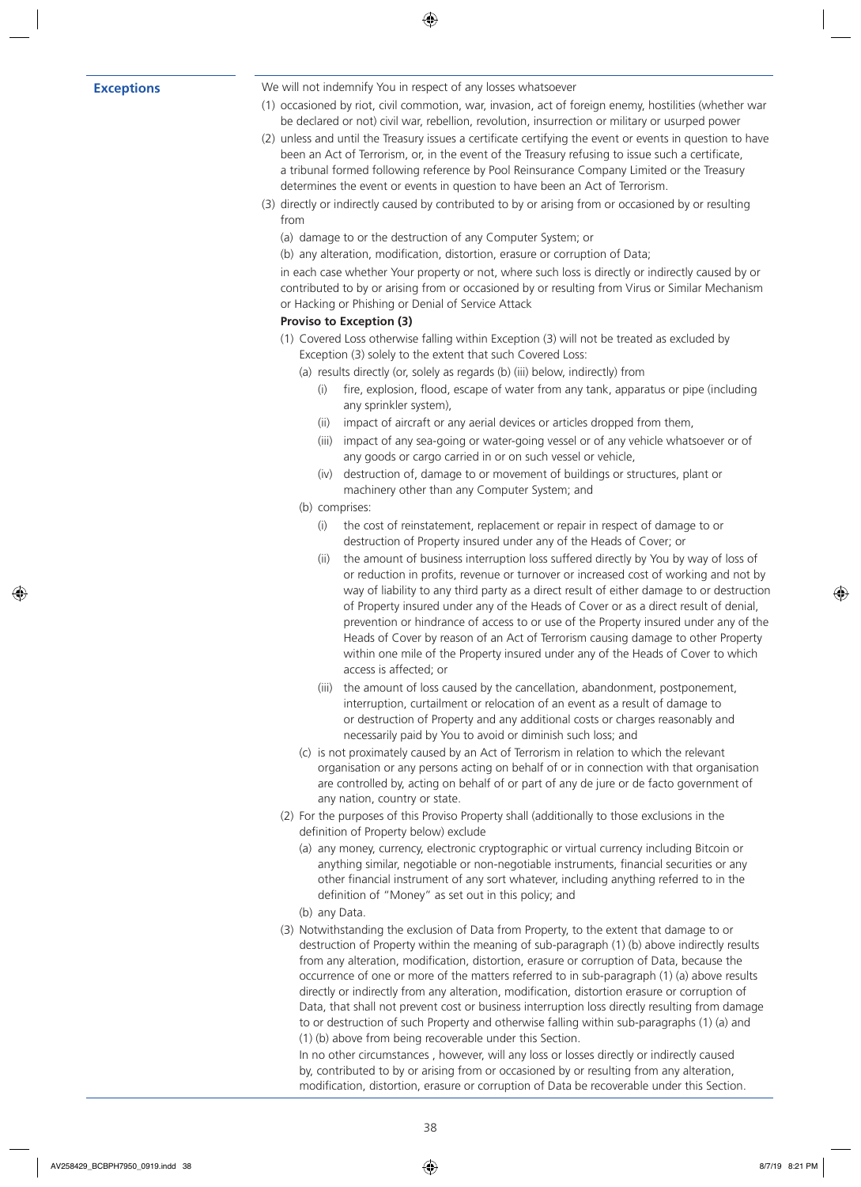## Exceptions

We will not indemnify You in respect of any losses whatsoever

(1) occasioned by riot, civil commotion, war, invasion, act of foreign enemy, hostilities (whether war be declared or not) civil war, rebellion, revolution, insurrection or military or usurped power

(2) unless and until the Treasury issues a certificate certifying the event or events in question to have been an Act of Terrorism, or, in the event of the Treasury refusing to issue such a certificate, a tribunal formed following reference by Pool Reinsurance Company Limited or the Treasury determines the event or events in question to have been an Act of Terrorism.

(3) directly or indirectly caused by contributed to by or arising from or occasioned by or resulting from

- (a) damage to or the destruction of any Computer System; or
- (b) any alteration, modification, distortion, erasure or corruption of Data;

in each case whether Your property or not, where such loss is directly or indirectly caused by or contributed to by or arising from or occasioned by or resulting from Virus or Similar Mechanism or Hacking or Phishing or Denial of Service Attack

**Proviso to Exception (3)**

(1) Covered Loss otherwise falling within Exception (3) will not be treated as excluded by Exception (3) solely to the extent that such Covered Loss:

- (a) results directly (or, solely as regards (b) (iii) below, indirectly) from
  - (i) fire, explosion, flood, escape of water from any tank, apparatus or pipe (including any sprinkler system),
  - (ii) impact of aircraft or any aerial devices or articles dropped from them,
  - (iii) impact of any sea-going or water-going vessel or of any vehicle whatsoever or of any goods or cargo carried in or on such vessel or vehicle,
  - (iv) destruction of, damage to or movement of buildings or structures, plant or machinery other than any Computer System; and
- (b) comprises:
  - (i) the cost of reinstatement, replacement or repair in respect of damage to or destruction of Property insured under any of the Heads of Cover; or
  - (ii) the amount of business interruption loss suffered directly by You by way of loss of or reduction in profits, revenue or turnover or increased cost of working and not by way of liability to any third party as a direct result of either damage to or destruction of Property insured under any of the Heads of Cover or as a direct result of denial, prevention or hindrance of access to or use of the Property insured under any of the Heads of Cover by reason of an Act of Terrorism causing damage to other Property within one mile of the Property insured under any of the Heads of Cover to which access is affected; or
  - (iii) the amount of loss caused by the cancellation, abandonment, postponement, interruption, curtailment or relocation of an event as a result of damage to or destruction of Property and any additional costs or charges reasonably and necessarily paid by You to avoid or diminish such loss; and
- (c) is not proximately caused by an Act of Terrorism in relation to which the relevant organisation or any persons acting on behalf of or in connection with that organisation are controlled by, acting on behalf of or part of any de jure or de facto government of any nation, country or state.

(2) For the purposes of this Proviso Property shall (additionally to those exclusions in the definition of Property below) exclude

- (a) any money, currency, electronic cryptographic or virtual currency including Bitcoin or anything similar, negotiable or non-negotiable instruments, financial securities or any other financial instrument of any sort whatever, including anything referred to in the definition of "Money" as set out in this policy; and
- (b) any Data.

(3) Notwithstanding the exclusion of Data from Property, to the extent that damage to or destruction of Property within the meaning of sub-paragraph (1) (b) above indirectly results from any alteration, modification, distortion, erasure or corruption of Data, because the occurrence of one or more of the matters referred to in sub-paragraph (1) (a) above results directly or indirectly from any alteration, modification, distortion erasure or corruption of Data, that shall not prevent cost or business interruption loss directly resulting from damage to or destruction of such Property and otherwise falling within sub-paragraphs (1) (a) and (1) (b) above from being recoverable under this Section.

In no other circumstances , however, will any loss or losses directly or indirectly caused by, contributed to by or arising from or occasioned by or resulting from any alteration, modification, distortion, erasure or corruption of Data be recoverable under this Section.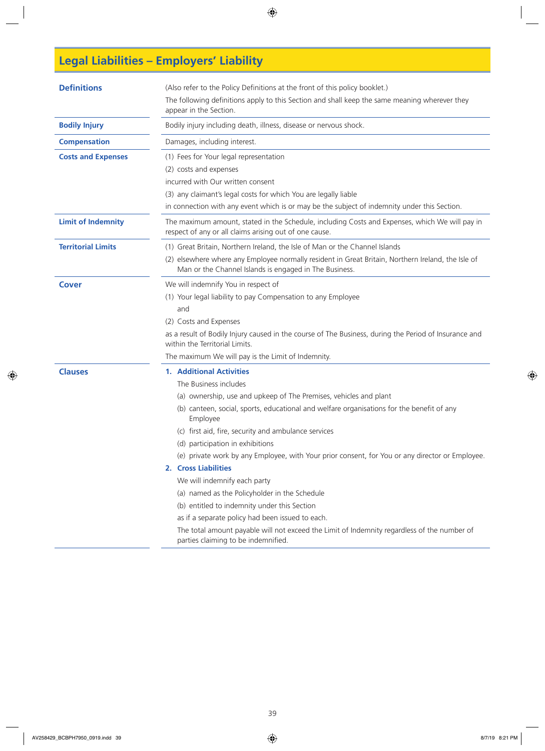# Legal Liabilities – Employers' Liability

## Definitions

(Also refer to the Policy Definitions at the front of this policy booklet.)

The following definitions apply to this Section and shall keep the same meaning wherever they appear in the Section.

**Bodily Injury**

Bodily injury including death, illness, disease or nervous shock.

**Compensation**

Damages, including interest.

**Costs and Expenses**

(1) Fees for Your legal representation

(2) costs and expenses

incurred with Our written consent

(3) any claimant's legal costs for which You are legally liable

in connection with any event which is or may be the subject of indemnity under this Section.

**Limit of Indemnity**

The maximum amount, stated in the Schedule, including Costs and Expenses, which We will pay in respect of any or all claims arising out of one cause.

**Territorial Limits**

(1) Great Britain, Northern Ireland, the Isle of Man or the Channel Islands

(2) elsewhere where any Employee normally resident in Great Britain, Northern Ireland, the Isle of Man or the Channel Islands is engaged in The Business.

## Cover

We will indemnify You in respect of

(1) Your legal liability to pay Compensation to any Employee

and

(2) Costs and Expenses

as a result of Bodily Injury caused in the course of The Business, during the Period of Insurance and within the Territorial Limits.

The maximum We will pay is the Limit of Indemnity.

## Clauses

### 1. Additional Activities

The Business includes

(a) ownership, use and upkeep of The Premises, vehicles and plant

(b) canteen, social, sports, educational and welfare organisations for the benefit of any Employee

(c) first aid, fire, security and ambulance services

(d) participation in exhibitions

(e) private work by any Employee, with Your prior consent, for You or any director or Employee.

### 2. Cross Liabilities

We will indemnify each party

(a) named as the Policyholder in the Schedule

(b) entitled to indemnity under this Section

as if a separate policy had been issued to each.

The total amount payable will not exceed the Limit of Indemnity regardless of the number of parties claiming to be indemnified.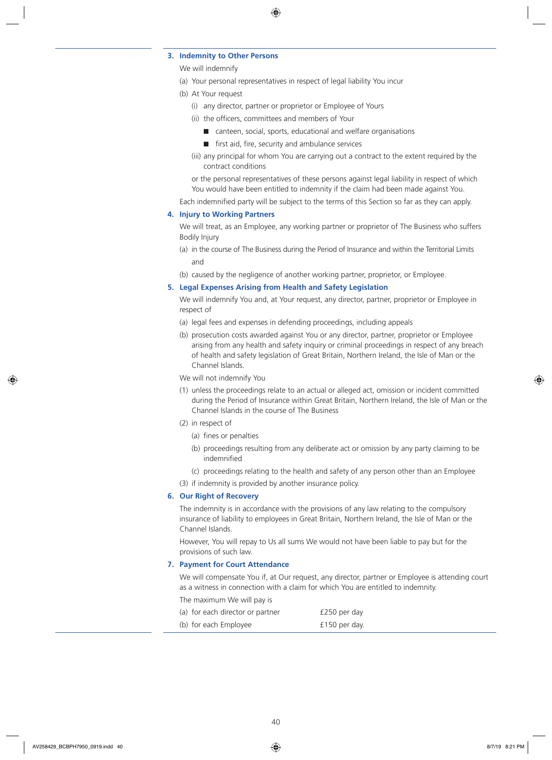### 3. Indemnity to Other Persons

We will indemnify

(a) Your personal representatives in respect of legal liability You incur

(b) At Your request

   (i) any director, partner or proprietor or Employee of Yours

   (ii) the officers, committees and members of Your

   - canteen, social, sports, educational and welfare organisations
   - first aid, fire, security and ambulance services

   (iii) any principal for whom You are carrying out a contract to the extent required by the contract conditions

   or the personal representatives of these persons against legal liability in respect of which You would have been entitled to indemnity if the claim had been made against You.

Each indemnified party will be subject to the terms of this Section so far as they can apply.

### 4. Injury to Working Partners

We will treat, as an Employee, any working partner or proprietor of The Business who suffers Bodily Injury

(a) in the course of The Business during the Period of Insurance and within the Territorial Limits

and

(b) caused by the negligence of another working partner, proprietor, or Employee.

### 5. Legal Expenses Arising from Health and Safety Legislation

We will indemnify You and, at Your request, any director, partner, proprietor or Employee in respect of

(a) legal fees and expenses in defending proceedings, including appeals

(b) prosecution costs awarded against You or any director, partner, proprietor or Employee arising from any health and safety inquiry or criminal proceedings in respect of any breach of health and safety legislation of Great Britain, Northern Ireland, the Isle of Man or the Channel Islands.

We will not indemnify You

(1) unless the proceedings relate to an actual or alleged act, omission or incident committed during the Period of Insurance within Great Britain, Northern Ireland, the Isle of Man or the Channel Islands in the course of The Business

(2) in respect of

   (a) fines or penalties

   (b) proceedings resulting from any deliberate act or omission by any party claiming to be indemnified

   (c) proceedings relating to the health and safety of any person other than an Employee

(3) if indemnity is provided by another insurance policy.

### 6. Our Right of Recovery

The indemnity is in accordance with the provisions of any law relating to the compulsory insurance of liability to employees in Great Britain, Northern Ireland, the Isle of Man or the Channel Islands.

However, You will repay to Us all sums We would not have been liable to pay but for the provisions of such law.

### 7. Payment for Court Attendance

We will compensate You if, at Our request, any director, partner or Employee is attending court as a witness in connection with a claim for which You are entitled to indemnity.

The maximum We will pay is

| | |
|---|---|
| (a) for each director or partner | £250 per day |
| (b) for each Employee | £150 per day. |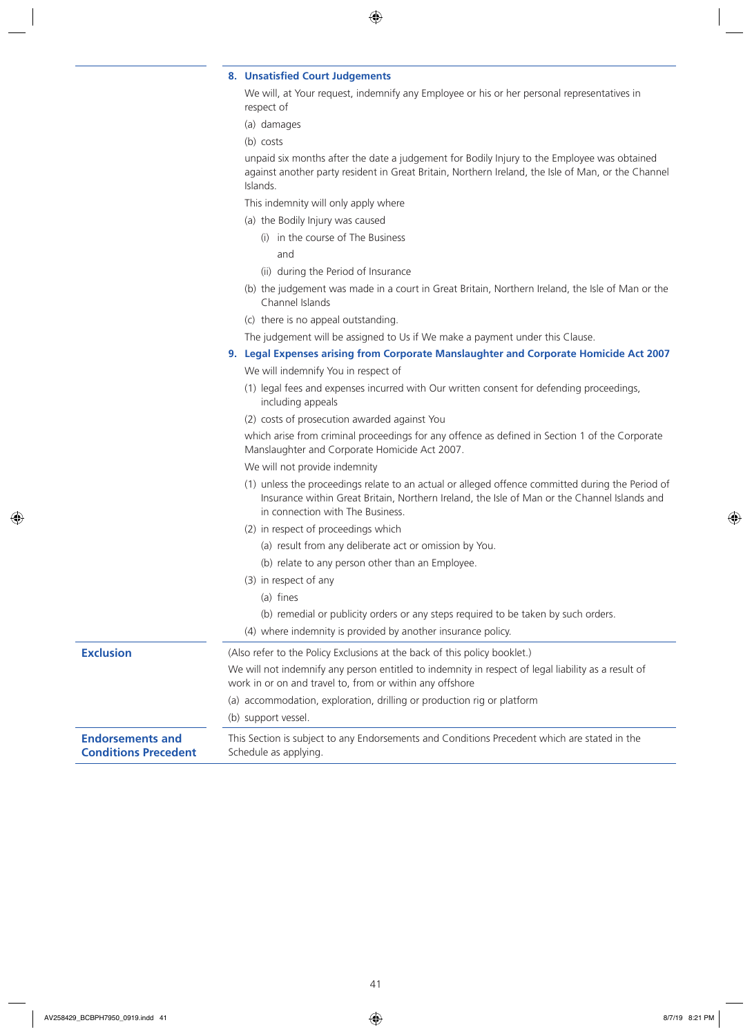### 8. Unsatisfied Court Judgements

We will, at Your request, indemnify any Employee or his or her personal representatives in respect of

(a) damages

(b) costs

unpaid six months after the date a judgement for Bodily Injury to the Employee was obtained against another party resident in Great Britain, Northern Ireland, the Isle of Man, or the Channel Islands.

This indemnity will only apply where

(a) the Bodily Injury was caused

- (i) in the course of The Business

  and

- (ii) during the Period of Insurance

(b) the judgement was made in a court in Great Britain, Northern Ireland, the Isle of Man or the Channel Islands

(c) there is no appeal outstanding.

The judgement will be assigned to Us if We make a payment under this Clause.

### 9. Legal Expenses arising from Corporate Manslaughter and Corporate Homicide Act 2007

We will indemnify You in respect of

(1) legal fees and expenses incurred with Our written consent for defending proceedings, including appeals

(2) costs of prosecution awarded against You

which arise from criminal proceedings for any offence as defined in Section 1 of the Corporate Manslaughter and Corporate Homicide Act 2007.

We will not provide indemnity

(1) unless the proceedings relate to an actual or alleged offence committed during the Period of Insurance within Great Britain, Northern Ireland, the Isle of Man or the Channel Islands and in connection with The Business.

(2) in respect of proceedings which

- (a) result from any deliberate act or omission by You.
- (b) relate to any person other than an Employee.

(3) in respect of any

- (a) fines
- (b) remedial or publicity orders or any steps required to be taken by such orders.

(4) where indemnity is provided by another insurance policy.

## Exclusion

(Also refer to the Policy Exclusions at the back of this policy booklet.)

We will not indemnify any person entitled to indemnity in respect of legal liability as a result of work in or on and travel to, from or within any offshore

(a) accommodation, exploration, drilling or production rig or platform

(b) support vessel.

## Endorsements and Conditions Precedent

This Section is subject to any Endorsements and Conditions Precedent which are stated in the Schedule as applying.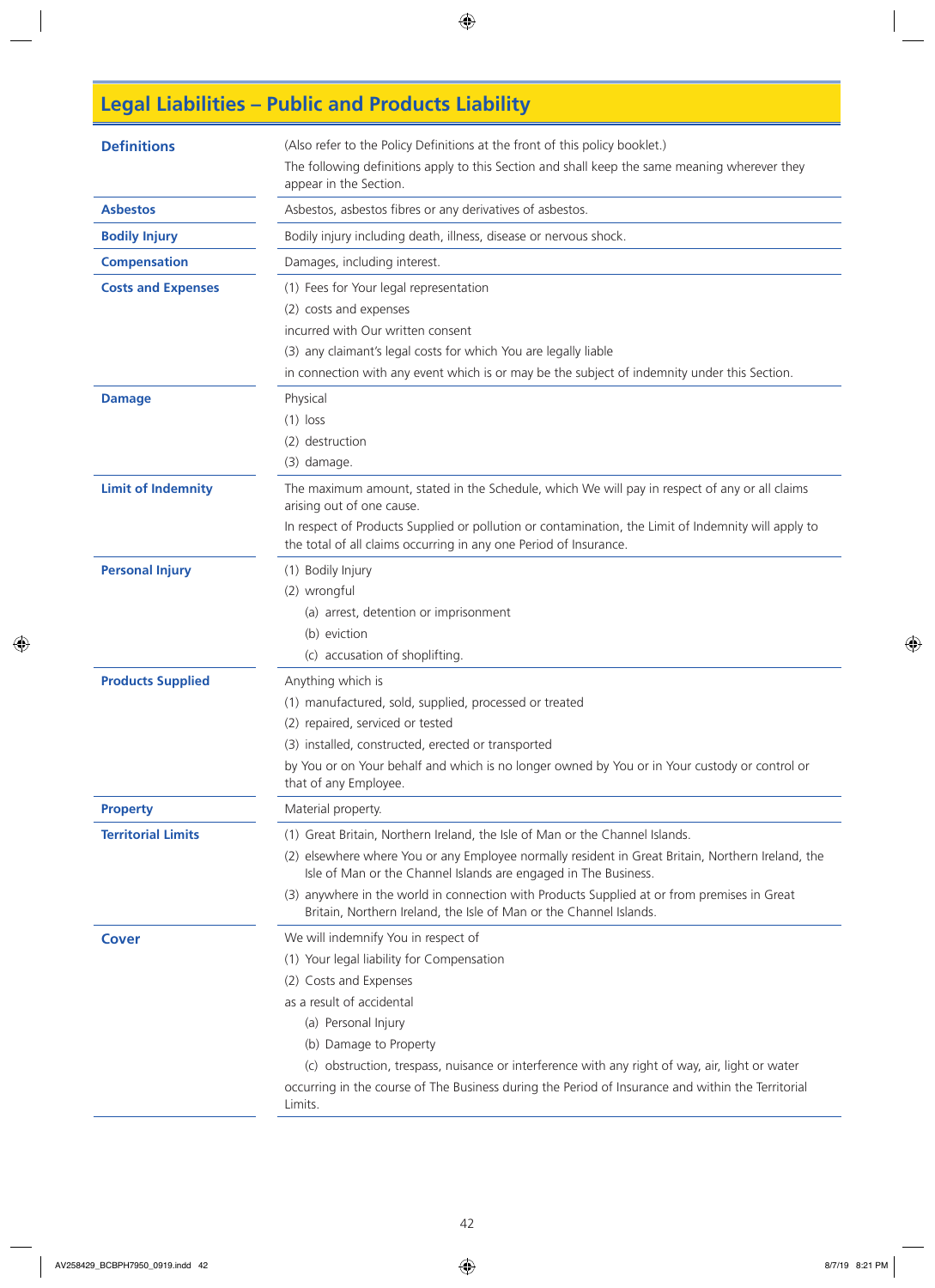# Legal Liabilities – Public and Products Liability

| | |
|---|---|
| **Definitions** | (Also refer to the Policy Definitions at the front of this policy booklet.)<br>The following definitions apply to this Section and shall keep the same meaning wherever they appear in the Section. |
| **Asbestos** | Asbestos, asbestos fibres or any derivatives of asbestos. |
| **Bodily Injury** | Bodily injury including death, illness, disease or nervous shock. |
| **Compensation** | Damages, including interest. |
| **Costs and Expenses** | (1) Fees for Your legal representation<br>(2) costs and expenses<br>incurred with Our written consent<br>(3) any claimant's legal costs for which You are legally liable<br>in connection with any event which is or may be the subject of indemnity under this Section. |
| **Damage** | Physical<br>(1) loss<br>(2) destruction<br>(3) damage. |
| **Limit of Indemnity** | The maximum amount, stated in the Schedule, which We will pay in respect of any or all claims arising out of one cause.<br>In respect of Products Supplied or pollution or contamination, the Limit of Indemnity will apply to the total of all claims occurring in any one Period of Insurance. |
| **Personal Injury** | (1) Bodily Injury<br>(2) wrongful<br>(a) arrest, detention or imprisonment<br>(b) eviction<br>(c) accusation of shoplifting. |
| **Products Supplied** | Anything which is<br>(1) manufactured, sold, supplied, processed or treated<br>(2) repaired, serviced or tested<br>(3) installed, constructed, erected or transported<br>by You or on Your behalf and which is no longer owned by You or in Your custody or control or that of any Employee. |
| **Property** | Material property. |
| **Territorial Limits** | (1) Great Britain, Northern Ireland, the Isle of Man or the Channel Islands.<br>(2) elsewhere where You or any Employee normally resident in Great Britain, Northern Ireland, the Isle of Man or the Channel Islands are engaged in The Business.<br>(3) anywhere in the world in connection with Products Supplied at or from premises in Great Britain, Northern Ireland, the Isle of Man or the Channel Islands. |
| **Cover** | We will indemnify You in respect of<br>(1) Your legal liability for Compensation<br>(2) Costs and Expenses<br>as a result of accidental<br>(a) Personal Injury<br>(b) Damage to Property<br>(c) obstruction, trespass, nuisance or interference with any right of way, air, light or water<br>occurring in the course of The Business during the Period of Insurance and within the Territorial Limits. |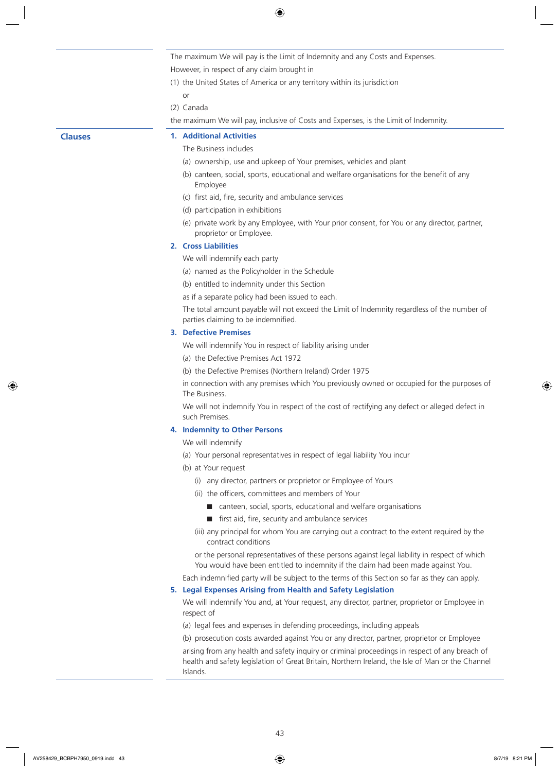The maximum We will pay is the Limit of Indemnity and any Costs and Expenses.

However, in respect of any claim brought in

(1) the United States of America or any territory within its jurisdiction

or

(2) Canada

the maximum We will pay, inclusive of Costs and Expenses, is the Limit of Indemnity.

## Clauses

### 1. Additional Activities

The Business includes

(a) ownership, use and upkeep of Your premises, vehicles and plant

(b) canteen, social, sports, educational and welfare organisations for the benefit of any Employee

(c) first aid, fire, security and ambulance services

(d) participation in exhibitions

(e) private work by any Employee, with Your prior consent, for You or any director, partner, proprietor or Employee.

### 2. Cross Liabilities

We will indemnify each party

(a) named as the Policyholder in the Schedule

(b) entitled to indemnity under this Section

as if a separate policy had been issued to each.

The total amount payable will not exceed the Limit of Indemnity regardless of the number of parties claiming to be indemnified.

### 3. Defective Premises

We will indemnify You in respect of liability arising under

(a) the Defective Premises Act 1972

(b) the Defective Premises (Northern Ireland) Order 1975

in connection with any premises which You previously owned or occupied for the purposes of The Business.

We will not indemnify You in respect of the cost of rectifying any defect or alleged defect in such Premises.

### 4. Indemnity to Other Persons

We will indemnify

(a) Your personal representatives in respect of legal liability You incur

(b) at Your request

- (i) any director, partners or proprietor or Employee of Yours
- (ii) the officers, committees and members of Your
  - canteen, social, sports, educational and welfare organisations
  - first aid, fire, security and ambulance services
- (iii) any principal for whom You are carrying out a contract to the extent required by the contract conditions

or the personal representatives of these persons against legal liability in respect of which You would have been entitled to indemnity if the claim had been made against You.

Each indemnified party will be subject to the terms of this Section so far as they can apply.

### 5. Legal Expenses Arising from Health and Safety Legislation

We will indemnify You and, at Your request, any director, partner, proprietor or Employee in respect of

(a) legal fees and expenses in defending proceedings, including appeals

(b) prosecution costs awarded against You or any director, partner, proprietor or Employee

arising from any health and safety inquiry or criminal proceedings in respect of any breach of health and safety legislation of Great Britain, Northern Ireland, the Isle of Man or the Channel Islands.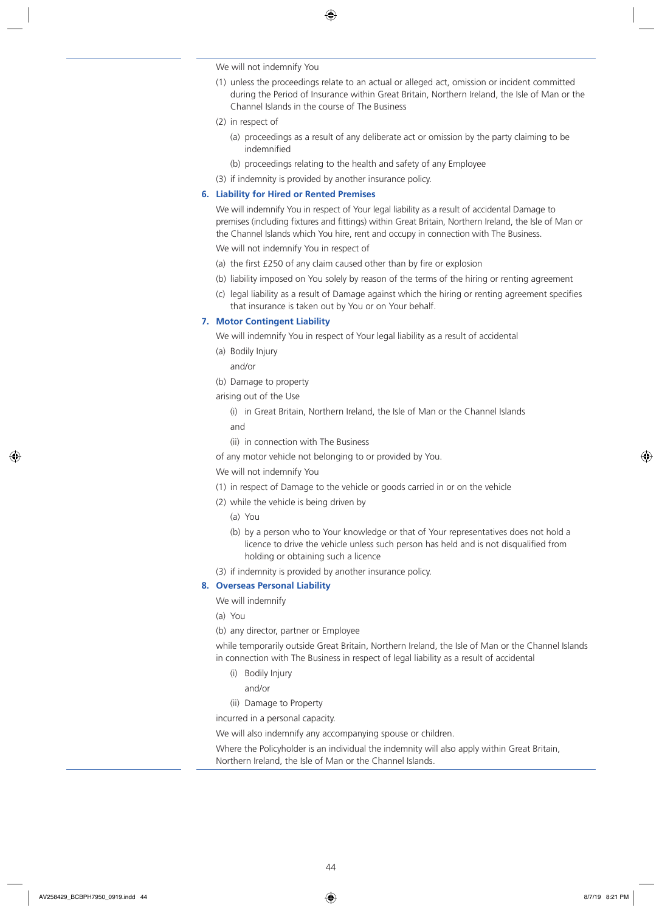We will not indemnify You

(1) unless the proceedings relate to an actual or alleged act, omission or incident committed during the Period of Insurance within Great Britain, Northern Ireland, the Isle of Man or the Channel Islands in the course of The Business

(2) in respect of

  (a) proceedings as a result of any deliberate act or omission by the party claiming to be indemnified

  (b) proceedings relating to the health and safety of any Employee

(3) if indemnity is provided by another insurance policy.

### 6. Liability for Hired or Rented Premises

We will indemnify You in respect of Your legal liability as a result of accidental Damage to premises (including fixtures and fittings) within Great Britain, Northern Ireland, the Isle of Man or the Channel Islands which You hire, rent and occupy in connection with The Business.

We will not indemnify You in respect of

(a) the first £250 of any claim caused other than by fire or explosion

(b) liability imposed on You solely by reason of the terms of the hiring or renting agreement

(c) legal liability as a result of Damage against which the hiring or renting agreement specifies that insurance is taken out by You or on Your behalf.

### 7. Motor Contingent Liability

We will indemnify You in respect of Your legal liability as a result of accidental

(a) Bodily Injury

  and/or

(b) Damage to property

arising out of the Use

  (i) in Great Britain, Northern Ireland, the Isle of Man or the Channel Islands

  and

  (ii) in connection with The Business

of any motor vehicle not belonging to or provided by You.

We will not indemnify You

(1) in respect of Damage to the vehicle or goods carried in or on the vehicle

(2) while the vehicle is being driven by

  (a) You

  (b) by a person who to Your knowledge or that of Your representatives does not hold a licence to drive the vehicle unless such person has held and is not disqualified from holding or obtaining such a licence

(3) if indemnity is provided by another insurance policy.

### 8. Overseas Personal Liability

We will indemnify

(a) You

(b) any director, partner or Employee

while temporarily outside Great Britain, Northern Ireland, the Isle of Man or the Channel Islands in connection with The Business in respect of legal liability as a result of accidental

  (i) Bodily Injury

    and/or

  (ii) Damage to Property

incurred in a personal capacity.

We will also indemnify any accompanying spouse or children.

Where the Policyholder is an individual the indemnity will also apply within Great Britain, Northern Ireland, the Isle of Man or the Channel Islands.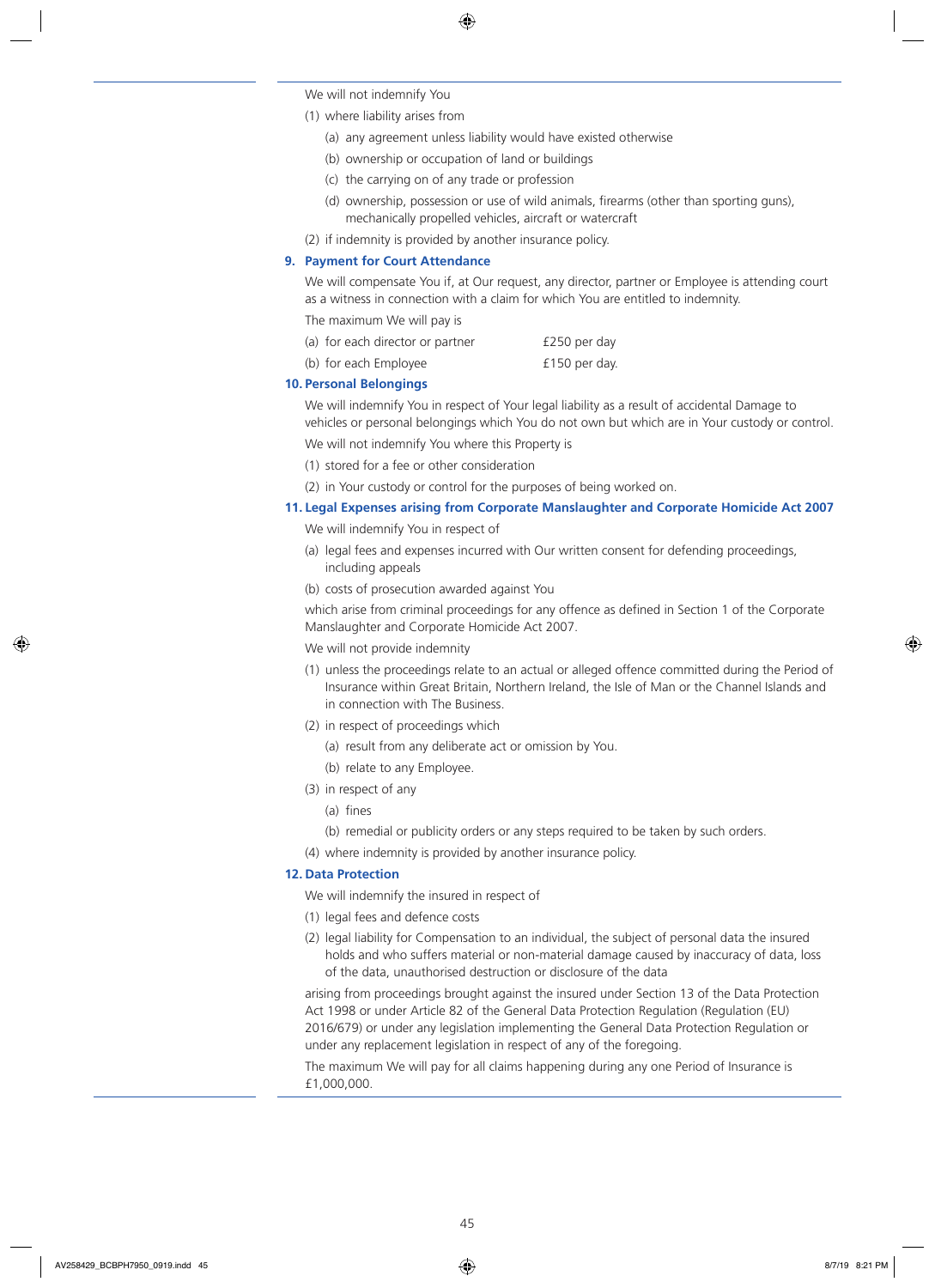We will not indemnify You

(1) where liability arises from

   (a) any agreement unless liability would have existed otherwise

   (b) ownership or occupation of land or buildings

   (c) the carrying on of any trade or profession

   (d) ownership, possession or use of wild animals, firearms (other than sporting guns), mechanically propelled vehicles, aircraft or watercraft

(2) if indemnity is provided by another insurance policy.

### 9. Payment for Court Attendance

We will compensate You if, at Our request, any director, partner or Employee is attending court as a witness in connection with a claim for which You are entitled to indemnity.

The maximum We will pay is

| | |
|---|---|
| (a) for each director or partner | £250 per day |
| (b) for each Employee | £150 per day. |

### 10. Personal Belongings

We will indemnify You in respect of Your legal liability as a result of accidental Damage to vehicles or personal belongings which You do not own but which are in Your custody or control.

We will not indemnify You where this Property is

(1) stored for a fee or other consideration

(2) in Your custody or control for the purposes of being worked on.

### 11. Legal Expenses arising from Corporate Manslaughter and Corporate Homicide Act 2007

We will indemnify You in respect of

(a) legal fees and expenses incurred with Our written consent for defending proceedings, including appeals

(b) costs of prosecution awarded against You

which arise from criminal proceedings for any offence as defined in Section 1 of the Corporate Manslaughter and Corporate Homicide Act 2007.

We will not provide indemnity

(1) unless the proceedings relate to an actual or alleged offence committed during the Period of Insurance within Great Britain, Northern Ireland, the Isle of Man or the Channel Islands and in connection with The Business.

(2) in respect of proceedings which

   (a) result from any deliberate act or omission by You.

   (b) relate to any Employee.

(3) in respect of any

   (a) fines

   (b) remedial or publicity orders or any steps required to be taken by such orders.

(4) where indemnity is provided by another insurance policy.

### 12. Data Protection

We will indemnify the insured in respect of

(1) legal fees and defence costs

(2) legal liability for Compensation to an individual, the subject of personal data the insured holds and who suffers material or non-material damage caused by inaccuracy of data, loss of the data, unauthorised destruction or disclosure of the data

arising from proceedings brought against the insured under Section 13 of the Data Protection Act 1998 or under Article 82 of the General Data Protection Regulation (Regulation (EU) 2016/679) or under any legislation implementing the General Data Protection Regulation or under any replacement legislation in respect of any of the foregoing.

The maximum We will pay for all claims happening during any one Period of Insurance is £1,000,000.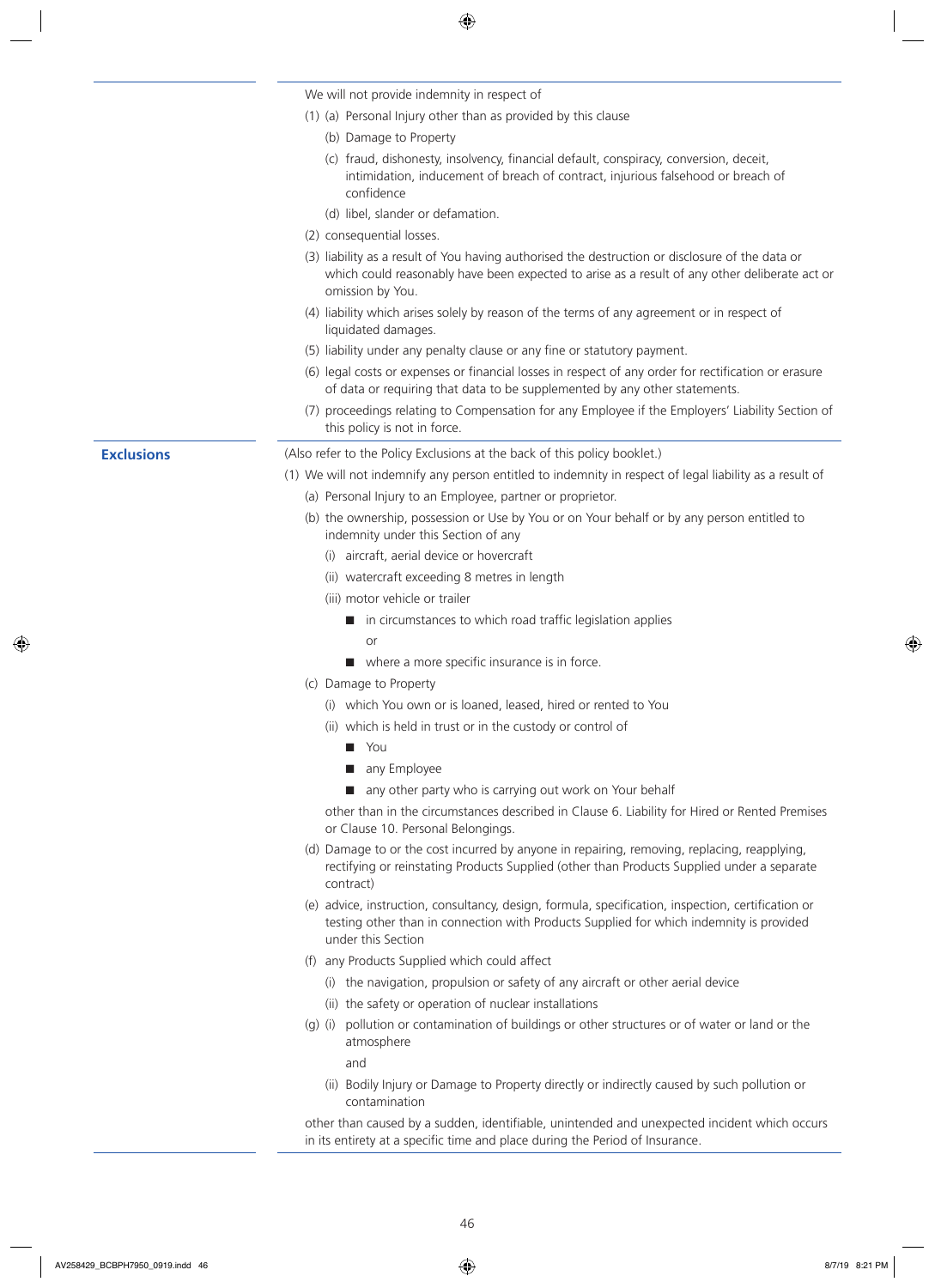We will not provide indemnity in respect of

(1) (a) Personal Injury other than as provided by this clause

(b) Damage to Property

(c) fraud, dishonesty, insolvency, financial default, conspiracy, conversion, deceit, intimidation, inducement of breach of contract, injurious falsehood or breach of confidence

(d) libel, slander or defamation.

(2) consequential losses.

(3) liability as a result of You having authorised the destruction or disclosure of the data or which could reasonably have been expected to arise as a result of any other deliberate act or omission by You.

(4) liability which arises solely by reason of the terms of any agreement or in respect of liquidated damages.

(5) liability under any penalty clause or any fine or statutory payment.

(6) legal costs or expenses or financial losses in respect of any order for rectification or erasure of data or requiring that data to be supplemented by any other statements.

(7) proceedings relating to Compensation for any Employee if the Employers' Liability Section of this policy is not in force.

## Exclusions

(Also refer to the Policy Exclusions at the back of this policy booklet.)

(1) We will not indemnify any person entitled to indemnity in respect of legal liability as a result of

(a) Personal Injury to an Employee, partner or proprietor.

(b) the ownership, possession or Use by You or on Your behalf or by any person entitled to indemnity under this Section of any

(i) aircraft, aerial device or hovercraft

(ii) watercraft exceeding 8 metres in length

(iii) motor vehicle or trailer

- in circumstances to which road traffic legislation applies

  or

- where a more specific insurance is in force.

(c) Damage to Property

(i) which You own or is loaned, leased, hired or rented to You

(ii) which is held in trust or in the custody or control of

- You
- any Employee
- any other party who is carrying out work on Your behalf

other than in the circumstances described in Clause 6. Liability for Hired or Rented Premises or Clause 10. Personal Belongings.

(d) Damage to or the cost incurred by anyone in repairing, removing, replacing, reapplying, rectifying or reinstating Products Supplied (other than Products Supplied under a separate contract)

(e) advice, instruction, consultancy, design, formula, specification, inspection, certification or testing other than in connection with Products Supplied for which indemnity is provided under this Section

(f) any Products Supplied which could affect

(i) the navigation, propulsion or safety of any aircraft or other aerial device

(ii) the safety or operation of nuclear installations

(g) (i) pollution or contamination of buildings or other structures or of water or land or the atmosphere

and

(ii) Bodily Injury or Damage to Property directly or indirectly caused by such pollution or contamination

other than caused by a sudden, identifiable, unintended and unexpected incident which occurs in its entirety at a specific time and place during the Period of Insurance.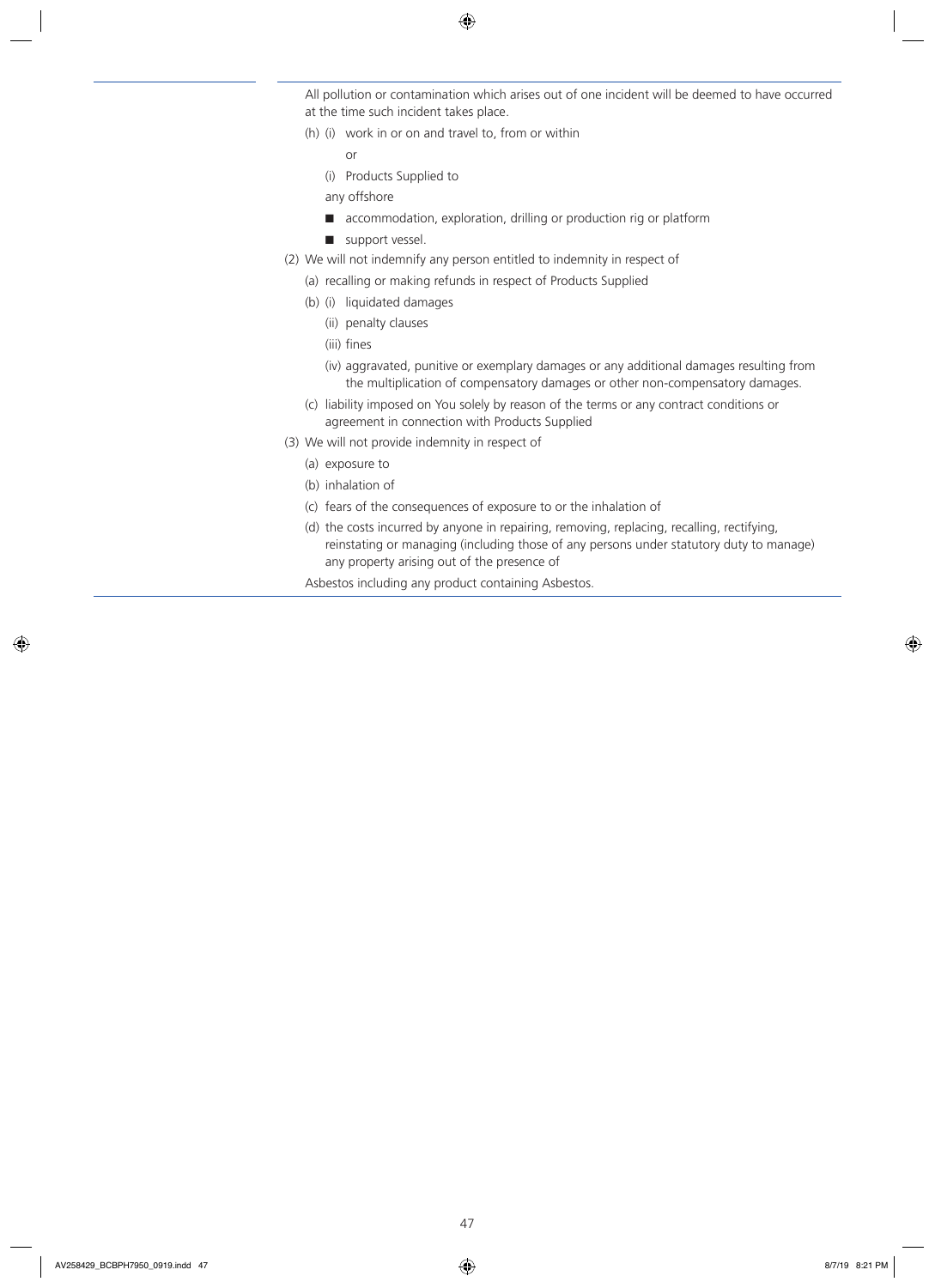All pollution or contamination which arises out of one incident will be deemed to have occurred at the time such incident takes place.

(h) (i) work in or on and travel to, from or within

or

(i) Products Supplied to

any offshore

- accommodation, exploration, drilling or production rig or platform
- support vessel.

(2) We will not indemnify any person entitled to indemnity in respect of

(a) recalling or making refunds in respect of Products Supplied

(b) (i) liquidated damages

(ii) penalty clauses

(iii) fines

(iv) aggravated, punitive or exemplary damages or any additional damages resulting from the multiplication of compensatory damages or other non-compensatory damages.

(c) liability imposed on You solely by reason of the terms or any contract conditions or agreement in connection with Products Supplied

(3) We will not provide indemnity in respect of

(a) exposure to

(b) inhalation of

(c) fears of the consequences of exposure to or the inhalation of

(d) the costs incurred by anyone in repairing, removing, replacing, recalling, rectifying, reinstating or managing (including those of any persons under statutory duty to manage) any property arising out of the presence of

Asbestos including any product containing Asbestos.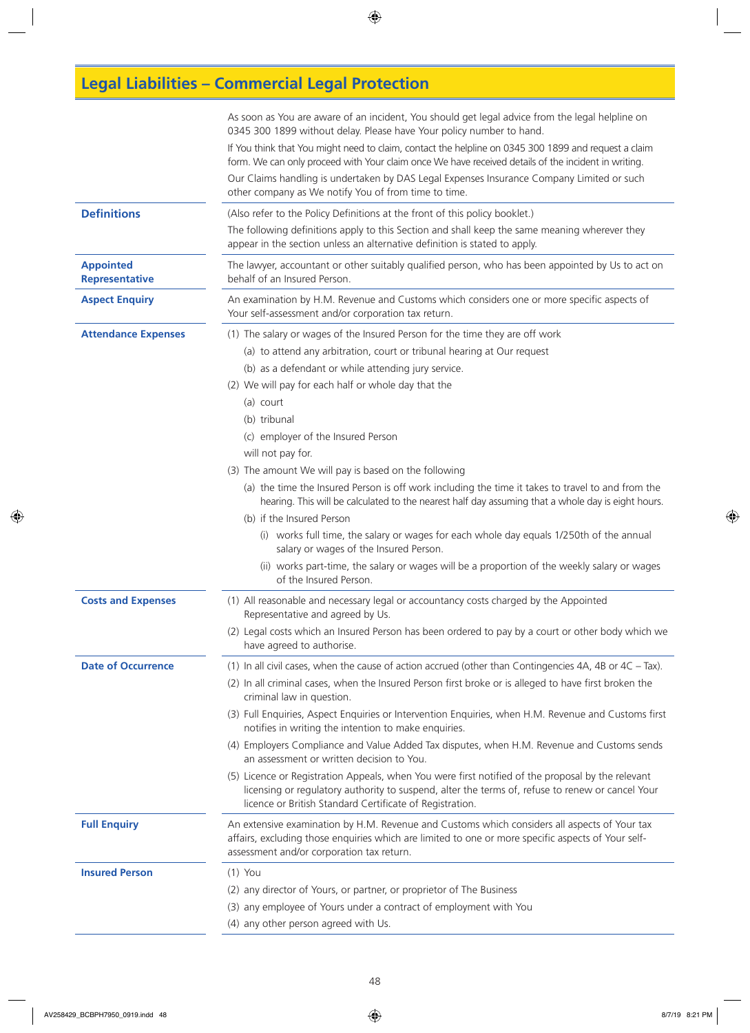# Legal Liabilities – Commercial Legal Protection

As soon as You are aware of an incident, You should get legal advice from the legal helpline on 0345 300 1899 without delay. Please have Your policy number to hand.

If You think that You might need to claim, contact the helpline on 0345 300 1899 and request a claim form. We can only proceed with Your claim once We have received details of the incident in writing.

Our Claims handling is undertaken by DAS Legal Expenses Insurance Company Limited or such other company as We notify You of from time to time.

## Definitions

(Also refer to the Policy Definitions at the front of this policy booklet.)

The following definitions apply to this Section and shall keep the same meaning wherever they appear in the section unless an alternative definition is stated to apply.

**Appointed Representative**

The lawyer, accountant or other suitably qualified person, who has been appointed by Us to act on behalf of an Insured Person.

**Aspect Enquiry**

An examination by H.M. Revenue and Customs which considers one or more specific aspects of Your self-assessment and/or corporation tax return.

**Attendance Expenses**

(1) The salary or wages of the Insured Person for the time they are off work
   - (a) to attend any arbitration, court or tribunal hearing at Our request
   - (b) as a defendant or while attending jury service.

(2) We will pay for each half or whole day that the
   - (a) court
   - (b) tribunal
   - (c) employer of the Insured Person

   will not pay for.

(3) The amount We will pay is based on the following
   - (a) the time the Insured Person is off work including the time it takes to travel to and from the hearing. This will be calculated to the nearest half day assuming that a whole day is eight hours.
   - (b) if the Insured Person
     - (i) works full time, the salary or wages for each whole day equals 1/250th of the annual salary or wages of the Insured Person.
     - (ii) works part-time, the salary or wages will be a proportion of the weekly salary or wages of the Insured Person.

**Costs and Expenses**

(1) All reasonable and necessary legal or accountancy costs charged by the Appointed Representative and agreed by Us.

(2) Legal costs which an Insured Person has been ordered to pay by a court or other body which we have agreed to authorise.

**Date of Occurrence**

(1) In all civil cases, when the cause of action accrued (other than Contingencies 4A, 4B or 4C – Tax).

(2) In all criminal cases, when the Insured Person first broke or is alleged to have first broken the criminal law in question.

(3) Full Enquiries, Aspect Enquiries or Intervention Enquiries, when H.M. Revenue and Customs first notifies in writing the intention to make enquiries.

(4) Employers Compliance and Value Added Tax disputes, when H.M. Revenue and Customs sends an assessment or written decision to You.

(5) Licence or Registration Appeals, when You were first notified of the proposal by the relevant licensing or regulatory authority to suspend, alter the terms of, refuse to renew or cancel Your licence or British Standard Certificate of Registration.

**Full Enquiry**

An extensive examination by H.M. Revenue and Customs which considers all aspects of Your tax affairs, excluding those enquiries which are limited to one or more specific aspects of Your self-assessment and/or corporation tax return.

**Insured Person**

(1) You

(2) any director of Yours, or partner, or proprietor of The Business

(3) any employee of Yours under a contract of employment with You

(4) any other person agreed with Us.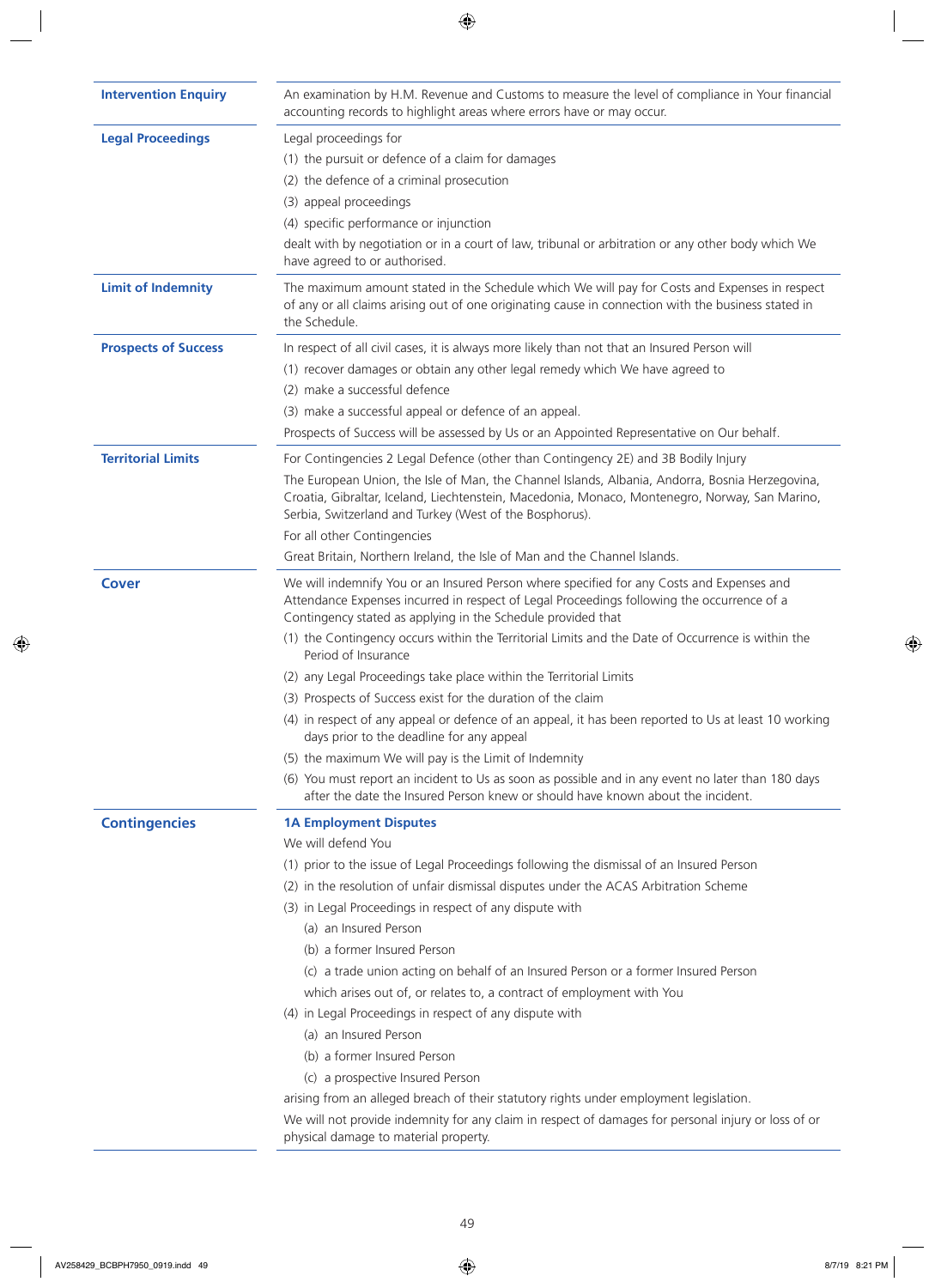**Intervention Enquiry**

An examination by H.M. Revenue and Customs to measure the level of compliance in Your financial accounting records to highlight areas where errors have or may occur.

**Legal Proceedings**

Legal proceedings for

(1) the pursuit or defence of a claim for damages

(2) the defence of a criminal prosecution

(3) appeal proceedings

(4) specific performance or injunction

dealt with by negotiation or in a court of law, tribunal or arbitration or any other body which We have agreed to or authorised.

**Limit of Indemnity**

The maximum amount stated in the Schedule which We will pay for Costs and Expenses in respect of any or all claims arising out of one originating cause in connection with the business stated in the Schedule.

**Prospects of Success**

In respect of all civil cases, it is always more likely than not that an Insured Person will

(1) recover damages or obtain any other legal remedy which We have agreed to

(2) make a successful defence

(3) make a successful appeal or defence of an appeal.

Prospects of Success will be assessed by Us or an Appointed Representative on Our behalf.

**Territorial Limits**

For Contingencies 2 Legal Defence (other than Contingency 2E) and 3B Bodily Injury

The European Union, the Isle of Man, the Channel Islands, Albania, Andorra, Bosnia Herzegovina, Croatia, Gibraltar, Iceland, Liechtenstein, Macedonia, Monaco, Montenegro, Norway, San Marino, Serbia, Switzerland and Turkey (West of the Bosphorus).

For all other Contingencies

Great Britain, Northern Ireland, the Isle of Man and the Channel Islands.

## Cover

We will indemnify You or an Insured Person where specified for any Costs and Expenses and Attendance Expenses incurred in respect of Legal Proceedings following the occurrence of a Contingency stated as applying in the Schedule provided that

(1) the Contingency occurs within the Territorial Limits and the Date of Occurrence is within the Period of Insurance

(2) any Legal Proceedings take place within the Territorial Limits

(3) Prospects of Success exist for the duration of the claim

(4) in respect of any appeal or defence of an appeal, it has been reported to Us at least 10 working days prior to the deadline for any appeal

(5) the maximum We will pay is the Limit of Indemnity

(6) You must report an incident to Us as soon as possible and in any event no later than 180 days after the date the Insured Person knew or should have known about the incident.

## Contingencies

### 1A Employment Disputes

We will defend You

(1) prior to the issue of Legal Proceedings following the dismissal of an Insured Person

(2) in the resolution of unfair dismissal disputes under the ACAS Arbitration Scheme

(3) in Legal Proceedings in respect of any dispute with

- (a) an Insured Person
- (b) a former Insured Person
- (c) a trade union acting on behalf of an Insured Person or a former Insured Person

which arises out of, or relates to, a contract of employment with You

(4) in Legal Proceedings in respect of any dispute with

- (a) an Insured Person
- (b) a former Insured Person
- (c) a prospective Insured Person

arising from an alleged breach of their statutory rights under employment legislation.

We will not provide indemnity for any claim in respect of damages for personal injury or loss of or physical damage to material property.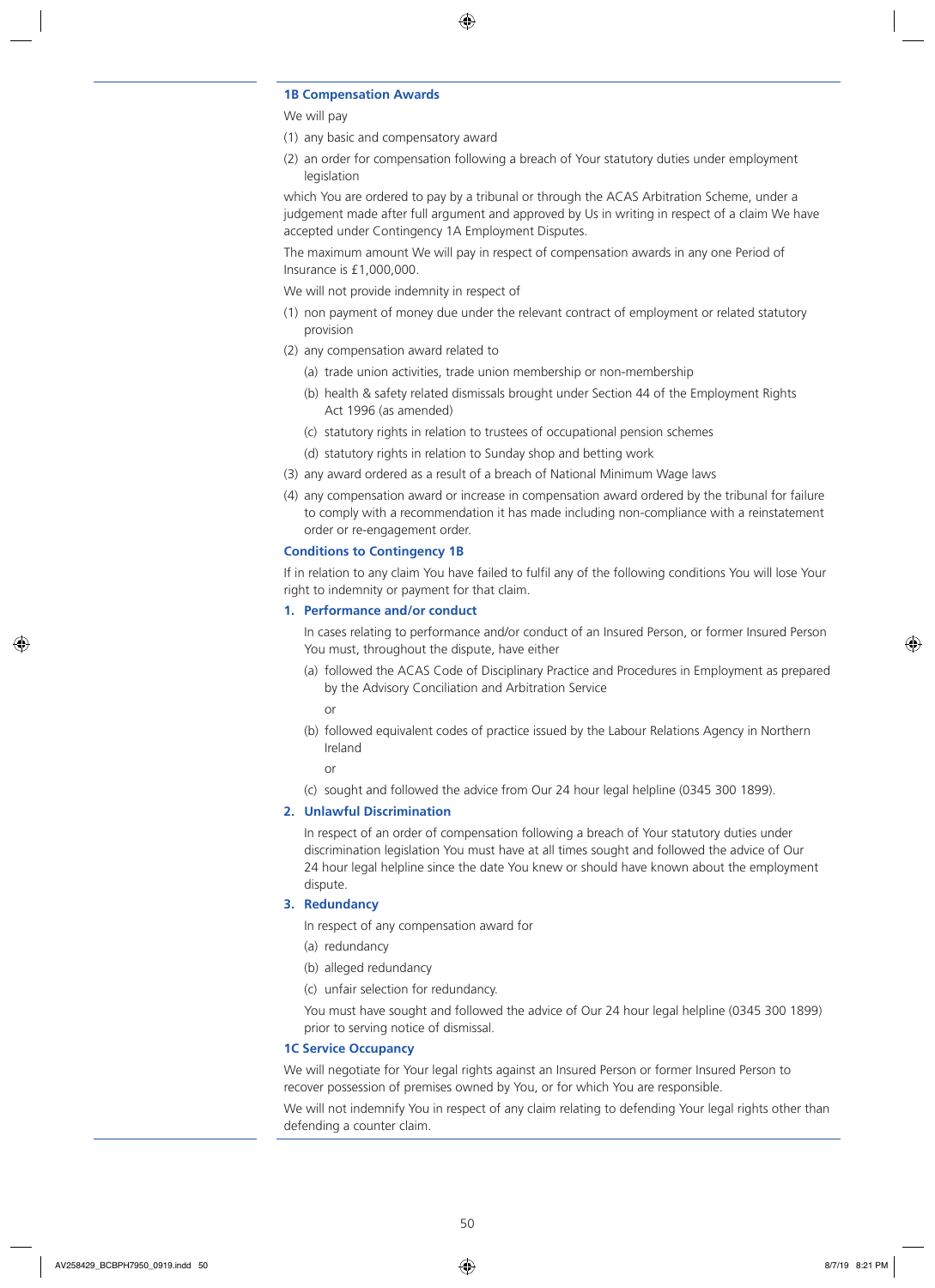### 1B Compensation Awards

We will pay

(1) any basic and compensatory award

(2) an order for compensation following a breach of Your statutory duties under employment legislation

which You are ordered to pay by a tribunal or through the ACAS Arbitration Scheme, under a judgement made after full argument and approved by Us in writing in respect of a claim We have accepted under Contingency 1A Employment Disputes.

The maximum amount We will pay in respect of compensation awards in any one Period of Insurance is £1,000,000.

We will not provide indemnity in respect of

(1) non payment of money due under the relevant contract of employment or related statutory provision

(2) any compensation award related to

   (a) trade union activities, trade union membership or non-membership

   (b) health & safety related dismissals brought under Section 44 of the Employment Rights Act 1996 (as amended)

   (c) statutory rights in relation to trustees of occupational pension schemes

   (d) statutory rights in relation to Sunday shop and betting work

(3) any award ordered as a result of a breach of National Minimum Wage laws

(4) any compensation award or increase in compensation award ordered by the tribunal for failure to comply with a recommendation it has made including non-compliance with a reinstatement order or re-engagement order.

### Conditions to Contingency 1B

If in relation to any claim You have failed to fulfil any of the following conditions You will lose Your right to indemnity or payment for that claim.

#### 1. Performance and/or conduct

In cases relating to performance and/or conduct of an Insured Person, or former Insured Person You must, throughout the dispute, have either

(a) followed the ACAS Code of Disciplinary Practice and Procedures in Employment as prepared by the Advisory Conciliation and Arbitration Service

or

(b) followed equivalent codes of practice issued by the Labour Relations Agency in Northern Ireland

or

(c) sought and followed the advice from Our 24 hour legal helpline (0345 300 1899).

#### 2. Unlawful Discrimination

In respect of an order of compensation following a breach of Your statutory duties under discrimination legislation You must have at all times sought and followed the advice of Our 24 hour legal helpline since the date You knew or should have known about the employment dispute.

#### 3. Redundancy

In respect of any compensation award for

(a) redundancy

(b) alleged redundancy

(c) unfair selection for redundancy.

You must have sought and followed the advice of Our 24 hour legal helpline (0345 300 1899) prior to serving notice of dismissal.

### 1C Service Occupancy

We will negotiate for Your legal rights against an Insured Person or former Insured Person to recover possession of premises owned by You, or for which You are responsible.

We will not indemnify You in respect of any claim relating to defending Your legal rights other than defending a counter claim.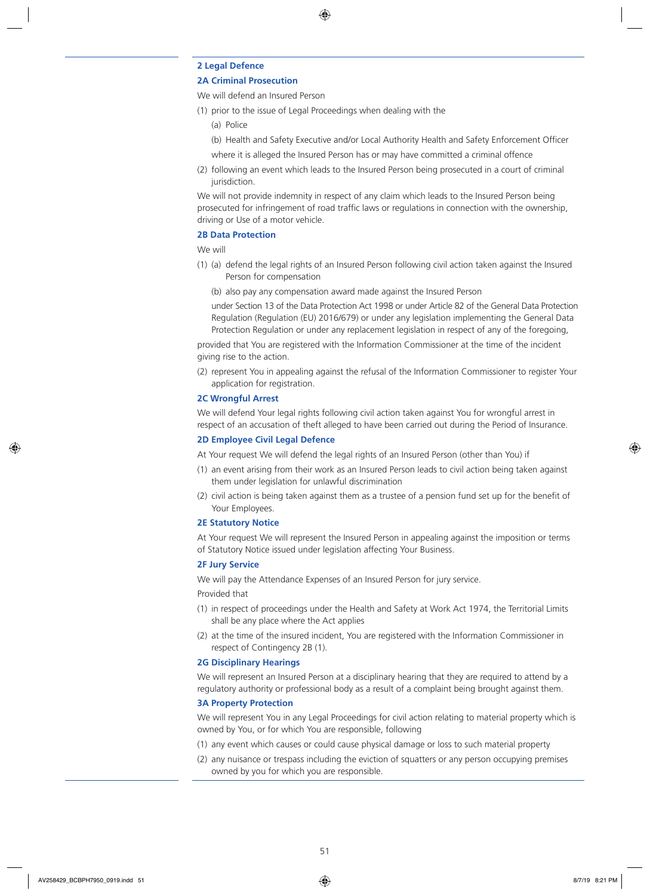## 2 Legal Defence

### 2A Criminal Prosecution

We will defend an Insured Person

(1) prior to the issue of Legal Proceedings when dealing with the

  (a) Police

  (b) Health and Safety Executive and/or Local Authority Health and Safety Enforcement Officer

  where it is alleged the Insured Person has or may have committed a criminal offence

(2) following an event which leads to the Insured Person being prosecuted in a court of criminal jurisdiction.

We will not provide indemnity in respect of any claim which leads to the Insured Person being prosecuted for infringement of road traffic laws or regulations in connection with the ownership, driving or Use of a motor vehicle.

### 2B Data Protection

We will

(1) (a) defend the legal rights of an Insured Person following civil action taken against the Insured Person for compensation

  (b) also pay any compensation award made against the Insured Person

  under Section 13 of the Data Protection Act 1998 or under Article 82 of the General Data Protection Regulation (Regulation (EU) 2016/679) or under any legislation implementing the General Data Protection Regulation or under any replacement legislation in respect of any of the foregoing,

provided that You are registered with the Information Commissioner at the time of the incident giving rise to the action.

(2) represent You in appealing against the refusal of the Information Commissioner to register Your application for registration.

### 2C Wrongful Arrest

We will defend Your legal rights following civil action taken against You for wrongful arrest in respect of an accusation of theft alleged to have been carried out during the Period of Insurance.

### 2D Employee Civil Legal Defence

At Your request We will defend the legal rights of an Insured Person (other than You) if

(1) an event arising from their work as an Insured Person leads to civil action being taken against them under legislation for unlawful discrimination

(2) civil action is being taken against them as a trustee of a pension fund set up for the benefit of Your Employees.

### 2E Statutory Notice

At Your request We will represent the Insured Person in appealing against the imposition or terms of Statutory Notice issued under legislation affecting Your Business.

### 2F Jury Service

We will pay the Attendance Expenses of an Insured Person for jury service.

Provided that

(1) in respect of proceedings under the Health and Safety at Work Act 1974, the Territorial Limits shall be any place where the Act applies

(2) at the time of the insured incident, You are registered with the Information Commissioner in respect of Contingency 2B (1).

### 2G Disciplinary Hearings

We will represent an Insured Person at a disciplinary hearing that they are required to attend by a regulatory authority or professional body as a result of a complaint being brought against them.

### 3A Property Protection

We will represent You in any Legal Proceedings for civil action relating to material property which is owned by You, or for which You are responsible, following

(1) any event which causes or could cause physical damage or loss to such material property

(2) any nuisance or trespass including the eviction of squatters or any person occupying premises owned by you for which you are responsible.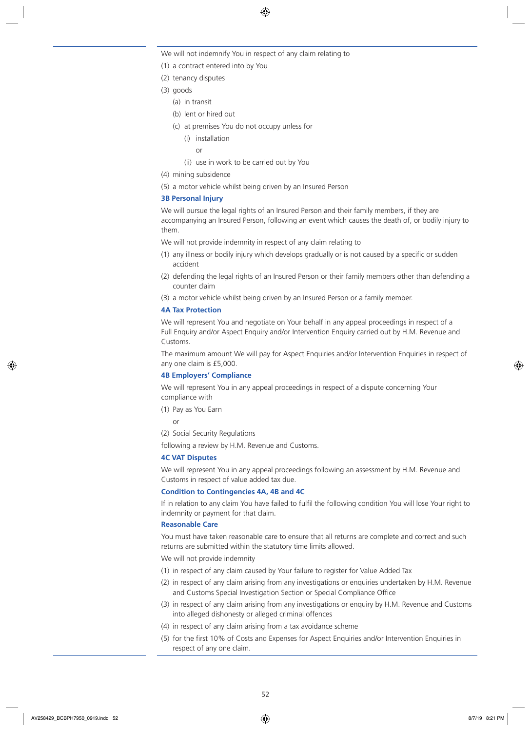We will not indemnify You in respect of any claim relating to

(1) a contract entered into by You

(2) tenancy disputes

(3) goods

  (a) in transit

  (b) lent or hired out

  (c) at premises You do not occupy unless for

    (i) installation

    or

    (ii) use in work to be carried out by You

(4) mining subsidence

(5) a motor vehicle whilst being driven by an Insured Person

### 3B Personal Injury

We will pursue the legal rights of an Insured Person and their family members, if they are accompanying an Insured Person, following an event which causes the death of, or bodily injury to them.

We will not provide indemnity in respect of any claim relating to

(1) any illness or bodily injury which develops gradually or is not caused by a specific or sudden accident

(2) defending the legal rights of an Insured Person or their family members other than defending a counter claim

(3) a motor vehicle whilst being driven by an Insured Person or a family member.

### 4A Tax Protection

We will represent You and negotiate on Your behalf in any appeal proceedings in respect of a Full Enquiry and/or Aspect Enquiry and/or Intervention Enquiry carried out by H.M. Revenue and Customs.

The maximum amount We will pay for Aspect Enquiries and/or Intervention Enquiries in respect of any one claim is £5,000.

### 4B Employers' Compliance

We will represent You in any appeal proceedings in respect of a dispute concerning Your compliance with

(1) Pay as You Earn

  or

(2) Social Security Regulations

following a review by H.M. Revenue and Customs.

### 4C VAT Disputes

We will represent You in any appeal proceedings following an assessment by H.M. Revenue and Customs in respect of value added tax due.

### Condition to Contingencies 4A, 4B and 4C

If in relation to any claim You have failed to fulfil the following condition You will lose Your right to indemnity or payment for that claim.

### Reasonable Care

You must have taken reasonable care to ensure that all returns are complete and correct and such returns are submitted within the statutory time limits allowed.

We will not provide indemnity

(1) in respect of any claim caused by Your failure to register for Value Added Tax

(2) in respect of any claim arising from any investigations or enquiries undertaken by H.M. Revenue and Customs Special Investigation Section or Special Compliance Office

(3) in respect of any claim arising from any investigations or enquiry by H.M. Revenue and Customs into alleged dishonesty or alleged criminal offences

(4) in respect of any claim arising from a tax avoidance scheme

(5) for the first 10% of Costs and Expenses for Aspect Enquiries and/or Intervention Enquiries in respect of any one claim.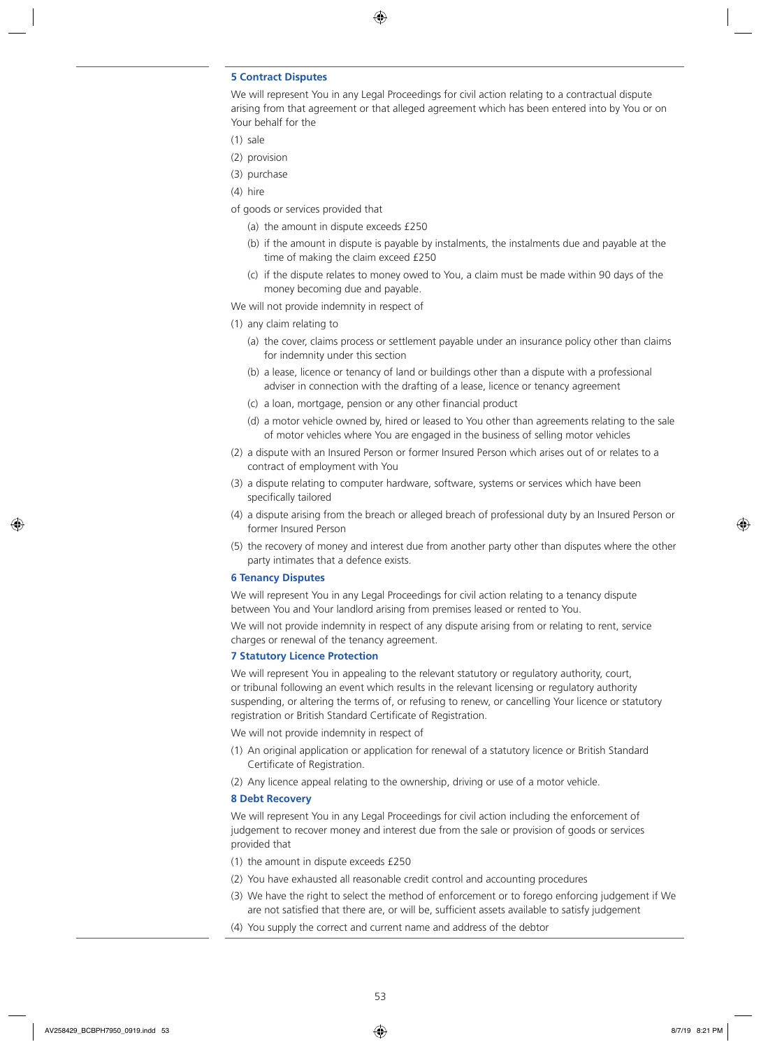### 5 Contract Disputes

We will represent You in any Legal Proceedings for civil action relating to a contractual dispute arising from that agreement or that alleged agreement which has been entered into by You or on Your behalf for the

(1) sale

(2) provision

(3) purchase

(4) hire

of goods or services provided that

(a) the amount in dispute exceeds £250

(b) if the amount in dispute is payable by instalments, the instalments due and payable at the time of making the claim exceed £250

(c) if the dispute relates to money owed to You, a claim must be made within 90 days of the money becoming due and payable.

We will not provide indemnity in respect of

(1) any claim relating to

(a) the cover, claims process or settlement payable under an insurance policy other than claims for indemnity under this section

(b) a lease, licence or tenancy of land or buildings other than a dispute with a professional adviser in connection with the drafting of a lease, licence or tenancy agreement

(c) a loan, mortgage, pension or any other financial product

(d) a motor vehicle owned by, hired or leased to You other than agreements relating to the sale of motor vehicles where You are engaged in the business of selling motor vehicles

(2) a dispute with an Insured Person or former Insured Person which arises out of or relates to a contract of employment with You

(3) a dispute relating to computer hardware, software, systems or services which have been specifically tailored

(4) a dispute arising from the breach or alleged breach of professional duty by an Insured Person or former Insured Person

(5) the recovery of money and interest due from another party other than disputes where the other party intimates that a defence exists.

### 6 Tenancy Disputes

We will represent You in any Legal Proceedings for civil action relating to a tenancy dispute between You and Your landlord arising from premises leased or rented to You.

We will not provide indemnity in respect of any dispute arising from or relating to rent, service charges or renewal of the tenancy agreement.

### 7 Statutory Licence Protection

We will represent You in appealing to the relevant statutory or regulatory authority, court, or tribunal following an event which results in the relevant licensing or regulatory authority suspending, or altering the terms of, or refusing to renew, or cancelling Your licence or statutory registration or British Standard Certificate of Registration.

We will not provide indemnity in respect of

(1) An original application or application for renewal of a statutory licence or British Standard Certificate of Registration.

(2) Any licence appeal relating to the ownership, driving or use of a motor vehicle.

### 8 Debt Recovery

We will represent You in any Legal Proceedings for civil action including the enforcement of judgement to recover money and interest due from the sale or provision of goods or services provided that

(1) the amount in dispute exceeds £250

(2) You have exhausted all reasonable credit control and accounting procedures

(3) We have the right to select the method of enforcement or to forego enforcing judgement if We are not satisfied that there are, or will be, sufficient assets available to satisfy judgement

(4) You supply the correct and current name and address of the debtor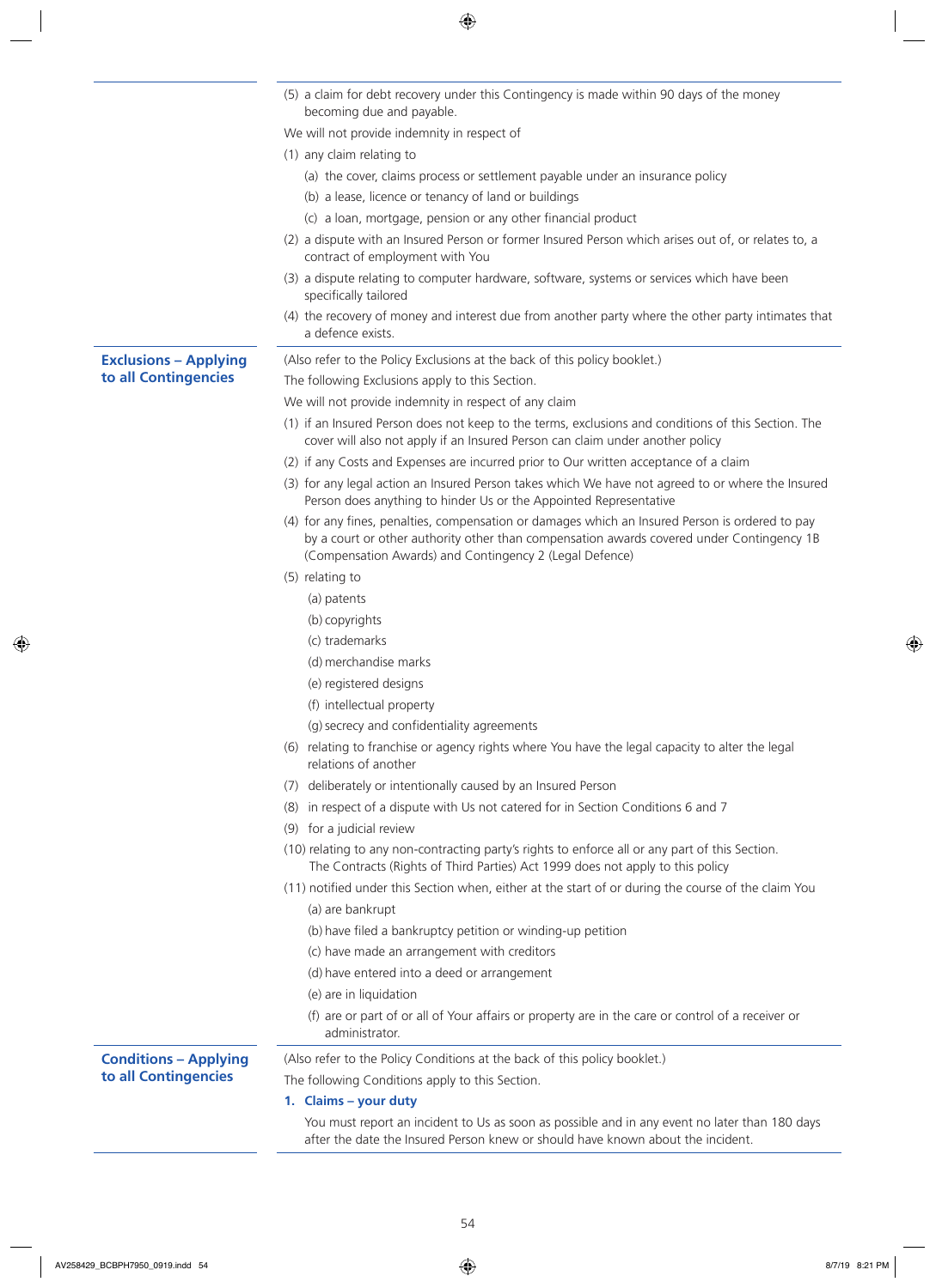(5) a claim for debt recovery under this Contingency is made within 90 days of the money becoming due and payable.

We will not provide indemnity in respect of

(1) any claim relating to

  (a) the cover, claims process or settlement payable under an insurance policy

  (b) a lease, licence or tenancy of land or buildings

  (c) a loan, mortgage, pension or any other financial product

(2) a dispute with an Insured Person or former Insured Person which arises out of, or relates to, a contract of employment with You

(3) a dispute relating to computer hardware, software, systems or services which have been specifically tailored

(4) the recovery of money and interest due from another party where the other party intimates that a defence exists.

## Exclusions – Applying to all Contingencies

(Also refer to the Policy Exclusions at the back of this policy booklet.)

The following Exclusions apply to this Section.

We will not provide indemnity in respect of any claim

(1) if an Insured Person does not keep to the terms, exclusions and conditions of this Section. The cover will also not apply if an Insured Person can claim under another policy

(2) if any Costs and Expenses are incurred prior to Our written acceptance of a claim

(3) for any legal action an Insured Person takes which We have not agreed to or where the Insured Person does anything to hinder Us or the Appointed Representative

(4) for any fines, penalties, compensation or damages which an Insured Person is ordered to pay by a court or other authority other than compensation awards covered under Contingency 1B (Compensation Awards) and Contingency 2 (Legal Defence)

(5) relating to

  (a) patents

  (b) copyrights

  (c) trademarks

  (d) merchandise marks

  (e) registered designs

  (f) intellectual property

  (g) secrecy and confidentiality agreements

(6) relating to franchise or agency rights where You have the legal capacity to alter the legal relations of another

(7) deliberately or intentionally caused by an Insured Person

(8) in respect of a dispute with Us not catered for in Section Conditions 6 and 7

(9) for a judicial review

(10) relating to any non-contracting party's rights to enforce all or any part of this Section. The Contracts (Rights of Third Parties) Act 1999 does not apply to this policy

(11) notified under this Section when, either at the start of or during the course of the claim You

  (a) are bankrupt

  (b) have filed a bankruptcy petition or winding-up petition

  (c) have made an arrangement with creditors

  (d) have entered into a deed or arrangement

  (e) are in liquidation

  (f) are or part of or all of Your affairs or property are in the care or control of a receiver or administrator.

## Conditions – Applying to all Contingencies

(Also refer to the Policy Conditions at the back of this policy booklet.)

The following Conditions apply to this Section.

### 1. Claims – your duty

You must report an incident to Us as soon as possible and in any event no later than 180 days after the date the Insured Person knew or should have known about the incident.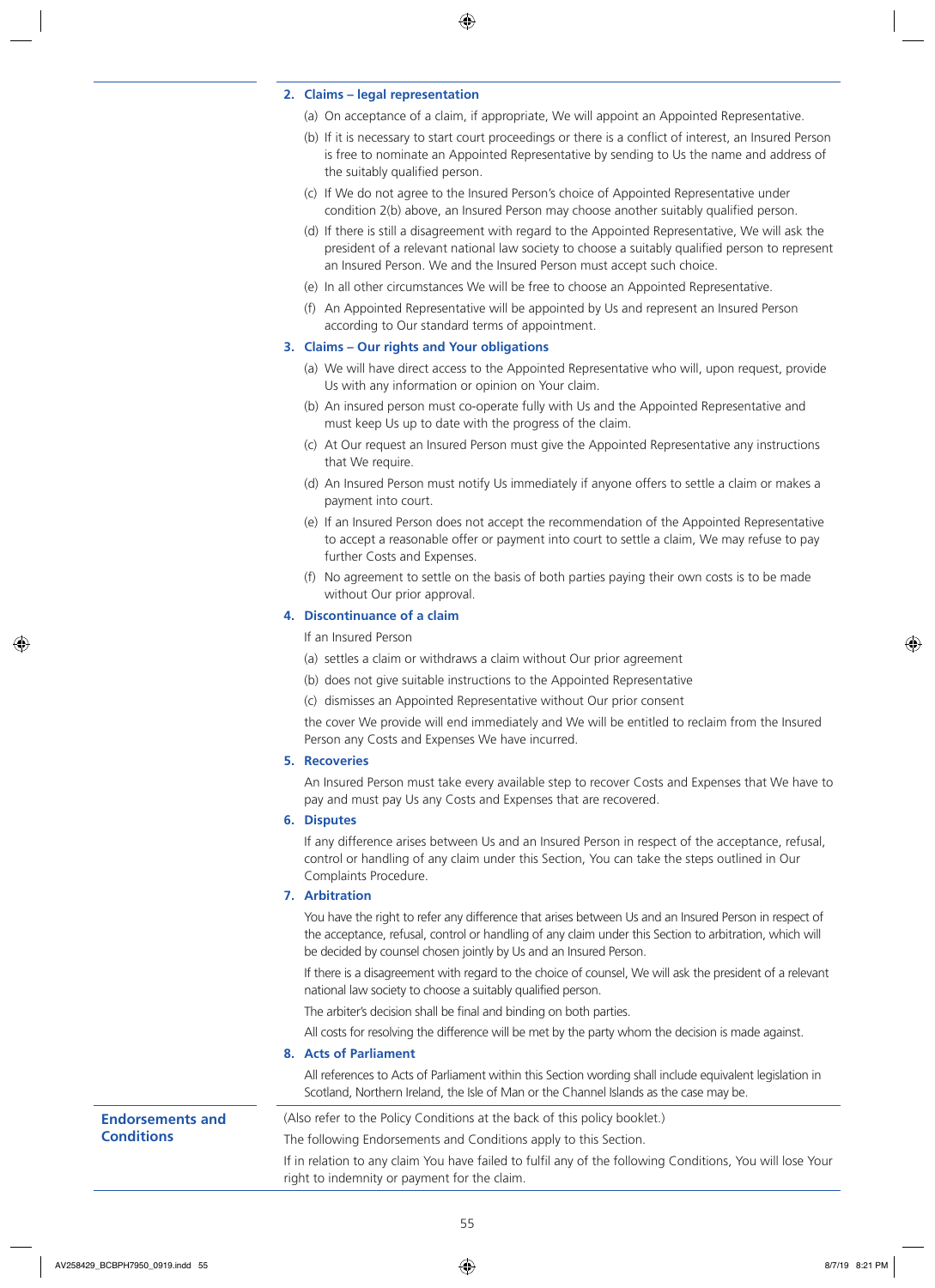## 2. Claims – legal representation

(a) On acceptance of a claim, if appropriate, We will appoint an Appointed Representative.

(b) If it is necessary to start court proceedings or there is a conflict of interest, an Insured Person is free to nominate an Appointed Representative by sending to Us the name and address of the suitably qualified person.

(c) If We do not agree to the Insured Person's choice of Appointed Representative under condition 2(b) above, an Insured Person may choose another suitably qualified person.

(d) If there is still a disagreement with regard to the Appointed Representative, We will ask the president of a relevant national law society to choose a suitably qualified person to represent an Insured Person. We and the Insured Person must accept such choice.

(e) In all other circumstances We will be free to choose an Appointed Representative.

(f) An Appointed Representative will be appointed by Us and represent an Insured Person according to Our standard terms of appointment.

## 3. Claims – Our rights and Your obligations

(a) We will have direct access to the Appointed Representative who will, upon request, provide Us with any information or opinion on Your claim.

(b) An insured person must co-operate fully with Us and the Appointed Representative and must keep Us up to date with the progress of the claim.

(c) At Our request an Insured Person must give the Appointed Representative any instructions that We require.

(d) An Insured Person must notify Us immediately if anyone offers to settle a claim or makes a payment into court.

(e) If an Insured Person does not accept the recommendation of the Appointed Representative to accept a reasonable offer or payment into court to settle a claim, We may refuse to pay further Costs and Expenses.

(f) No agreement to settle on the basis of both parties paying their own costs is to be made without Our prior approval.

## 4. Discontinuance of a claim

If an Insured Person

(a) settles a claim or withdraws a claim without Our prior agreement

(b) does not give suitable instructions to the Appointed Representative

(c) dismisses an Appointed Representative without Our prior consent

the cover We provide will end immediately and We will be entitled to reclaim from the Insured Person any Costs and Expenses We have incurred.

## 5. Recoveries

An Insured Person must take every available step to recover Costs and Expenses that We have to pay and must pay Us any Costs and Expenses that are recovered.

## 6. Disputes

If any difference arises between Us and an Insured Person in respect of the acceptance, refusal, control or handling of any claim under this Section, You can take the steps outlined in Our Complaints Procedure.

## 7. Arbitration

You have the right to refer any difference that arises between Us and an Insured Person in respect of the acceptance, refusal, control or handling of any claim under this Section to arbitration, which will be decided by counsel chosen jointly by Us and an Insured Person.

If there is a disagreement with regard to the choice of counsel, We will ask the president of a relevant national law society to choose a suitably qualified person.

The arbiter's decision shall be final and binding on both parties.

All costs for resolving the difference will be met by the party whom the decision is made against.

## 8. Acts of Parliament

All references to Acts of Parliament within this Section wording shall include equivalent legislation in Scotland, Northern Ireland, the Isle of Man or the Channel Islands as the case may be.

# Endorsements and Conditions

(Also refer to the Policy Conditions at the back of this policy booklet.)

The following Endorsements and Conditions apply to this Section.

If in relation to any claim You have failed to fulfil any of the following Conditions, You will lose Your right to indemnity or payment for the claim.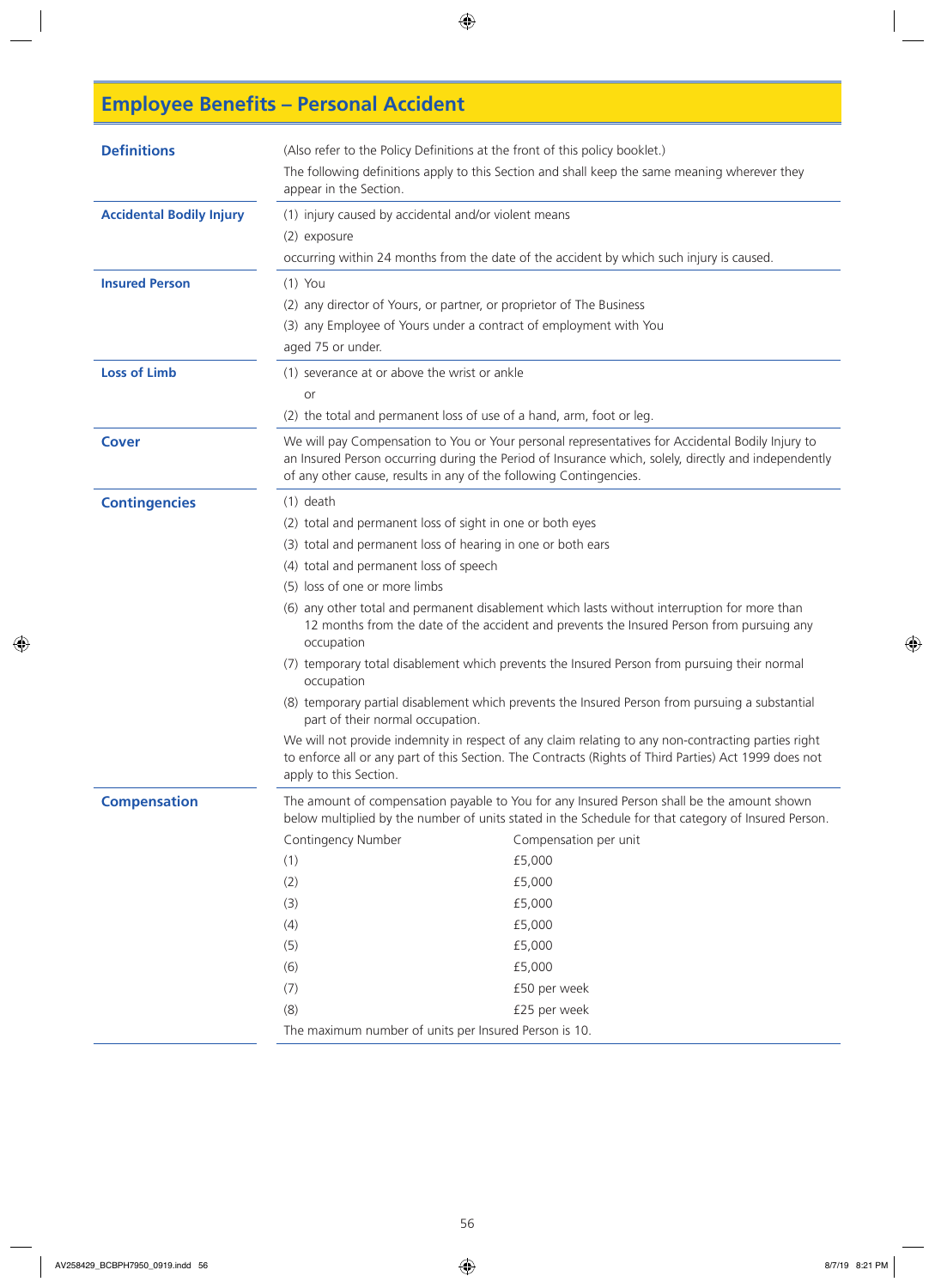# Employee Benefits – Personal Accident

### Definitions

(Also refer to the Policy Definitions at the front of this policy booklet.)

The following definitions apply to this Section and shall keep the same meaning wherever they appear in the Section.

**Accidental Bodily Injury**

(1) injury caused by accidental and/or violent means

(2) exposure

occurring within 24 months from the date of the accident by which such injury is caused.

**Insured Person**

(1) You

(2) any director of Yours, or partner, or proprietor of The Business

(3) any Employee of Yours under a contract of employment with You

aged 75 or under.

**Loss of Limb**

(1) severance at or above the wrist or ankle

or

(2) the total and permanent loss of use of a hand, arm, foot or leg.

### Cover

We will pay Compensation to You or Your personal representatives for Accidental Bodily Injury to an Insured Person occurring during the Period of Insurance which, solely, directly and independently of any other cause, results in any of the following Contingencies.

### Contingencies

(1) death

(2) total and permanent loss of sight in one or both eyes

(3) total and permanent loss of hearing in one or both ears

(4) total and permanent loss of speech

(5) loss of one or more limbs

(6) any other total and permanent disablement which lasts without interruption for more than 12 months from the date of the accident and prevents the Insured Person from pursuing any occupation

(7) temporary total disablement which prevents the Insured Person from pursuing their normal occupation

(8) temporary partial disablement which prevents the Insured Person from pursuing a substantial part of their normal occupation.

We will not provide indemnity in respect of any claim relating to any non-contracting parties right to enforce all or any part of this Section. The Contracts (Rights of Third Parties) Act 1999 does not apply to this Section.

### Compensation

The amount of compensation payable to You for any Insured Person shall be the amount shown below multiplied by the number of units stated in the Schedule for that category of Insured Person.

| Contingency Number | Compensation per unit |
|---|---|
| (1) | £5,000 |
| (2) | £5,000 |
| (3) | £5,000 |
| (4) | £5,000 |
| (5) | £5,000 |
| (6) | £5,000 |
| (7) | £50 per week |
| (8) | £25 per week |

The maximum number of units per Insured Person is 10.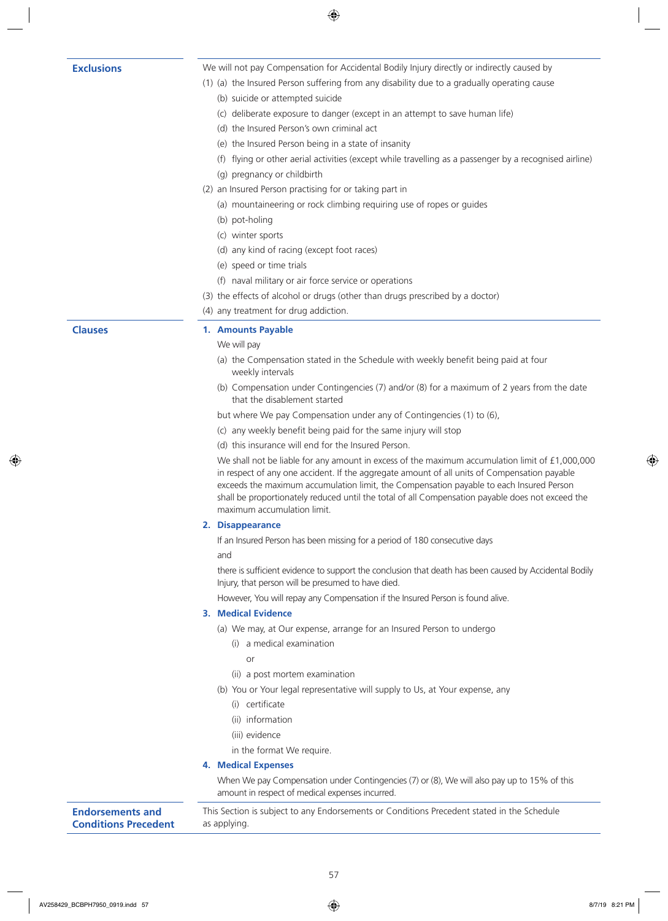## Exclusions

We will not pay Compensation for Accidental Bodily Injury directly or indirectly caused by

(1) (a) the Insured Person suffering from any disability due to a gradually operating cause

(b) suicide or attempted suicide

(c) deliberate exposure to danger (except in an attempt to save human life)

(d) the Insured Person's own criminal act

(e) the Insured Person being in a state of insanity

(f) flying or other aerial activities (except while travelling as a passenger by a recognised airline)

(g) pregnancy or childbirth

(2) an Insured Person practising for or taking part in

(a) mountaineering or rock climbing requiring use of ropes or guides

(b) pot-holing

(c) winter sports

(d) any kind of racing (except foot races)

(e) speed or time trials

(f) naval military or air force service or operations

(3) the effects of alcohol or drugs (other than drugs prescribed by a doctor)

(4) any treatment for drug addiction.

## Clauses

### 1. Amounts Payable

We will pay

(a) the Compensation stated in the Schedule with weekly benefit being paid at four weekly intervals

(b) Compensation under Contingencies (7) and/or (8) for a maximum of 2 years from the date that the disablement started

but where We pay Compensation under any of Contingencies (1) to (6),

(c) any weekly benefit being paid for the same injury will stop

(d) this insurance will end for the Insured Person.

We shall not be liable for any amount in excess of the maximum accumulation limit of £1,000,000 in respect of any one accident. If the aggregate amount of all units of Compensation payable exceeds the maximum accumulation limit, the Compensation payable to each Insured Person shall be proportionately reduced until the total of all Compensation payable does not exceed the maximum accumulation limit.

### 2. Disappearance

If an Insured Person has been missing for a period of 180 consecutive days

and

there is sufficient evidence to support the conclusion that death has been caused by Accidental Bodily Injury, that person will be presumed to have died.

However, You will repay any Compensation if the Insured Person is found alive.

### 3. Medical Evidence

(a) We may, at Our expense, arrange for an Insured Person to undergo

(i) a medical examination

or

(ii) a post mortem examination

(b) You or Your legal representative will supply to Us, at Your expense, any

(i) certificate

(ii) information

(iii) evidence

in the format We require.

### 4. Medical Expenses

When We pay Compensation under Contingencies (7) or (8), We will also pay up to 15% of this amount in respect of medical expenses incurred.

## Endorsements and Conditions Precedent

This Section is subject to any Endorsements or Conditions Precedent stated in the Schedule as applying.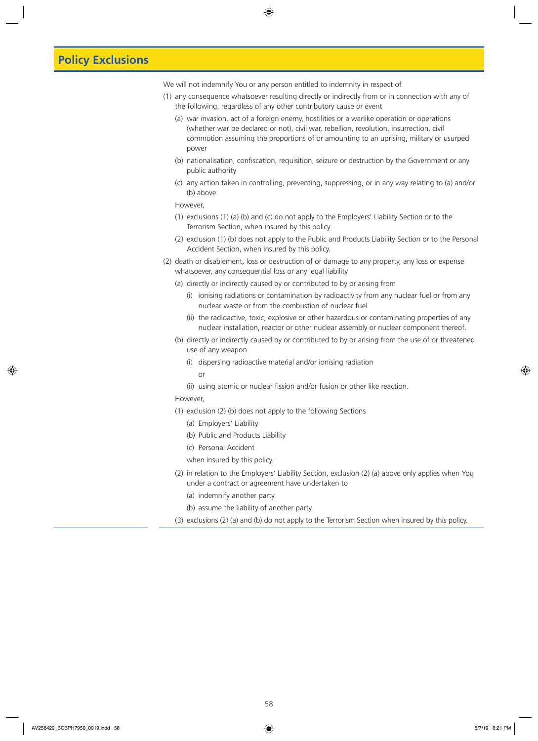# Policy Exclusions

We will not indemnify You or any person entitled to indemnity in respect of

(1) any consequence whatsoever resulting directly or indirectly from or in connection with any of the following, regardless of any other contributory cause or event

   (a) war invasion, act of a foreign enemy, hostilities or a warlike operation or operations (whether war be declared or not), civil war, rebellion, revolution, insurrection, civil commotion assuming the proportions of or amounting to an uprising, military or usurped power

   (b) nationalisation, confiscation, requisition, seizure or destruction by the Government or any public authority

   (c) any action taken in controlling, preventing, suppressing, or in any way relating to (a) and/or (b) above.

   However,

   (1) exclusions (1) (a) (b) and (c) do not apply to the Employers' Liability Section or to the Terrorism Section, when insured by this policy

   (2) exclusion (1) (b) does not apply to the Public and Products Liability Section or to the Personal Accident Section, when insured by this policy.

(2) death or disablement, loss or destruction of or damage to any property, any loss or expense whatsoever, any consequential loss or any legal liability

   (a) directly or indirectly caused by or contributed to by or arising from

      (i) ionising radiations or contamination by radioactivity from any nuclear fuel or from any nuclear waste or from the combustion of nuclear fuel

      (ii) the radioactive, toxic, explosive or other hazardous or contaminating properties of any nuclear installation, reactor or other nuclear assembly or nuclear component thereof.

   (b) directly or indirectly caused by or contributed to by or arising from the use of or threatened use of any weapon

      (i) dispersing radioactive material and/or ionising radiation

      or

      (ii) using atomic or nuclear fission and/or fusion or other like reaction.

   However,

   (1) exclusion (2) (b) does not apply to the following Sections

      (a) Employers' Liability

      (b) Public and Products Liability

      (c) Personal Accident

      when insured by this policy.

   (2) in relation to the Employers' Liability Section, exclusion (2) (a) above only applies when You under a contract or agreement have undertaken to

      (a) indemnify another party

      (b) assume the liability of another party.

   (3) exclusions (2) (a) and (b) do not apply to the Terrorism Section when insured by this policy.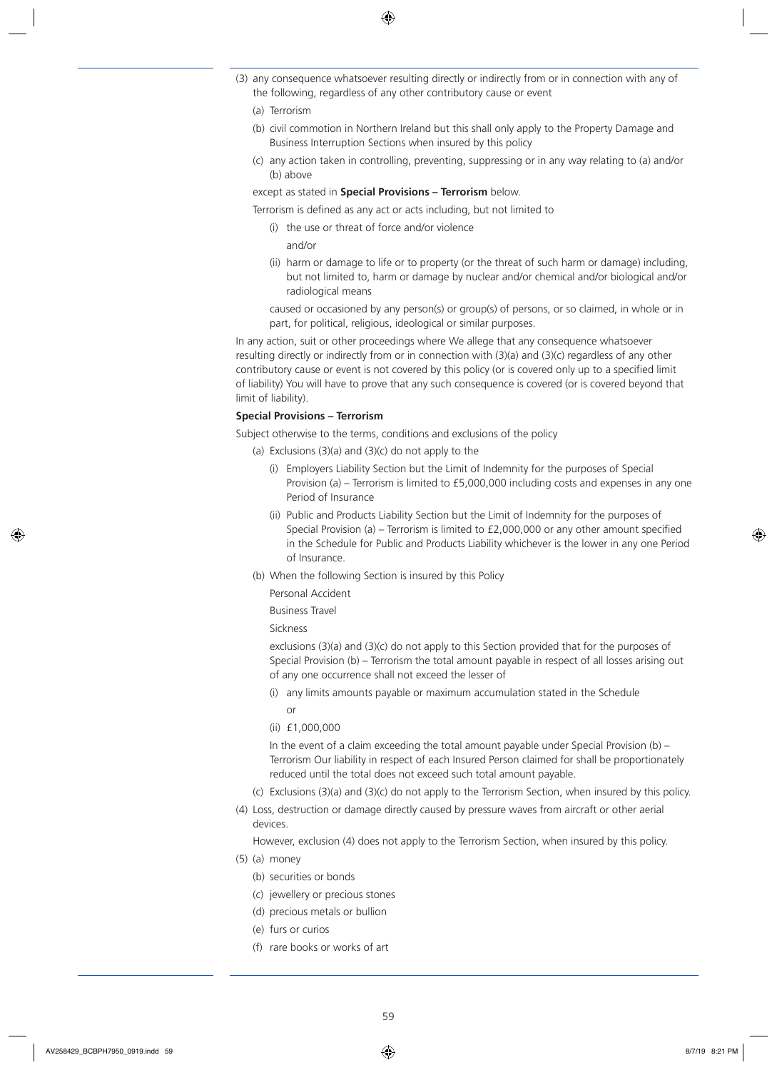(3) any consequence whatsoever resulting directly or indirectly from or in connection with any of the following, regardless of any other contributory cause or event

   (a) Terrorism

   (b) civil commotion in Northern Ireland but this shall only apply to the Property Damage and Business Interruption Sections when insured by this policy

   (c) any action taken in controlling, preventing, suppressing or in any way relating to (a) and/or (b) above

   except as stated in **Special Provisions – Terrorism** below.

   Terrorism is defined as any act or acts including, but not limited to

      (i) the use or threat of force and/or violence

      and/or

      (ii) harm or damage to life or to property (or the threat of such harm or damage) including, but not limited to, harm or damage by nuclear and/or chemical and/or biological and/or radiological means

   caused or occasioned by any person(s) or group(s) of persons, or so claimed, in whole or in part, for political, religious, ideological or similar purposes.

In any action, suit or other proceedings where We allege that any consequence whatsoever resulting directly or indirectly from or in connection with (3)(a) and (3)(c) regardless of any other contributory cause or event is not covered by this policy (or is covered only up to a specified limit of liability) You will have to prove that any such consequence is covered (or is covered beyond that limit of liability).

**Special Provisions – Terrorism**

Subject otherwise to the terms, conditions and exclusions of the policy

   (a) Exclusions (3)(a) and (3)(c) do not apply to the

      (i) Employers Liability Section but the Limit of Indemnity for the purposes of Special Provision (a) – Terrorism is limited to £5,000,000 including costs and expenses in any one Period of Insurance

      (ii) Public and Products Liability Section but the Limit of Indemnity for the purposes of Special Provision (a) – Terrorism is limited to £2,000,000 or any other amount specified in the Schedule for Public and Products Liability whichever is the lower in any one Period of Insurance.

   (b) When the following Section is insured by this Policy

      Personal Accident

      Business Travel

      Sickness

      exclusions (3)(a) and (3)(c) do not apply to this Section provided that for the purposes of Special Provision (b) – Terrorism the total amount payable in respect of all losses arising out of any one occurrence shall not exceed the lesser of

      (i) any limits amounts payable or maximum accumulation stated in the Schedule

      or

      (ii) £1,000,000

      In the event of a claim exceeding the total amount payable under Special Provision (b) – Terrorism Our liability in respect of each Insured Person claimed for shall be proportionately reduced until the total does not exceed such total amount payable.

   (c) Exclusions (3)(a) and (3)(c) do not apply to the Terrorism Section, when insured by this policy.

(4) Loss, destruction or damage directly caused by pressure waves from aircraft or other aerial devices.

   However, exclusion (4) does not apply to the Terrorism Section, when insured by this policy.

(5) (a) money

   (b) securities or bonds

   (c) jewellery or precious stones

   (d) precious metals or bullion

   (e) furs or curios

   (f) rare books or works of art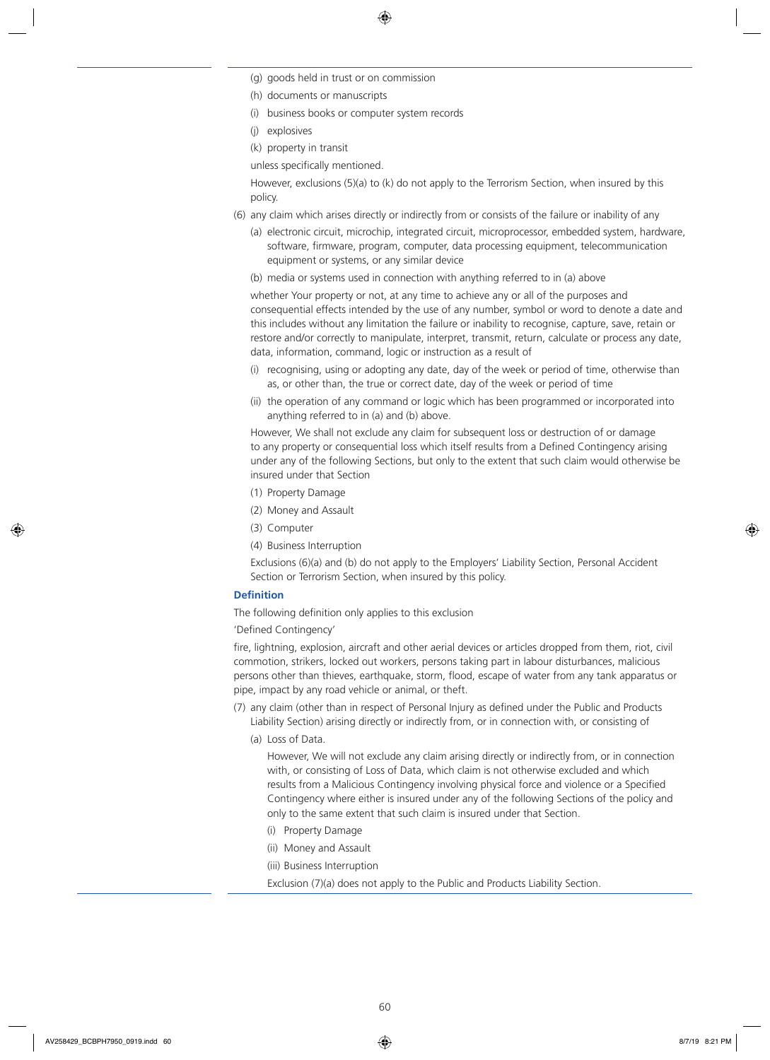(g) goods held in trust or on commission

(h) documents or manuscripts

(i) business books or computer system records

(j) explosives

(k) property in transit

unless specifically mentioned.

However, exclusions (5)(a) to (k) do not apply to the Terrorism Section, when insured by this policy.

(6) any claim which arises directly or indirectly from or consists of the failure or inability of any

(a) electronic circuit, microchip, integrated circuit, microprocessor, embedded system, hardware, software, firmware, program, computer, data processing equipment, telecommunication equipment or systems, or any similar device

(b) media or systems used in connection with anything referred to in (a) above

whether Your property or not, at any time to achieve any or all of the purposes and consequential effects intended by the use of any number, symbol or word to denote a date and this includes without any limitation the failure or inability to recognise, capture, save, retain or restore and/or correctly to manipulate, interpret, transmit, return, calculate or process any date, data, information, command, logic or instruction as a result of

(i) recognising, using or adopting any date, day of the week or period of time, otherwise than as, or other than, the true or correct date, day of the week or period of time

(ii) the operation of any command or logic which has been programmed or incorporated into anything referred to in (a) and (b) above.

However, We shall not exclude any claim for subsequent loss or destruction of or damage to any property or consequential loss which itself results from a Defined Contingency arising under any of the following Sections, but only to the extent that such claim would otherwise be insured under that Section

(1) Property Damage

(2) Money and Assault

(3) Computer

(4) Business Interruption

Exclusions (6)(a) and (b) do not apply to the Employers' Liability Section, Personal Accident Section or Terrorism Section, when insured by this policy.

**Definition**

The following definition only applies to this exclusion

'Defined Contingency'

fire, lightning, explosion, aircraft and other aerial devices or articles dropped from them, riot, civil commotion, strikers, locked out workers, persons taking part in labour disturbances, malicious persons other than thieves, earthquake, storm, flood, escape of water from any tank apparatus or pipe, impact by any road vehicle or animal, or theft.

(7) any claim (other than in respect of Personal Injury as defined under the Public and Products Liability Section) arising directly or indirectly from, or in connection with, or consisting of

(a) Loss of Data.

However, We will not exclude any claim arising directly or indirectly from, or in connection with, or consisting of Loss of Data, which claim is not otherwise excluded and which results from a Malicious Contingency involving physical force and violence or a Specified Contingency where either is insured under any of the following Sections of the policy and only to the same extent that such claim is insured under that Section.

(i) Property Damage

(ii) Money and Assault

(iii) Business Interruption

Exclusion (7)(a) does not apply to the Public and Products Liability Section.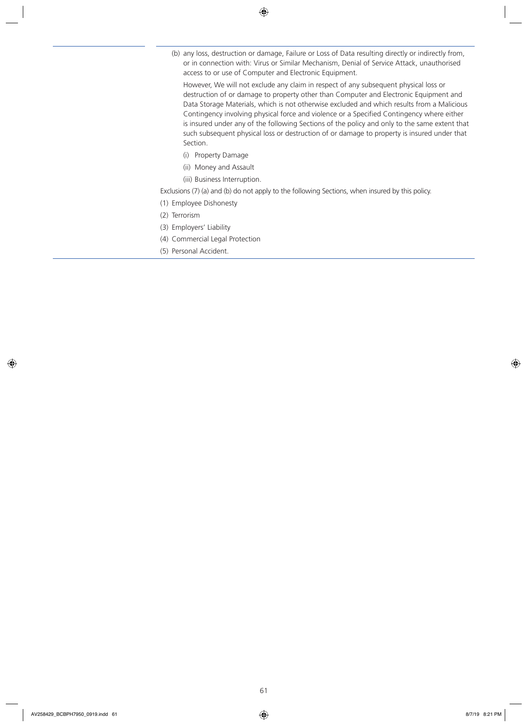(b) any loss, destruction or damage, Failure or Loss of Data resulting directly or indirectly from, or in connection with: Virus or Similar Mechanism, Denial of Service Attack, unauthorised access to or use of Computer and Electronic Equipment.

However, We will not exclude any claim in respect of any subsequent physical loss or destruction of or damage to property other than Computer and Electronic Equipment and Data Storage Materials, which is not otherwise excluded and which results from a Malicious Contingency involving physical force and violence or a Specified Contingency where either is insured under any of the following Sections of the policy and only to the same extent that such subsequent physical loss or destruction of or damage to property is insured under that Section.

(i) Property Damage

(ii) Money and Assault

(iii) Business Interruption.

Exclusions (7) (a) and (b) do not apply to the following Sections, when insured by this policy.

(1) Employee Dishonesty

(2) Terrorism

(3) Employers' Liability

(4) Commercial Legal Protection

(5) Personal Accident.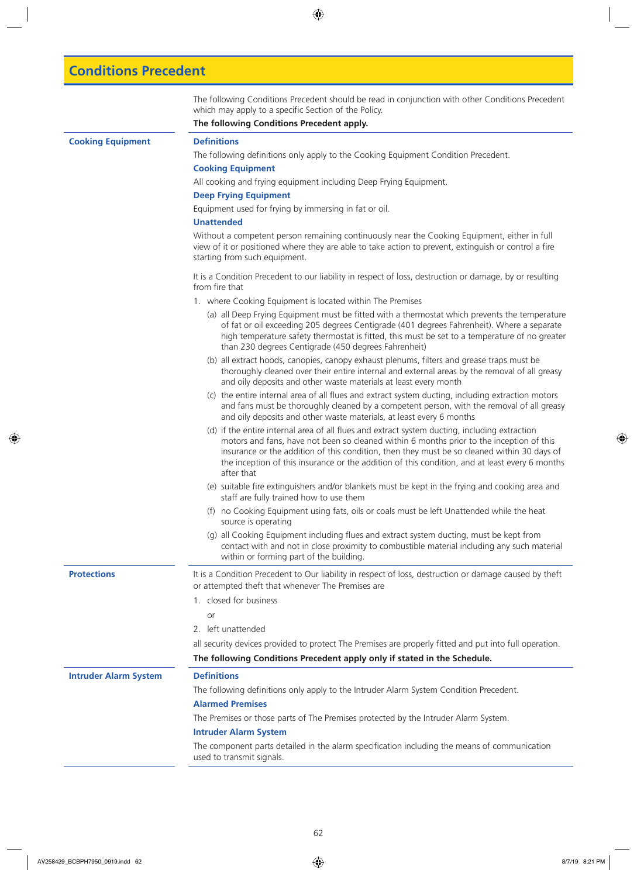# Conditions Precedent

The following Conditions Precedent should be read in conjunction with other Conditions Precedent which may apply to a specific Section of the Policy.

**The following Conditions Precedent apply.**

## Cooking Equipment

### Definitions

The following definitions only apply to the Cooking Equipment Condition Precedent.

### Cooking Equipment

All cooking and frying equipment including Deep Frying Equipment.

### Deep Frying Equipment

Equipment used for frying by immersing in fat or oil.

### Unattended

Without a competent person remaining continuously near the Cooking Equipment, either in full view of it or positioned where they are able to take action to prevent, extinguish or control a fire starting from such equipment.

It is a Condition Precedent to our liability in respect of loss, destruction or damage, by or resulting from fire that

1. where Cooking Equipment is located within The Premises
   - (a) all Deep Frying Equipment must be fitted with a thermostat which prevents the temperature of fat or oil exceeding 205 degrees Centigrade (401 degrees Fahrenheit). Where a separate high temperature safety thermostat is fitted, this must be set to a temperature of no greater than 230 degrees Centigrade (450 degrees Fahrenheit)
   - (b) all extract hoods, canopies, canopy exhaust plenums, filters and grease traps must be thoroughly cleaned over their entire internal and external areas by the removal of all greasy and oily deposits and other waste materials at least every month
   - (c) the entire internal area of all flues and extract system ducting, including extraction motors and fans must be thoroughly cleaned by a competent person, with the removal of all greasy and oily deposits and other waste materials, at least every 6 months
   - (d) if the entire internal area of all flues and extract system ducting, including extraction motors and fans, have not been so cleaned within 6 months prior to the inception of this insurance or the addition of this condition, then they must be so cleaned within 30 days of the inception of this insurance or the addition of this condition, and at least every 6 months after that
   - (e) suitable fire extinguishers and/or blankets must be kept in the frying and cooking area and staff are fully trained how to use them
   - (f) no Cooking Equipment using fats, oils or coals must be left Unattended while the heat source is operating
   - (g) all Cooking Equipment including flues and extract system ducting, must be kept from contact with and not in close proximity to combustible material including any such material within or forming part of the building.

## Protections

It is a Condition Precedent to Our liability in respect of loss, destruction or damage caused by theft or attempted theft that whenever The Premises are

1. closed for business

   or

2. left unattended

all security devices provided to protect The Premises are properly fitted and put into full operation.

**The following Conditions Precedent apply only if stated in the Schedule.**

## Intruder Alarm System

### Definitions

The following definitions only apply to the Intruder Alarm System Condition Precedent.

### Alarmed Premises

The Premises or those parts of The Premises protected by the Intruder Alarm System.

### Intruder Alarm System

The component parts detailed in the alarm specification including the means of communication used to transmit signals.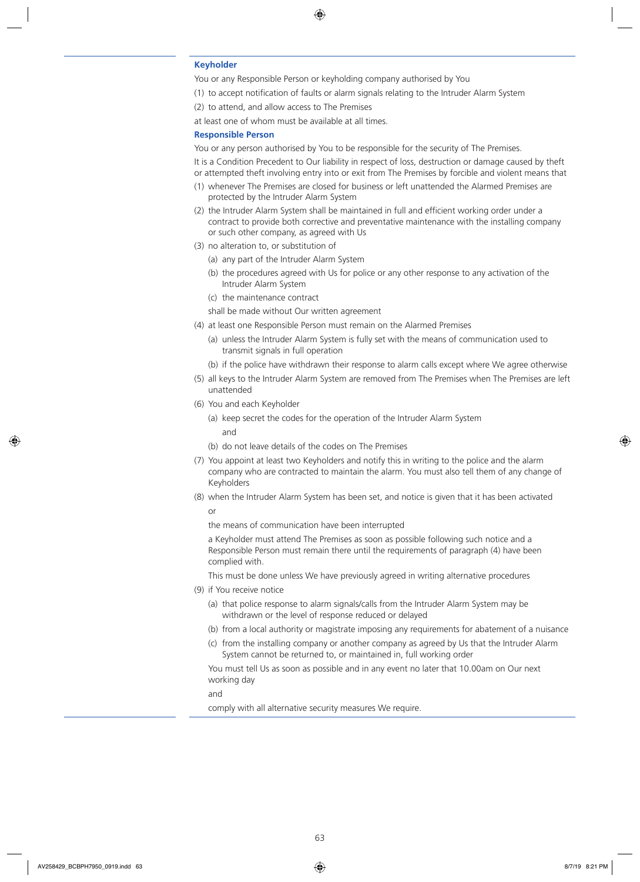### Keyholder

You or any Responsible Person or keyholding company authorised by You

(1) to accept notification of faults or alarm signals relating to the Intruder Alarm System

(2) to attend, and allow access to The Premises

at least one of whom must be available at all times.

### Responsible Person

You or any person authorised by You to be responsible for the security of The Premises.

It is a Condition Precedent to Our liability in respect of loss, destruction or damage caused by theft or attempted theft involving entry into or exit from The Premises by forcible and violent means that

(1) whenever The Premises are closed for business or left unattended the Alarmed Premises are protected by the Intruder Alarm System

(2) the Intruder Alarm System shall be maintained in full and efficient working order under a contract to provide both corrective and preventative maintenance with the installing company or such other company, as agreed with Us

(3) no alteration to, or substitution of

- (a) any part of the Intruder Alarm System
- (b) the procedures agreed with Us for police or any other response to any activation of the Intruder Alarm System
- (c) the maintenance contract

shall be made without Our written agreement

(4) at least one Responsible Person must remain on the Alarmed Premises

- (a) unless the Intruder Alarm System is fully set with the means of communication used to transmit signals in full operation
- (b) if the police have withdrawn their response to alarm calls except where We agree otherwise

(5) all keys to the Intruder Alarm System are removed from The Premises when The Premises are left unattended

(6) You and each Keyholder

- (a) keep secret the codes for the operation of the Intruder Alarm System

  and

- (b) do not leave details of the codes on The Premises

(7) You appoint at least two Keyholders and notify this in writing to the police and the alarm company who are contracted to maintain the alarm. You must also tell them of any change of Keyholders

(8) when the Intruder Alarm System has been set, and notice is given that it has been activated

or

the means of communication have been interrupted

a Keyholder must attend The Premises as soon as possible following such notice and a Responsible Person must remain there until the requirements of paragraph (4) have been complied with.

This must be done unless We have previously agreed in writing alternative procedures

(9) if You receive notice

- (a) that police response to alarm signals/calls from the Intruder Alarm System may be withdrawn or the level of response reduced or delayed
- (b) from a local authority or magistrate imposing any requirements for abatement of a nuisance
- (c) from the installing company or another company as agreed by Us that the Intruder Alarm System cannot be returned to, or maintained in, full working order

You must tell Us as soon as possible and in any event no later that 10.00am on Our next working day

and

comply with all alternative security measures We require.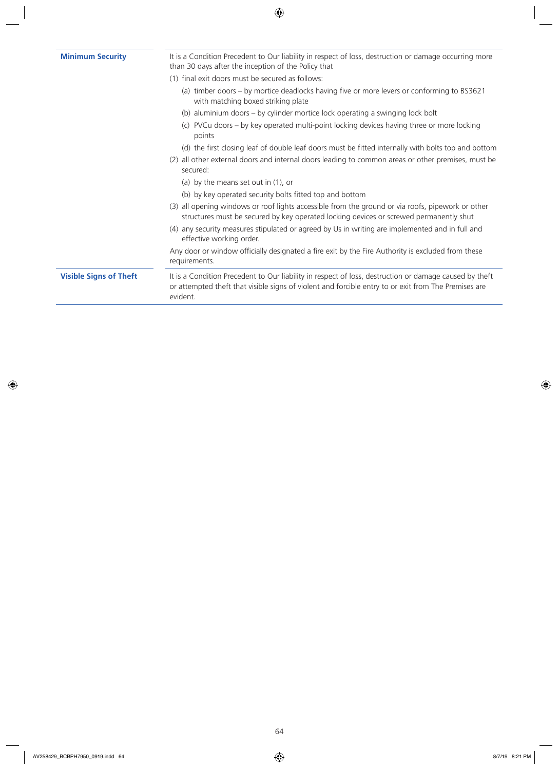### Minimum Security

It is a Condition Precedent to Our liability in respect of loss, destruction or damage occurring more than 30 days after the inception of the Policy that

(1) final exit doors must be secured as follows:

  (a) timber doors – by mortice deadlocks having five or more levers or conforming to BS3621 with matching boxed striking plate

  (b) aluminium doors – by cylinder mortice lock operating a swinging lock bolt

  (c) PVCu doors – by key operated multi-point locking devices having three or more locking points

  (d) the first closing leaf of double leaf doors must be fitted internally with bolts top and bottom

(2) all other external doors and internal doors leading to common areas or other premises, must be secured:

  (a) by the means set out in (1), or

  (b) by key operated security bolts fitted top and bottom

(3) all opening windows or roof lights accessible from the ground or via roofs, pipework or other structures must be secured by key operated locking devices or screwed permanently shut

(4) any security measures stipulated or agreed by Us in writing are implemented and in full and effective working order.

Any door or window officially designated a fire exit by the Fire Authority is excluded from these requirements.

### Visible Signs of Theft

It is a Condition Precedent to Our liability in respect of loss, destruction or damage caused by theft or attempted theft that visible signs of violent and forcible entry to or exit from The Premises are evident.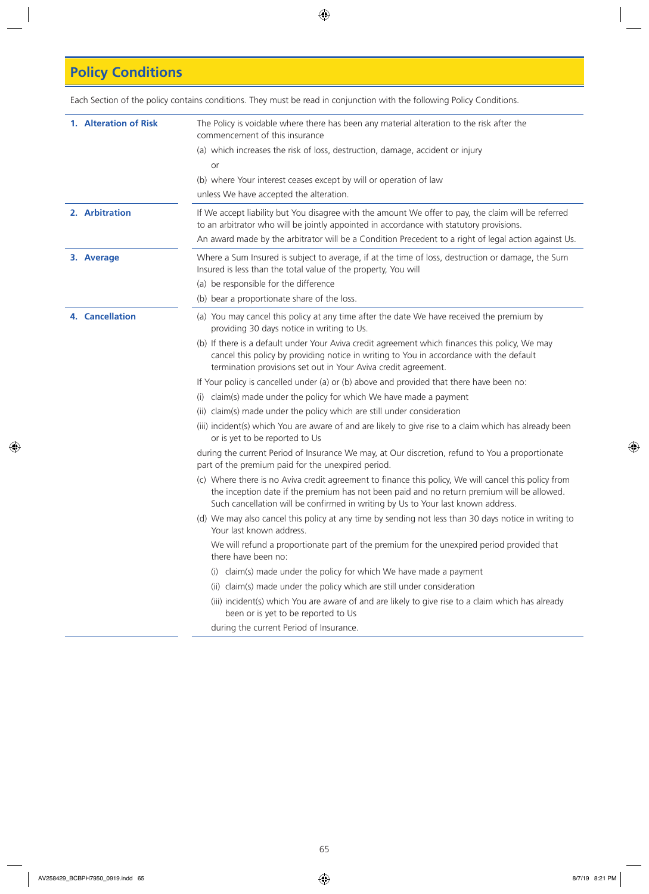# Policy Conditions

Each Section of the policy contains conditions. They must be read in conjunction with the following Policy Conditions.

## 1. Alteration of Risk

The Policy is voidable where there has been any material alteration to the risk after the commencement of this insurance

(a) which increases the risk of loss, destruction, damage, accident or injury

or

(b) where Your interest ceases except by will or operation of law

unless We have accepted the alteration.

## 2. Arbitration

If We accept liability but You disagree with the amount We offer to pay, the claim will be referred to an arbitrator who will be jointly appointed in accordance with statutory provisions.

An award made by the arbitrator will be a Condition Precedent to a right of legal action against Us.

## 3. Average

Where a Sum Insured is subject to average, if at the time of loss, destruction or damage, the Sum Insured is less than the total value of the property, You will

(a) be responsible for the difference

(b) bear a proportionate share of the loss.

## 4. Cancellation

(a) You may cancel this policy at any time after the date We have received the premium by providing 30 days notice in writing to Us.

(b) If there is a default under Your Aviva credit agreement which finances this policy, We may cancel this policy by providing notice in writing to You in accordance with the default termination provisions set out in Your Aviva credit agreement.

If Your policy is cancelled under (a) or (b) above and provided that there have been no:

(i) claim(s) made under the policy for which We have made a payment

(ii) claim(s) made under the policy which are still under consideration

(iii) incident(s) which You are aware of and are likely to give rise to a claim which has already been or is yet to be reported to Us

during the current Period of Insurance We may, at Our discretion, refund to You a proportionate part of the premium paid for the unexpired period.

(c) Where there is no Aviva credit agreement to finance this policy, We will cancel this policy from the inception date if the premium has not been paid and no return premium will be allowed. Such cancellation will be confirmed in writing by Us to Your last known address.

(d) We may also cancel this policy at any time by sending not less than 30 days notice in writing to Your last known address.

We will refund a proportionate part of the premium for the unexpired period provided that there have been no:

(i) claim(s) made under the policy for which We have made a payment

(ii) claim(s) made under the policy which are still under consideration

(iii) incident(s) which You are aware of and are likely to give rise to a claim which has already been or is yet to be reported to Us

during the current Period of Insurance.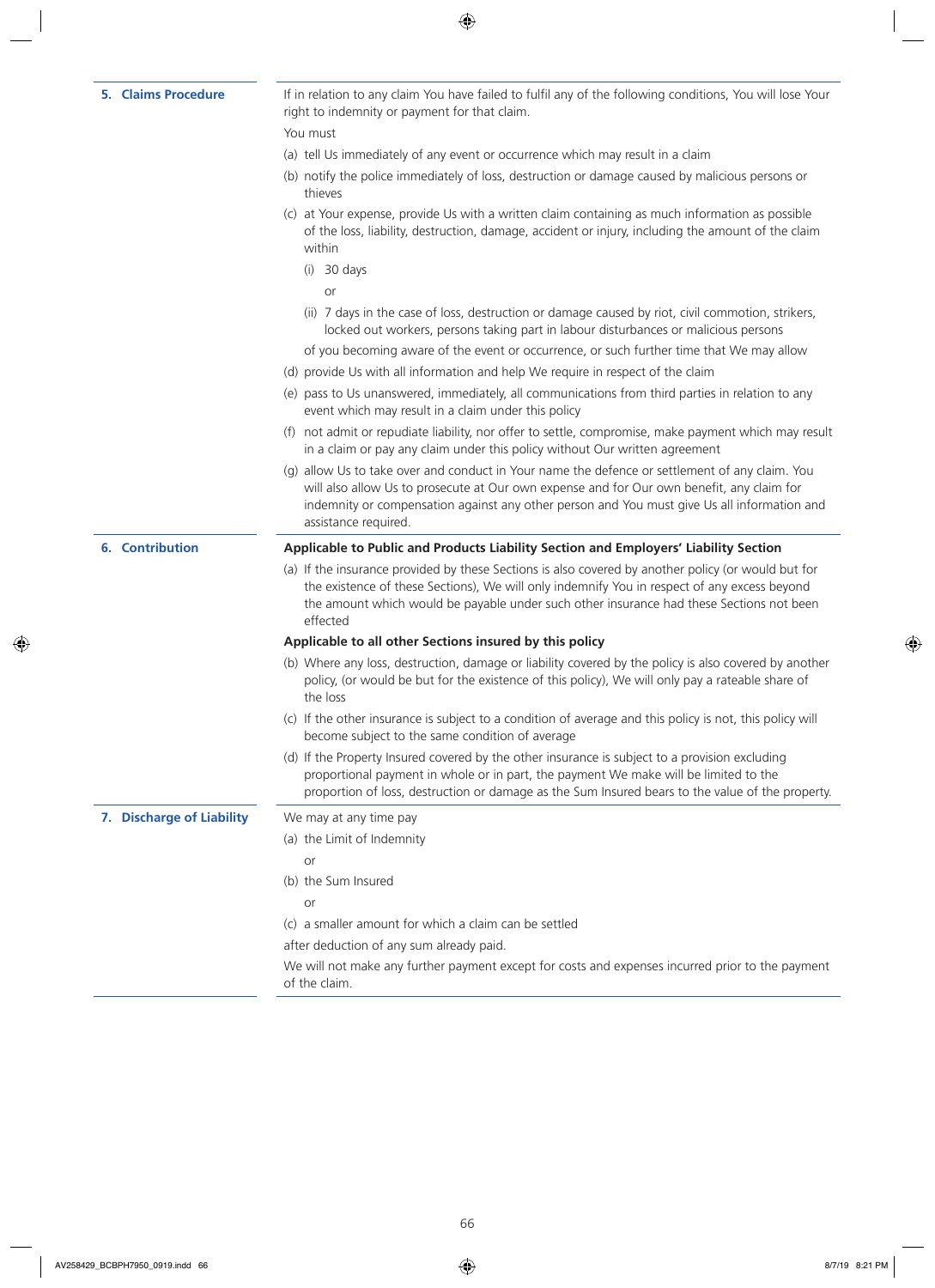## 5. Claims Procedure

If in relation to any claim You have failed to fulfil any of the following conditions, You will lose Your right to indemnity or payment for that claim.

You must

(a) tell Us immediately of any event or occurrence which may result in a claim

(b) notify the police immediately of loss, destruction or damage caused by malicious persons or thieves

(c) at Your expense, provide Us with a written claim containing as much information as possible of the loss, liability, destruction, damage, accident or injury, including the amount of the claim within

  (i) 30 days

  or

  (ii) 7 days in the case of loss, destruction or damage caused by riot, civil commotion, strikers, locked out workers, persons taking part in labour disturbances or malicious persons

  of you becoming aware of the event or occurrence, or such further time that We may allow

(d) provide Us with all information and help We require in respect of the claim

(e) pass to Us unanswered, immediately, all communications from third parties in relation to any event which may result in a claim under this policy

(f) not admit or repudiate liability, nor offer to settle, compromise, make payment which may result in a claim or pay any claim under this policy without Our written agreement

(g) allow Us to take over and conduct in Your name the defence or settlement of any claim. You will also allow Us to prosecute at Our own expense and for Our own benefit, any claim for indemnity or compensation against any other person and You must give Us all information and assistance required.

## 6. Contribution

**Applicable to Public and Products Liability Section and Employers' Liability Section**

(a) If the insurance provided by these Sections is also covered by another policy (or would but for the existence of these Sections), We will only indemnify You in respect of any excess beyond the amount which would be payable under such other insurance had these Sections not been effected

**Applicable to all other Sections insured by this policy**

(b) Where any loss, destruction, damage or liability covered by the policy is also covered by another policy, (or would be but for the existence of this policy), We will only pay a rateable share of the loss

(c) If the other insurance is subject to a condition of average and this policy is not, this policy will become subject to the same condition of average

(d) If the Property Insured covered by the other insurance is subject to a provision excluding proportional payment in whole or in part, the payment We make will be limited to the proportion of loss, destruction or damage as the Sum Insured bears to the value of the property.

## 7. Discharge of Liability

We may at any time pay

(a) the Limit of Indemnity

  or

(b) the Sum Insured

  or

(c) a smaller amount for which a claim can be settled

after deduction of any sum already paid.

We will not make any further payment except for costs and expenses incurred prior to the payment of the claim.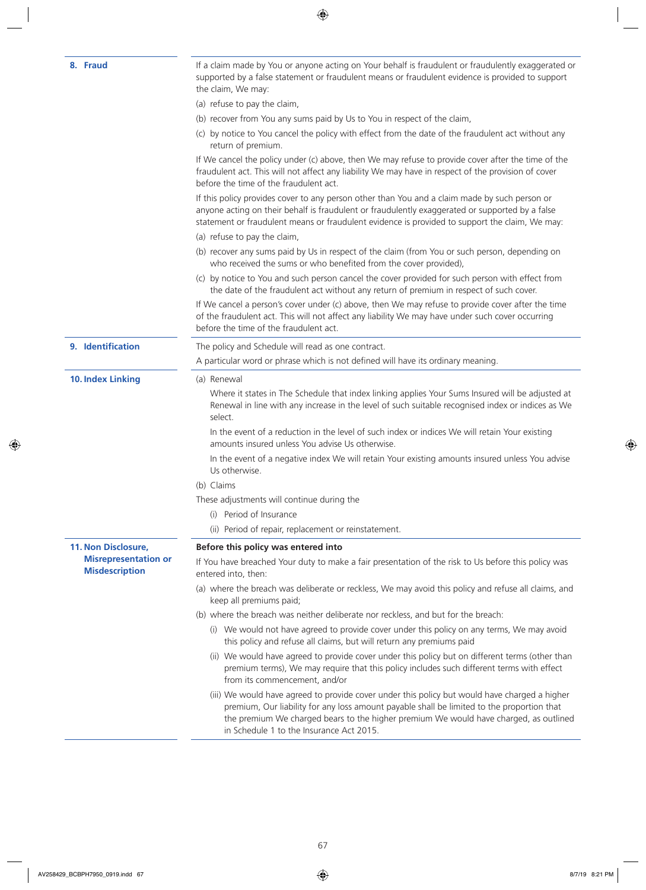### 8. Fraud

If a claim made by You or anyone acting on Your behalf is fraudulent or fraudulently exaggerated or supported by a false statement or fraudulent means or fraudulent evidence is provided to support the claim, We may:

(a) refuse to pay the claim,

(b) recover from You any sums paid by Us to You in respect of the claim,

(c) by notice to You cancel the policy with effect from the date of the fraudulent act without any return of premium.

If We cancel the policy under (c) above, then We may refuse to provide cover after the time of the fraudulent act. This will not affect any liability We may have in respect of the provision of cover before the time of the fraudulent act.

If this policy provides cover to any person other than You and a claim made by such person or anyone acting on their behalf is fraudulent or fraudulently exaggerated or supported by a false statement or fraudulent means or fraudulent evidence is provided to support the claim, We may:

(a) refuse to pay the claim,

(b) recover any sums paid by Us in respect of the claim (from You or such person, depending on who received the sums or who benefited from the cover provided),

(c) by notice to You and such person cancel the cover provided for such person with effect from the date of the fraudulent act without any return of premium in respect of such cover.

If We cancel a person's cover under (c) above, then We may refuse to provide cover after the time of the fraudulent act. This will not affect any liability We may have under such cover occurring before the time of the fraudulent act.

### 9. Identification

The policy and Schedule will read as one contract.

A particular word or phrase which is not defined will have its ordinary meaning.

### 10. Index Linking

(a) Renewal

Where it states in The Schedule that index linking applies Your Sums Insured will be adjusted at Renewal in line with any increase in the level of such suitable recognised index or indices as We select.

In the event of a reduction in the level of such index or indices We will retain Your existing amounts insured unless You advise Us otherwise.

In the event of a negative index We will retain Your existing amounts insured unless You advise Us otherwise.

(b) Claims

These adjustments will continue during the

(i) Period of Insurance

(ii) Period of repair, replacement or reinstatement.

### 11. Non Disclosure, Misrepresentation or Misdescription

**Before this policy was entered into**

If You have breached Your duty to make a fair presentation of the risk to Us before this policy was entered into, then:

(a) where the breach was deliberate or reckless, We may avoid this policy and refuse all claims, and keep all premiums paid;

(b) where the breach was neither deliberate nor reckless, and but for the breach:

(i) We would not have agreed to provide cover under this policy on any terms, We may avoid this policy and refuse all claims, but will return any premiums paid

(ii) We would have agreed to provide cover under this policy but on different terms (other than premium terms), We may require that this policy includes such different terms with effect from its commencement, and/or

(iii) We would have agreed to provide cover under this policy but would have charged a higher premium, Our liability for any loss amount payable shall be limited to the proportion that the premium We charged bears to the higher premium We would have charged, as outlined in Schedule 1 to the Insurance Act 2015.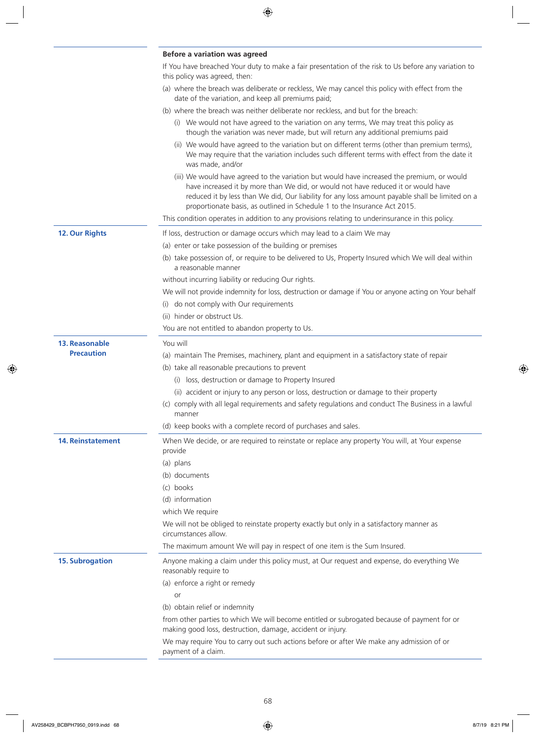**Before a variation was agreed**

If You have breached Your duty to make a fair presentation of the risk to Us before any variation to this policy was agreed, then:

(a) where the breach was deliberate or reckless, We may cancel this policy with effect from the date of the variation, and keep all premiums paid;

(b) where the breach was neither deliberate nor reckless, and but for the breach:

(i) We would not have agreed to the variation on any terms, We may treat this policy as though the variation was never made, but will return any additional premiums paid

(ii) We would have agreed to the variation but on different terms (other than premium terms), We may require that the variation includes such different terms with effect from the date it was made, and/or

(iii) We would have agreed to the variation but would have increased the premium, or would have increased it by more than We did, or would not have reduced it or would have reduced it by less than We did, Our liability for any loss amount payable shall be limited on a proportionate basis, as outlined in Schedule 1 to the Insurance Act 2015.

This condition operates in addition to any provisions relating to underinsurance in this policy.

## 12. Our Rights

If loss, destruction or damage occurs which may lead to a claim We may

(a) enter or take possession of the building or premises

(b) take possession of, or require to be delivered to Us, Property Insured which We will deal within a reasonable manner

without incurring liability or reducing Our rights.

We will not provide indemnity for loss, destruction or damage if You or anyone acting on Your behalf

(i) do not comply with Our requirements

(ii) hinder or obstruct Us.

You are not entitled to abandon property to Us.

## 13. Reasonable Precaution

You will

(a) maintain The Premises, machinery, plant and equipment in a satisfactory state of repair

(b) take all reasonable precautions to prevent

(i) loss, destruction or damage to Property Insured

(ii) accident or injury to any person or loss, destruction or damage to their property

(c) comply with all legal requirements and safety regulations and conduct The Business in a lawful manner

(d) keep books with a complete record of purchases and sales.

## 14. Reinstatement

When We decide, or are required to reinstate or replace any property You will, at Your expense provide

(a) plans

(b) documents

(c) books

(d) information

which We require

We will not be obliged to reinstate property exactly but only in a satisfactory manner as circumstances allow.

The maximum amount We will pay in respect of one item is the Sum Insured.

## 15. Subrogation

Anyone making a claim under this policy must, at Our request and expense, do everything We reasonably require to

(a) enforce a right or remedy

or

(b) obtain relief or indemnity

from other parties to which We will become entitled or subrogated because of payment for or making good loss, destruction, damage, accident or injury.

We may require You to carry out such actions before or after We make any admission of or payment of a claim.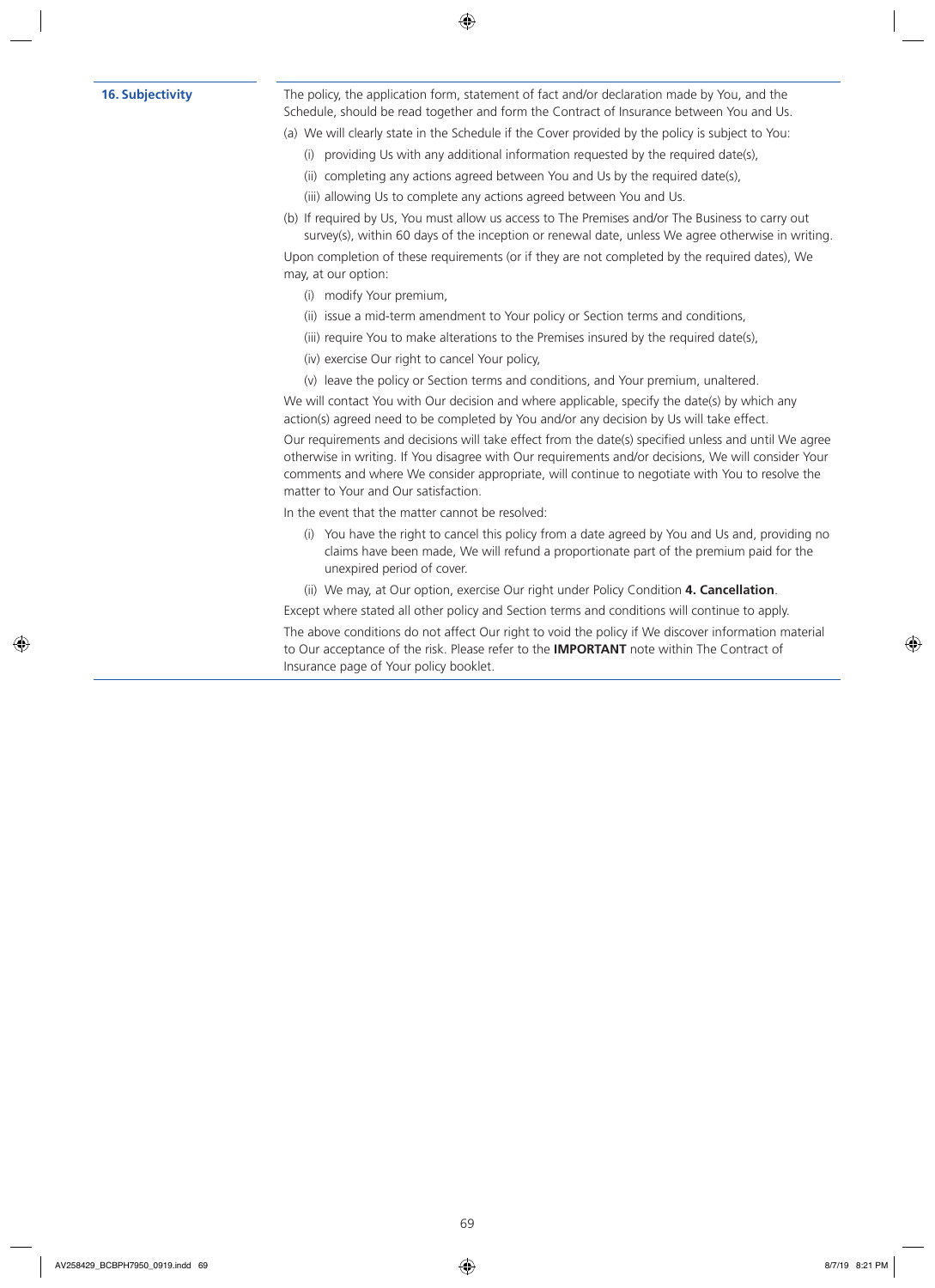### 16. Subjectivity

The policy, the application form, statement of fact and/or declaration made by You, and the Schedule, should be read together and form the Contract of Insurance between You and Us.

(a) We will clearly state in the Schedule if the Cover provided by the policy is subject to You:

   (i) providing Us with any additional information requested by the required date(s),

   (ii) completing any actions agreed between You and Us by the required date(s),

   (iii) allowing Us to complete any actions agreed between You and Us.

(b) If required by Us, You must allow us access to The Premises and/or The Business to carry out survey(s), within 60 days of the inception or renewal date, unless We agree otherwise in writing.

Upon completion of these requirements (or if they are not completed by the required dates), We may, at our option:

   (i) modify Your premium,

   (ii) issue a mid-term amendment to Your policy or Section terms and conditions,

   (iii) require You to make alterations to the Premises insured by the required date(s),

   (iv) exercise Our right to cancel Your policy,

   (v) leave the policy or Section terms and conditions, and Your premium, unaltered.

We will contact You with Our decision and where applicable, specify the date(s) by which any action(s) agreed need to be completed by You and/or any decision by Us will take effect.

Our requirements and decisions will take effect from the date(s) specified unless and until We agree otherwise in writing. If You disagree with Our requirements and/or decisions, We will consider Your comments and where We consider appropriate, will continue to negotiate with You to resolve the matter to Your and Our satisfaction.

In the event that the matter cannot be resolved:

   (i) You have the right to cancel this policy from a date agreed by You and Us and, providing no claims have been made, We will refund a proportionate part of the premium paid for the unexpired period of cover.

   (ii) We may, at Our option, exercise Our right under Policy Condition **4. Cancellation**.

Except where stated all other policy and Section terms and conditions will continue to apply.

The above conditions do not affect Our right to void the policy if We discover information material to Our acceptance of the risk. Please refer to the **IMPORTANT** note within The Contract of Insurance page of Your policy booklet.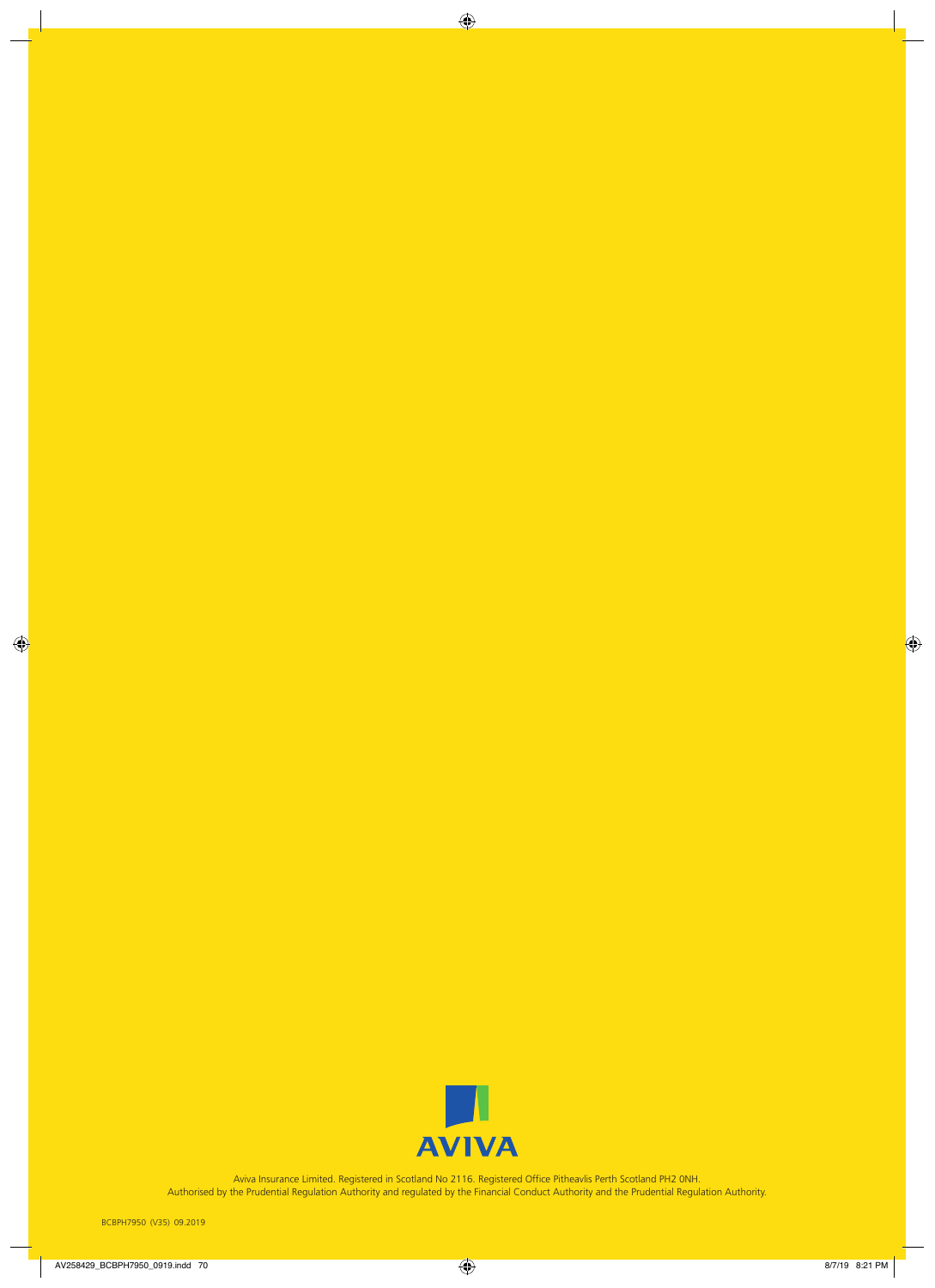AVIVA

Aviva Insurance Limited. Registered in Scotland No 2116. Registered Office Pitheavlis Perth Scotland PH2 0NH.
Authorised by the Prudential Regulation Authority and regulated by the Financial Conduct Authority and the Prudential Regulation Authority.

BCBPH7950 (V35) 09.2019